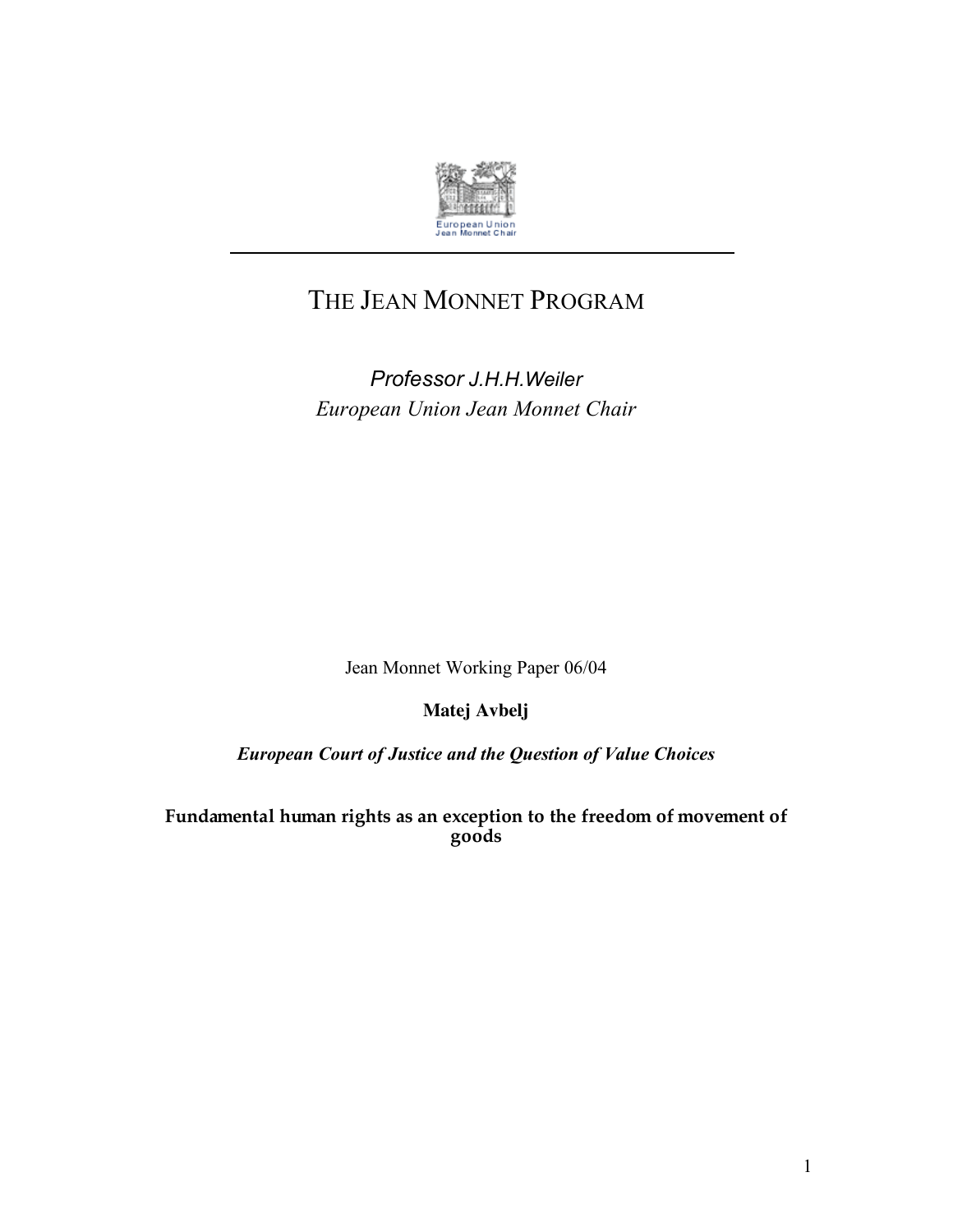European Union
Jean Monnet Chair

# THE JEAN MONNET PROGRAM

*Professor J.H.H.Weiler*
*European Union Jean Monnet Chair*

Jean Monnet Working Paper 06/04

**Matej Avbelj**

***European Court of Justice and the Question of Value Choices***

**Fundamental human rights as an exception to the freedom of movement of goods**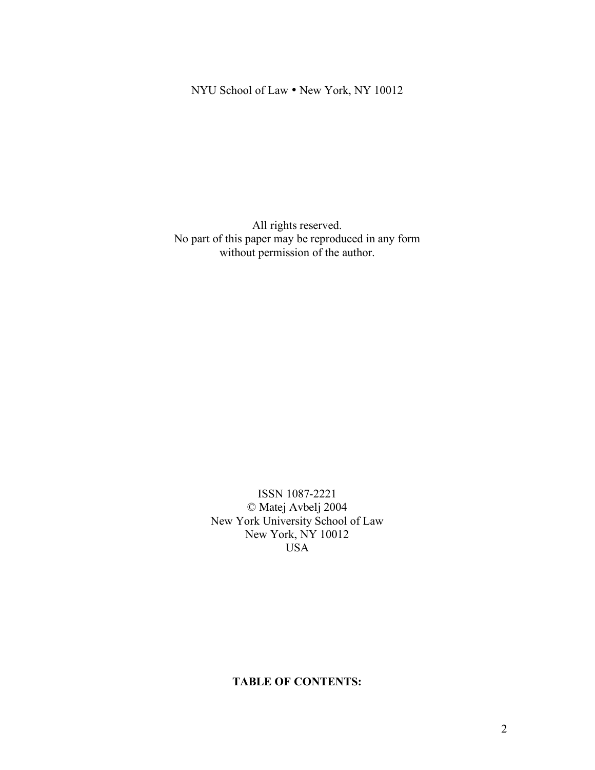NYU School of Law • New York, NY 10012

All rights reserved.
No part of this paper may be reproduced in any form
without permission of the author.

ISSN 1087-2221
© Matej Avbelj 2004
New York University School of Law
New York, NY 10012
USA

**TABLE OF CONTENTS:**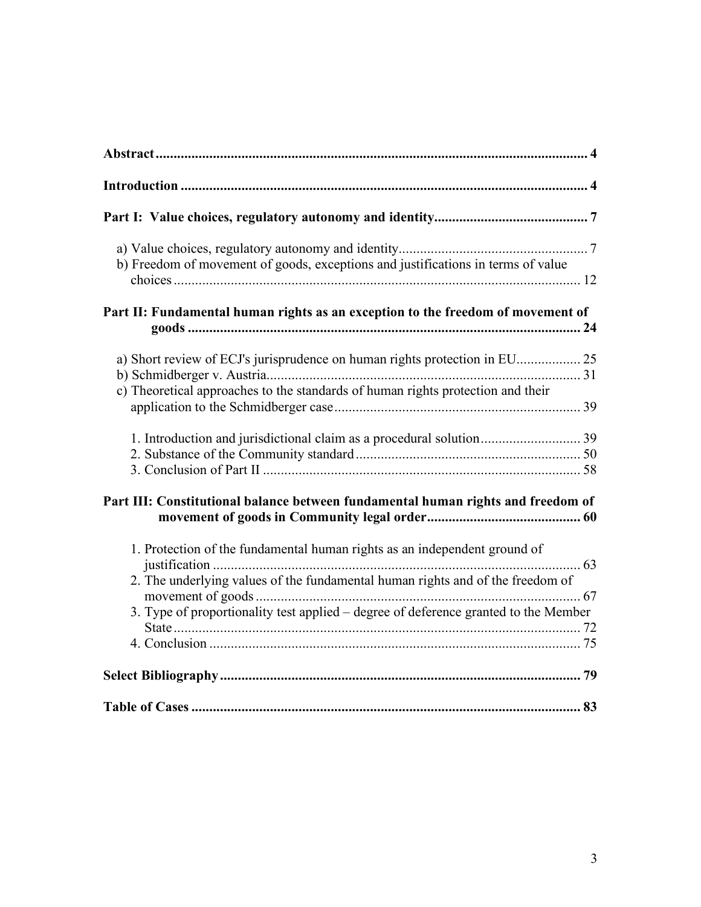**Abstract** .......... 4

**Introduction** .......... 4

**Part I: Value choices, regulatory autonomy and identity** .......... 7

a) Value choices, regulatory autonomy and identity .......... 7
b) Freedom of movement of goods, exceptions and justifications in terms of value choices .......... 12

**Part II: Fundamental human rights as an exception to the freedom of movement of goods** .......... 24

a) Short review of ECJ's jurisprudence on human rights protection in EU .......... 25
b) Schmidberger v. Austria .......... 31
c) Theoretical approaches to the standards of human rights protection and their application to the Schmidberger case .......... 39

1. Introduction and jurisdictional claim as a procedural solution .......... 39
2. Substance of the Community standard .......... 50
3. Conclusion of Part II .......... 58

**Part III: Constitutional balance between fundamental human rights and freedom of movement of goods in Community legal order** .......... 60

1. Protection of the fundamental human rights as an independent ground of justification .......... 63
2. The underlying values of the fundamental human rights and of the freedom of movement of goods .......... 67
3. Type of proportionality test applied – degree of deference granted to the Member State .......... 72
4. Conclusion .......... 75

**Select Bibliography** .......... 79

**Table of Cases** .......... 83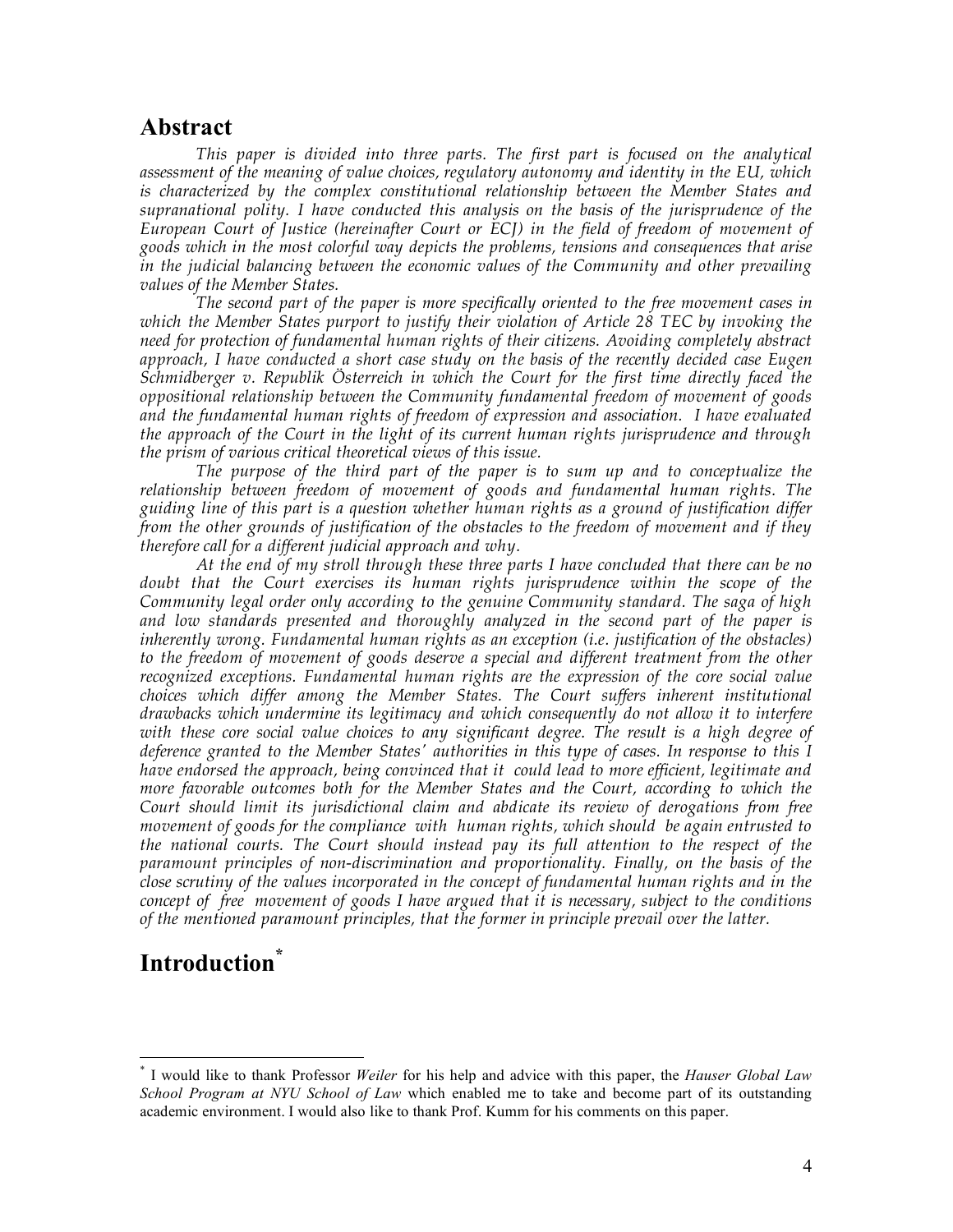## Abstract

*This paper is divided into three parts. The first part is focused on the analytical assessment of the meaning of value choices, regulatory autonomy and identity in the EU, which is characterized by the complex constitutional relationship between the Member States and supranational polity. I have conducted this analysis on the basis of the jurisprudence of the European Court of Justice (hereinafter Court or ECJ) in the field of freedom of movement of goods which in the most colorful way depicts the problems, tensions and consequences that arise in the judicial balancing between the economic values of the Community and other prevailing values of the Member States.*

*The second part of the paper is more specifically oriented to the free movement cases in which the Member States purport to justify their violation of Article 28 TEC by invoking the need for protection of fundamental human rights of their citizens. Avoiding completely abstract approach, I have conducted a short case study on the basis of the recently decided case Eugen Schmidberger v. Republik Österreich in which the Court for the first time directly faced the oppositional relationship between the Community fundamental freedom of movement of goods and the fundamental human rights of freedom of expression and association. I have evaluated the approach of the Court in the light of its current human rights jurisprudence and through the prism of various critical theoretical views of this issue.*

*The purpose of the third part of the paper is to sum up and to conceptualize the relationship between freedom of movement of goods and fundamental human rights. The guiding line of this part is a question whether human rights as a ground of justification differ from the other grounds of justification of the obstacles to the freedom of movement and if they therefore call for a different judicial approach and why.*

*At the end of my stroll through these three parts I have concluded that there can be no doubt that the Court exercises its human rights jurisprudence within the scope of the Community legal order only according to the genuine Community standard. The saga of high and low standards presented and thoroughly analyzed in the second part of the paper is inherently wrong. Fundamental human rights as an exception (i.e. justification of the obstacles) to the freedom of movement of goods deserve a special and different treatment from the other recognized exceptions. Fundamental human rights are the expression of the core social value choices which differ among the Member States. The Court suffers inherent institutional drawbacks which undermine its legitimacy and which consequently do not allow it to interfere with these core social value choices to any significant degree. The result is a high degree of deference granted to the Member States' authorities in this type of cases. In response to this I have endorsed the approach, being convinced that it could lead to more efficient, legitimate and more favorable outcomes both for the Member States and the Court, according to which the Court should limit its jurisdictional claim and abdicate its review of derogations from free movement of goods for the compliance with human rights, which should be again entrusted to the national courts. The Court should instead pay its full attention to the respect of the paramount principles of non-discrimination and proportionality. Finally, on the basis of the close scrutiny of the values incorporated in the concept of fundamental human rights and in the concept of free movement of goods I have argued that it is necessary, subject to the conditions of the mentioned paramount principles, that the former in principle prevail over the latter.*

## Introduction[*]

[*] I would like to thank Professor *Weiler* for his help and advice with this paper, the *Hauser Global Law School Program at NYU School of Law* which enabled me to take and become part of its outstanding academic environment. I would also like to thank Prof. Kumm for his comments on this paper.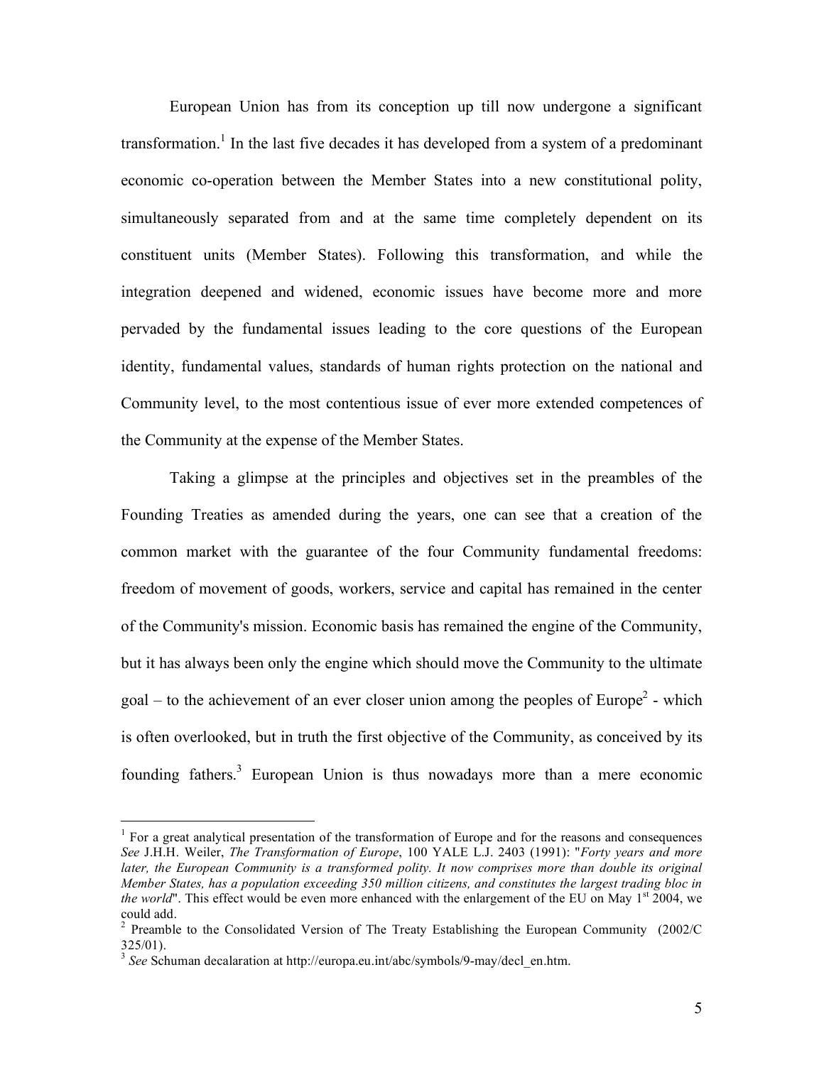European Union has from its conception up till now undergone a significant transformation.[1] In the last five decades it has developed from a system of a predominant economic co-operation between the Member States into a new constitutional polity, simultaneously separated from and at the same time completely dependent on its constituent units (Member States). Following this transformation, and while the integration deepened and widened, economic issues have become more and more pervaded by the fundamental issues leading to the core questions of the European identity, fundamental values, standards of human rights protection on the national and Community level, to the most contentious issue of ever more extended competences of the Community at the expense of the Member States.

Taking a glimpse at the principles and objectives set in the preambles of the Founding Treaties as amended during the years, one can see that a creation of the common market with the guarantee of the four Community fundamental freedoms: freedom of movement of goods, workers, service and capital has remained in the center of the Community's mission. Economic basis has remained the engine of the Community, but it has always been only the engine which should move the Community to the ultimate goal – to the achievement of an ever closer union among the peoples of Europe[2] - which is often overlooked, but in truth the first objective of the Community, as conceived by its founding fathers.[3] European Union is thus nowadays more than a mere economic

---

[1] For a great analytical presentation of the transformation of Europe and for the reasons and consequences *See* J.H.H. Weiler, *The Transformation of Europe*, 100 YALE L.J. 2403 (1991): "*Forty years and more later, the European Community is a transformed polity. It now comprises more than double its original Member States, has a population exceeding 350 million citizens, and constitutes the largest trading bloc in the world*". This effect would be even more enhanced with the enlargement of the EU on May 1st 2004, we could add.

[2] Preamble to the Consolidated Version of The Treaty Establishing the European Community (2002/C 325/01).

[3] *See* Schuman decalaration at http://europa.eu.int/abc/symbols/9-may/decl_en.htm.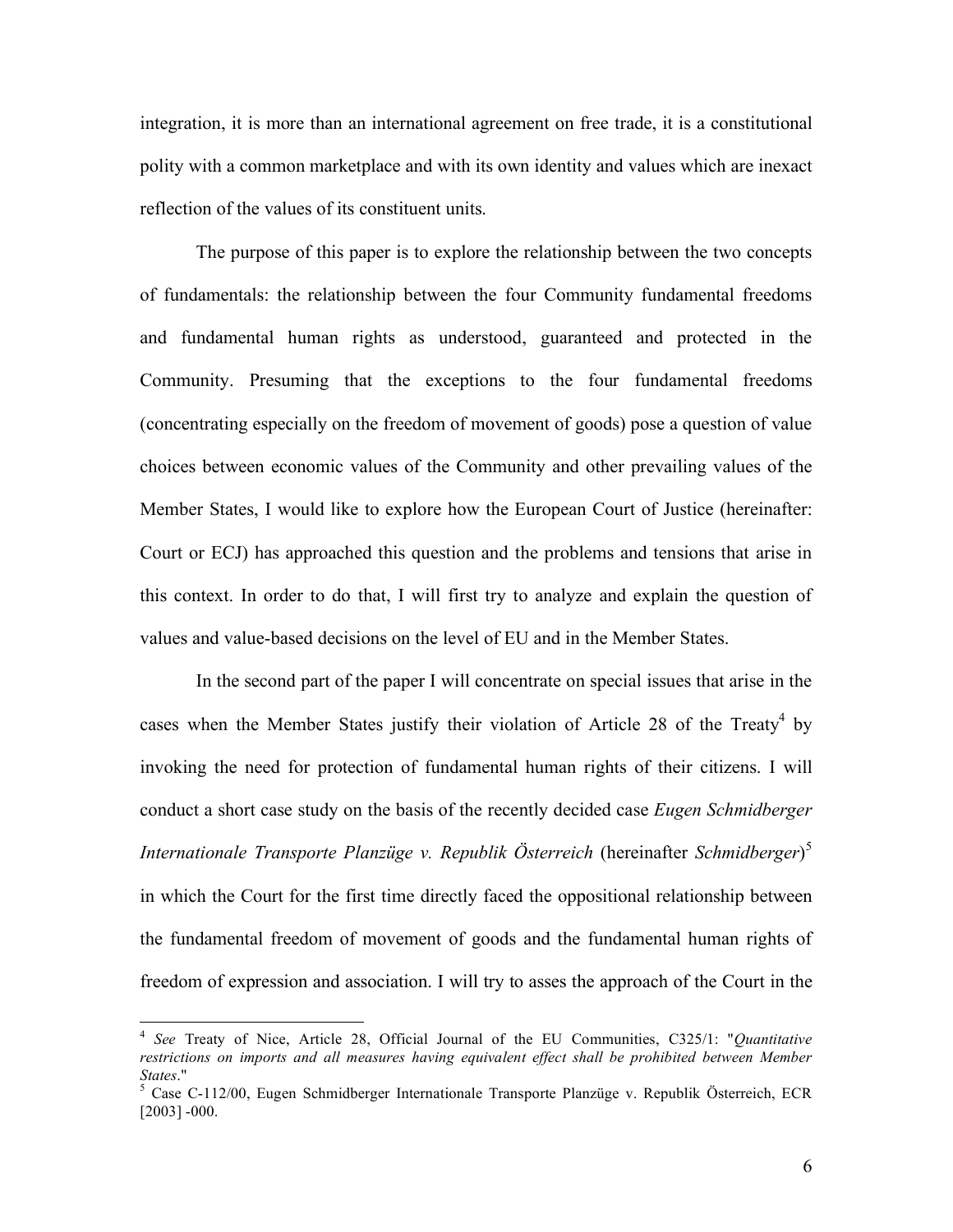integration, it is more than an international agreement on free trade, it is a constitutional polity with a common marketplace and with its own identity and values which are inexact reflection of the values of its constituent units.

The purpose of this paper is to explore the relationship between the two concepts of fundamentals: the relationship between the four Community fundamental freedoms and fundamental human rights as understood, guaranteed and protected in the Community. Presuming that the exceptions to the four fundamental freedoms (concentrating especially on the freedom of movement of goods) pose a question of value choices between economic values of the Community and other prevailing values of the Member States, I would like to explore how the European Court of Justice (hereinafter: Court or ECJ) has approached this question and the problems and tensions that arise in this context. In order to do that, I will first try to analyze and explain the question of values and value-based decisions on the level of EU and in the Member States.

In the second part of the paper I will concentrate on special issues that arise in the cases when the Member States justify their violation of Article 28 of the Treaty[4] by invoking the need for protection of fundamental human rights of their citizens. I will conduct a short case study on the basis of the recently decided case *Eugen Schmidberger Internationale Transporte Planzüge v. Republik Österreich* (hereinafter *Schmidberger*)[5] in which the Court for the first time directly faced the oppositional relationship between the fundamental freedom of movement of goods and the fundamental human rights of freedom of expression and association. I will try to asses the approach of the Court in the

---

[4] *See* Treaty of Nice, Article 28, Official Journal of the EU Communities, C325/1: "*Quantitative restrictions on imports and all measures having equivalent effect shall be prohibited between Member States*."

[5] Case C-112/00, Eugen Schmidberger Internationale Transporte Planzüge v. Republik Österreich, ECR [2003] -000.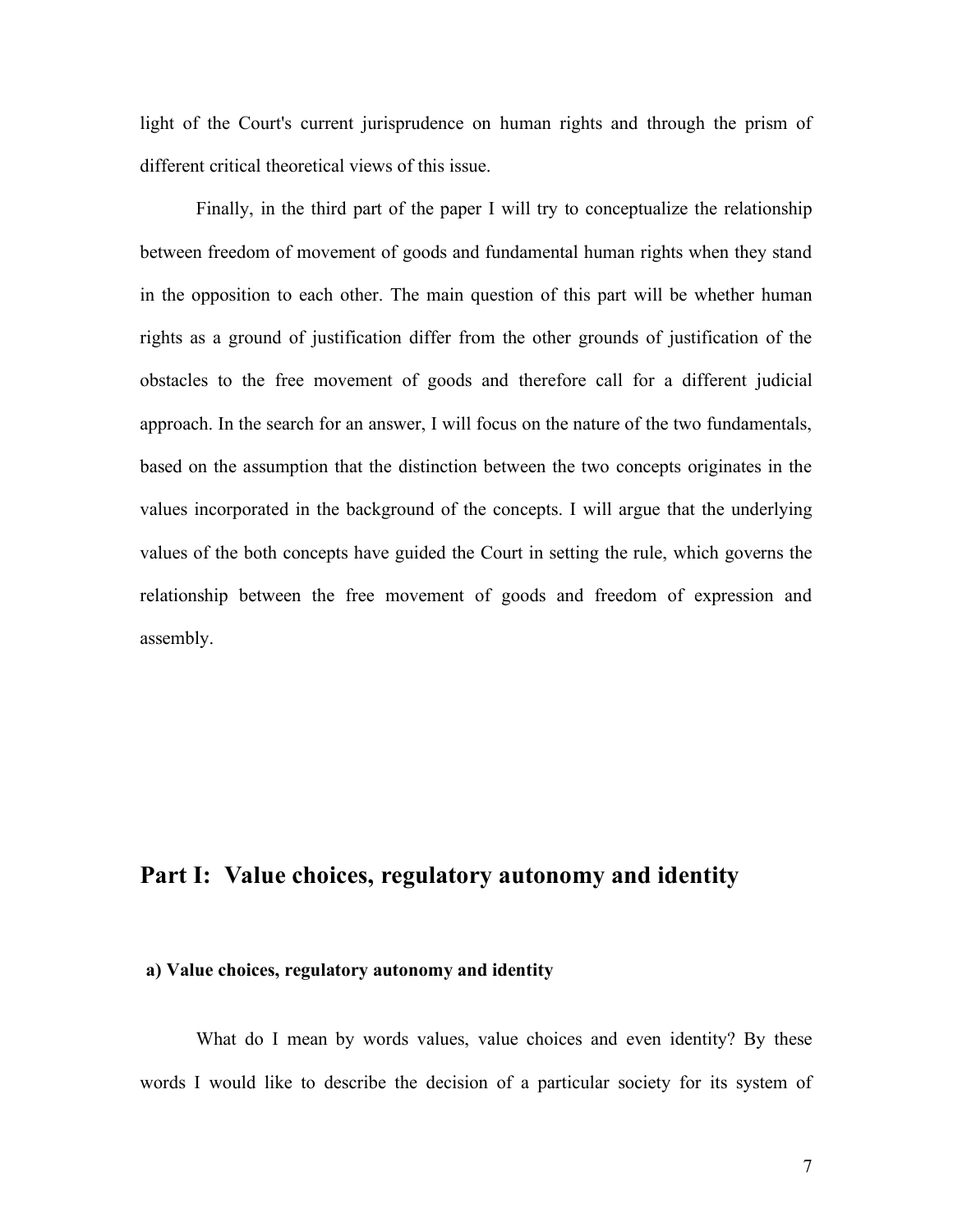light of the Court's current jurisprudence on human rights and through the prism of different critical theoretical views of this issue.

Finally, in the third part of the paper I will try to conceptualize the relationship between freedom of movement of goods and fundamental human rights when they stand in the opposition to each other. The main question of this part will be whether human rights as a ground of justification differ from the other grounds of justification of the obstacles to the free movement of goods and therefore call for a different judicial approach. In the search for an answer, I will focus on the nature of the two fundamentals, based on the assumption that the distinction between the two concepts originates in the values incorporated in the background of the concepts. I will argue that the underlying values of the both concepts have guided the Court in setting the rule, which governs the relationship between the free movement of goods and freedom of expression and assembly.

## Part I: Value choices, regulatory autonomy and identity

### a) Value choices, regulatory autonomy and identity

What do I mean by words values, value choices and even identity? By these words I would like to describe the decision of a particular society for its system of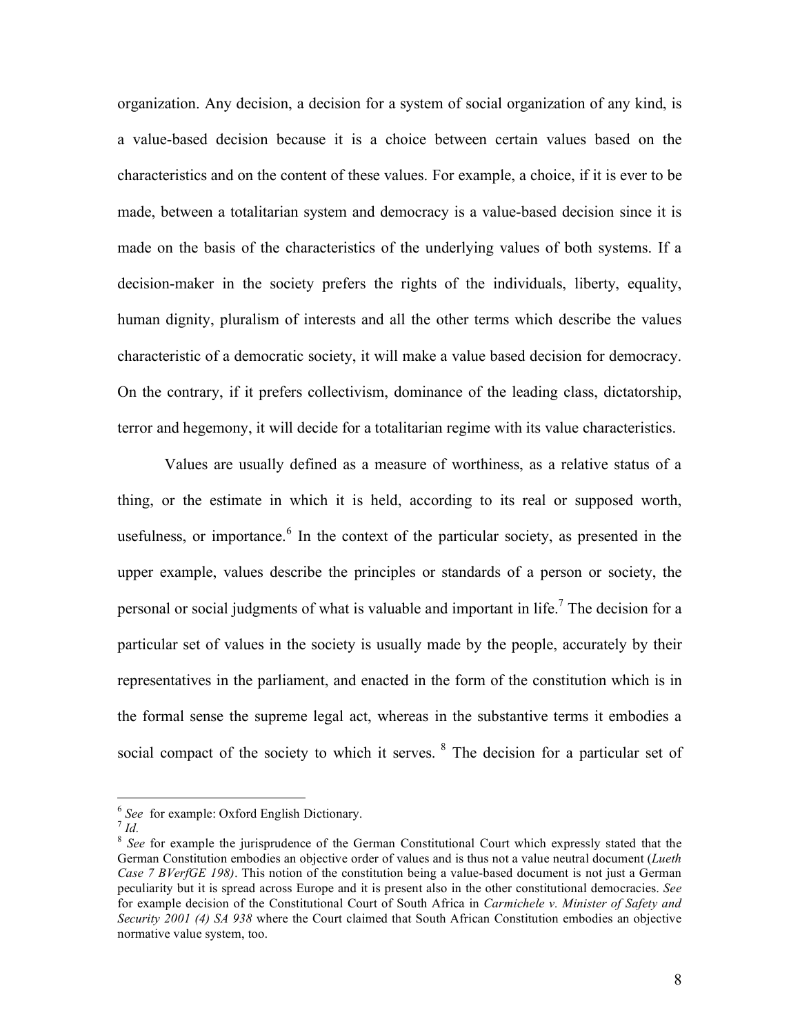organization. Any decision, a decision for a system of social organization of any kind, is a value-based decision because it is a choice between certain values based on the characteristics and on the content of these values. For example, a choice, if it is ever to be made, between a totalitarian system and democracy is a value-based decision since it is made on the basis of the characteristics of the underlying values of both systems. If a decision-maker in the society prefers the rights of the individuals, liberty, equality, human dignity, pluralism of interests and all the other terms which describe the values characteristic of a democratic society, it will make a value based decision for democracy. On the contrary, if it prefers collectivism, dominance of the leading class, dictatorship, terror and hegemony, it will decide for a totalitarian regime with its value characteristics.

Values are usually defined as a measure of worthiness, as a relative status of a thing, or the estimate in which it is held, according to its real or supposed worth, usefulness, or importance.[6] In the context of the particular society, as presented in the upper example, values describe the principles or standards of a person or society, the personal or social judgments of what is valuable and important in life.[7] The decision for a particular set of values in the society is usually made by the people, accurately by their representatives in the parliament, and enacted in the form of the constitution which is in the formal sense the supreme legal act, whereas in the substantive terms it embodies a social compact of the society to which it serves. [8] The decision for a particular set of

---

[6] *See* for example: Oxford English Dictionary.

[7] *Id.*

[8] *See* for example the jurisprudence of the German Constitutional Court which expressly stated that the German Constitution embodies an objective order of values and is thus not a value neutral document (*Lueth Case 7 BVerfGE 198)*. This notion of the constitution being a value-based document is not just a German peculiarity but it is spread across Europe and it is present also in the other constitutional democracies. *See* for example decision of the Constitutional Court of South Africa in *Carmichele v. Minister of Safety and Security 2001 (4) SA 938* where the Court claimed that South African Constitution embodies an objective normative value system, too.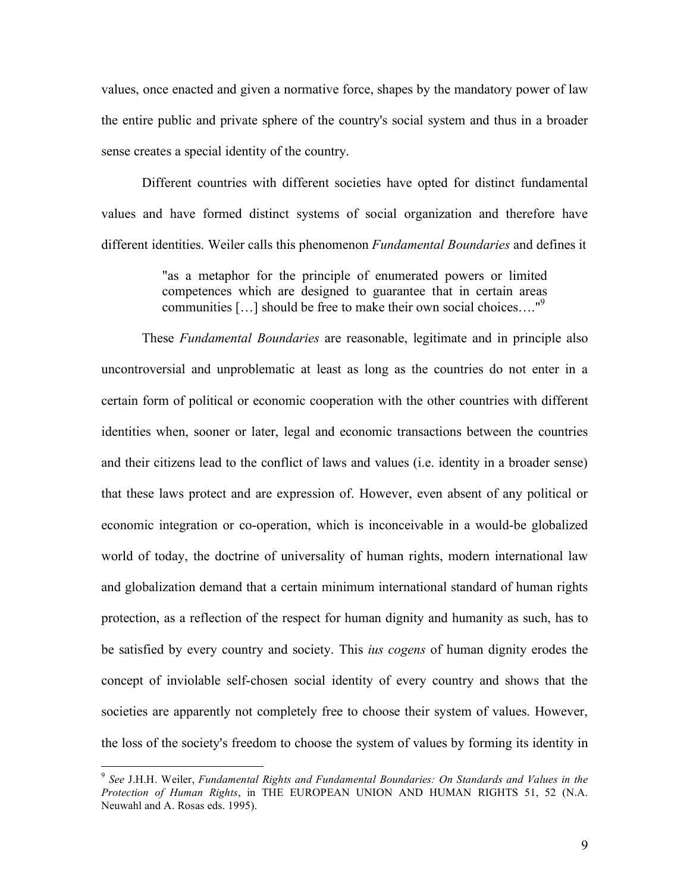values, once enacted and given a normative force, shapes by the mandatory power of law the entire public and private sphere of the country's social system and thus in a broader sense creates a special identity of the country.

Different countries with different societies have opted for distinct fundamental values and have formed distinct systems of social organization and therefore have different identities. Weiler calls this phenomenon *Fundamental Boundaries* and defines it

> "as a metaphor for the principle of enumerated powers or limited competences which are designed to guarantee that in certain areas communities […] should be free to make their own social choices…."[9]

These *Fundamental Boundaries* are reasonable, legitimate and in principle also uncontroversial and unproblematic at least as long as the countries do not enter in a certain form of political or economic cooperation with the other countries with different identities when, sooner or later, legal and economic transactions between the countries and their citizens lead to the conflict of laws and values (i.e. identity in a broader sense) that these laws protect and are expression of. However, even absent of any political or economic integration or co-operation, which is inconceivable in a would-be globalized world of today, the doctrine of universality of human rights, modern international law and globalization demand that a certain minimum international standard of human rights protection, as a reflection of the respect for human dignity and humanity as such, has to be satisfied by every country and society. This *ius cogens* of human dignity erodes the concept of inviolable self-chosen social identity of every country and shows that the societies are apparently not completely free to choose their system of values. However, the loss of the society's freedom to choose the system of values by forming its identity in

---

[9] *See* J.H.H. Weiler, *Fundamental Rights and Fundamental Boundaries: On Standards and Values in the Protection of Human Rights*, in THE EUROPEAN UNION AND HUMAN RIGHTS 51, 52 (N.A. Neuwahl and A. Rosas eds. 1995).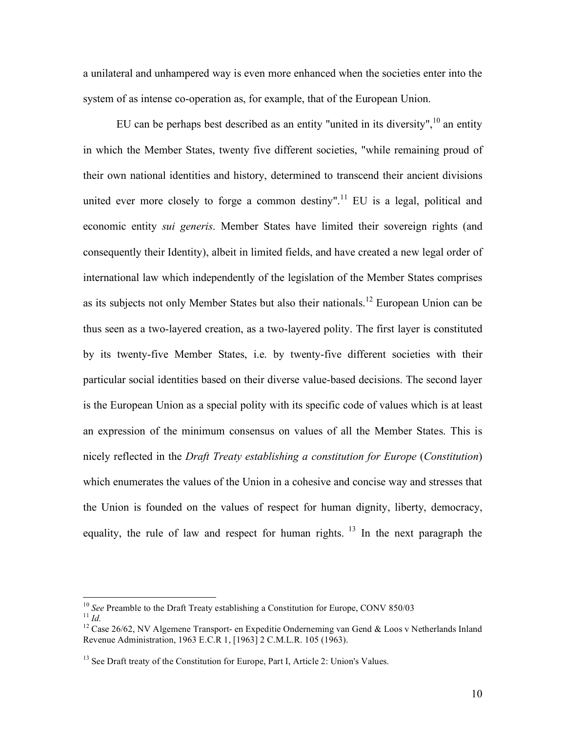a unilateral and unhampered way is even more enhanced when the societies enter into the system of as intense co-operation as, for example, that of the European Union.

EU can be perhaps best described as an entity "united in its diversity",[10] an entity in which the Member States, twenty five different societies, "while remaining proud of their own national identities and history, determined to transcend their ancient divisions united ever more closely to forge a common destiny".[11] EU is a legal, political and economic entity *sui generis*. Member States have limited their sovereign rights (and consequently their Identity), albeit in limited fields, and have created a new legal order of international law which independently of the legislation of the Member States comprises as its subjects not only Member States but also their nationals.[12] European Union can be thus seen as a two-layered creation, as a two-layered polity. The first layer is constituted by its twenty-five Member States, i.e. by twenty-five different societies with their particular social identities based on their diverse value-based decisions. The second layer is the European Union as a special polity with its specific code of values which is at least an expression of the minimum consensus on values of all the Member States. This is nicely reflected in the *Draft Treaty establishing a constitution for Europe* (*Constitution*) which enumerates the values of the Union in a cohesive and concise way and stresses that the Union is founded on the values of respect for human dignity, liberty, democracy, equality, the rule of law and respect for human rights. [13] In the next paragraph the

---

[10] *See* Preamble to the Draft Treaty establishing a Constitution for Europe, CONV 850/03

[11] *Id.*

[12] Case 26/62, NV Algemene Transport- en Expeditie Onderneming van Gend & Loos v Netherlands Inland Revenue Administration, 1963 E.C.R 1, [1963] 2 C.M.L.R. 105 (1963).

[13] See Draft treaty of the Constitution for Europe, Part I, Article 2: Union's Values.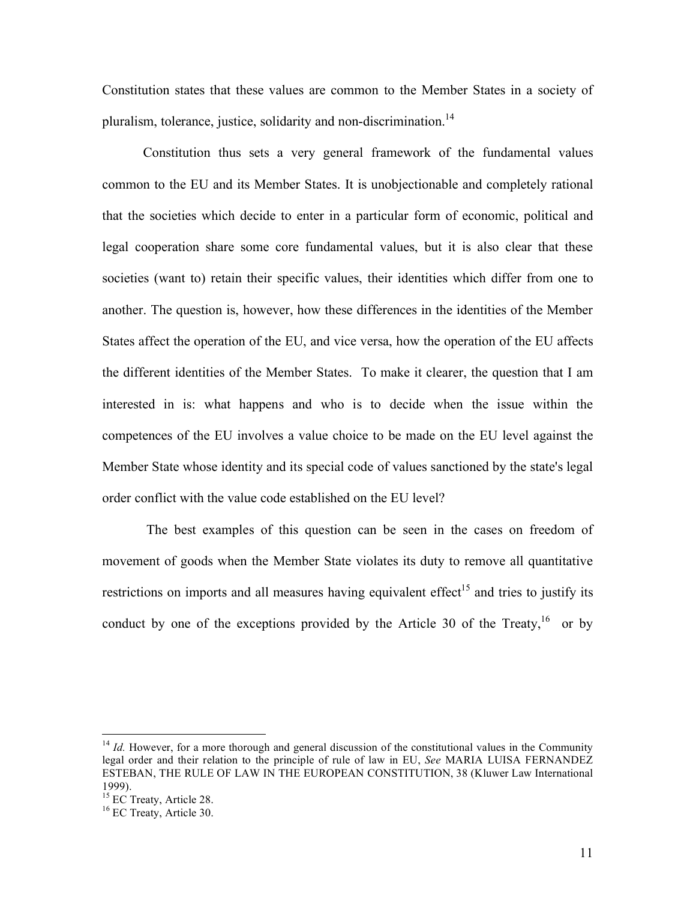Constitution states that these values are common to the Member States in a society of pluralism, tolerance, justice, solidarity and non-discrimination.[14]

Constitution thus sets a very general framework of the fundamental values common to the EU and its Member States. It is unobjectionable and completely rational that the societies which decide to enter in a particular form of economic, political and legal cooperation share some core fundamental values, but it is also clear that these societies (want to) retain their specific values, their identities which differ from one to another. The question is, however, how these differences in the identities of the Member States affect the operation of the EU, and vice versa, how the operation of the EU affects the different identities of the Member States. To make it clearer, the question that I am interested in is: what happens and who is to decide when the issue within the competences of the EU involves a value choice to be made on the EU level against the Member State whose identity and its special code of values sanctioned by the state's legal order conflict with the value code established on the EU level?

The best examples of this question can be seen in the cases on freedom of movement of goods when the Member State violates its duty to remove all quantitative restrictions on imports and all measures having equivalent effect[15] and tries to justify its conduct by one of the exceptions provided by the Article 30 of the Treaty,[16] or by

---

[14] *Id.* However, for a more thorough and general discussion of the constitutional values in the Community legal order and their relation to the principle of rule of law in EU, *See* MARIA LUISA FERNANDEZ ESTEBAN, THE RULE OF LAW IN THE EUROPEAN CONSTITUTION, 38 (Kluwer Law International 1999).

[15] EC Treaty, Article 28.

[16] EC Treaty, Article 30.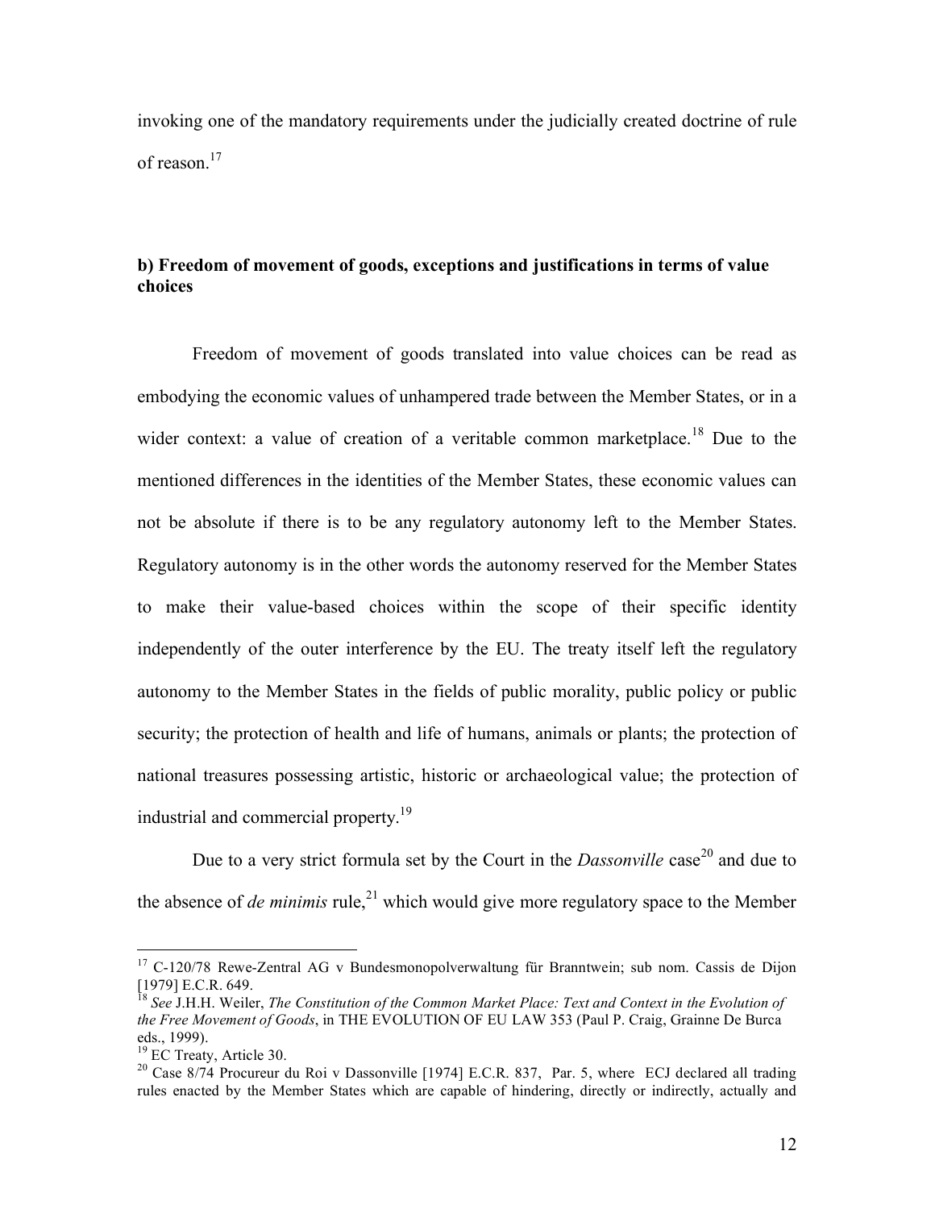invoking one of the mandatory requirements under the judicially created doctrine of rule of reason.[17]

### b) Freedom of movement of goods, exceptions and justifications in terms of value choices

Freedom of movement of goods translated into value choices can be read as embodying the economic values of unhampered trade between the Member States, or in a wider context: a value of creation of a veritable common marketplace.[18] Due to the mentioned differences in the identities of the Member States, these economic values can not be absolute if there is to be any regulatory autonomy left to the Member States. Regulatory autonomy is in the other words the autonomy reserved for the Member States to make their value-based choices within the scope of their specific identity independently of the outer interference by the EU. The treaty itself left the regulatory autonomy to the Member States in the fields of public morality, public policy or public security; the protection of health and life of humans, animals or plants; the protection of national treasures possessing artistic, historic or archaeological value; the protection of industrial and commercial property.[19]

Due to a very strict formula set by the Court in the *Dassonville* case[20] and due to the absence of *de minimis* rule,[21] which would give more regulatory space to the Member

---

[17] C-120/78 Rewe-Zentral AG v Bundesmonopolverwaltung für Branntwein; sub nom. Cassis de Dijon [1979] E.C.R. 649.

[18] *See* J.H.H. Weiler, *The Constitution of the Common Market Place: Text and Context in the Evolution of the Free Movement of Goods*, in THE EVOLUTION OF EU LAW 353 (Paul P. Craig, Grainne De Burca eds., 1999).

[19] EC Treaty, Article 30.

[20] Case 8/74 Procureur du Roi v Dassonville [1974] E.C.R. 837, Par. 5, where ECJ declared all trading rules enacted by the Member States which are capable of hindering, directly or indirectly, actually and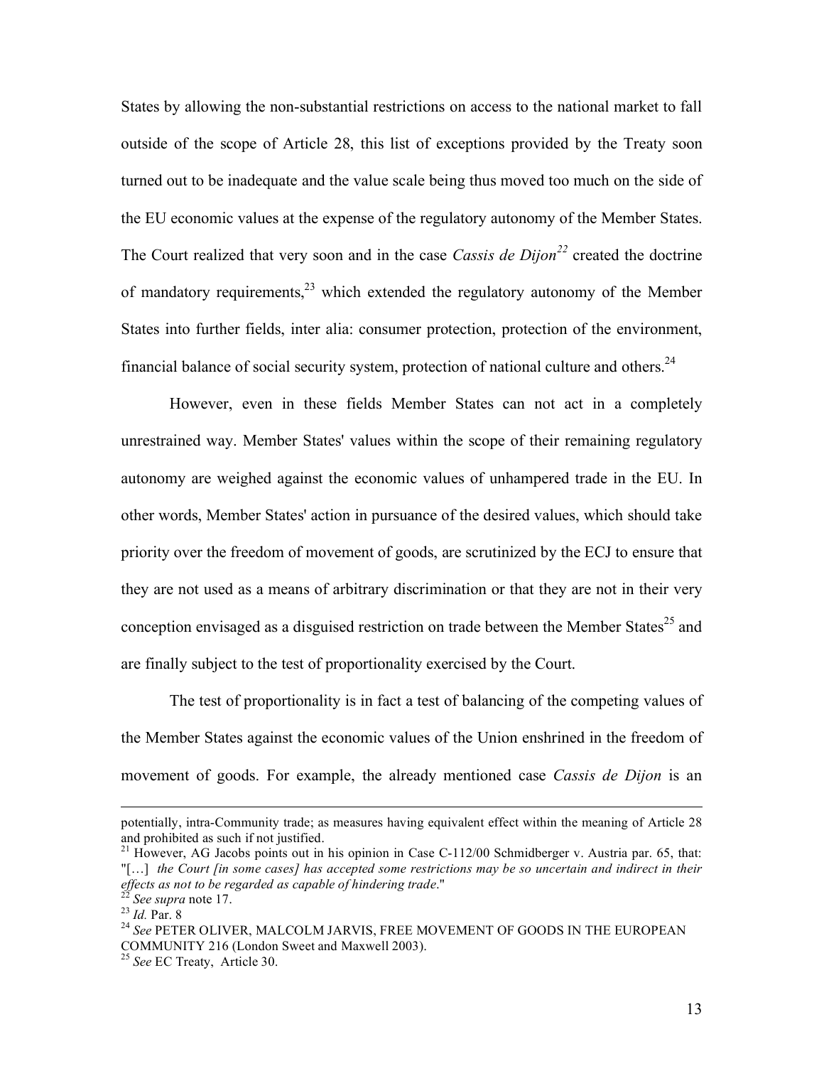States by allowing the non-substantial restrictions on access to the national market to fall outside of the scope of Article 28, this list of exceptions provided by the Treaty soon turned out to be inadequate and the value scale being thus moved too much on the side of the EU economic values at the expense of the regulatory autonomy of the Member States. The Court realized that very soon and in the case *Cassis de Dijon*[22] created the doctrine of mandatory requirements,[23] which extended the regulatory autonomy of the Member States into further fields, inter alia: consumer protection, protection of the environment, financial balance of social security system, protection of national culture and others.[24]

However, even in these fields Member States can not act in a completely unrestrained way. Member States' values within the scope of their remaining regulatory autonomy are weighed against the economic values of unhampered trade in the EU. In other words, Member States' action in pursuance of the desired values, which should take priority over the freedom of movement of goods, are scrutinized by the ECJ to ensure that they are not used as a means of arbitrary discrimination or that they are not in their very conception envisaged as a disguised restriction on trade between the Member States[25] and are finally subject to the test of proportionality exercised by the Court.

The test of proportionality is in fact a test of balancing of the competing values of the Member States against the economic values of the Union enshrined in the freedom of movement of goods. For example, the already mentioned case *Cassis de Dijon* is an

---

potentially, intra-Community trade; as measures having equivalent effect within the meaning of Article 28 and prohibited as such if not justified.

[21] However, AG Jacobs points out in his opinion in Case C-112/00 Schmidberger v. Austria par. 65, that: "[…] *the Court [in some cases] has accepted some restrictions may be so uncertain and indirect in their effects as not to be regarded as capable of hindering trade*."

[22] *See supra* note 17.

[23] *Id.* Par. 8

[24] *See* PETER OLIVER, MALCOLM JARVIS, FREE MOVEMENT OF GOODS IN THE EUROPEAN COMMUNITY 216 (London Sweet and Maxwell 2003).

[25] *See* EC Treaty, Article 30.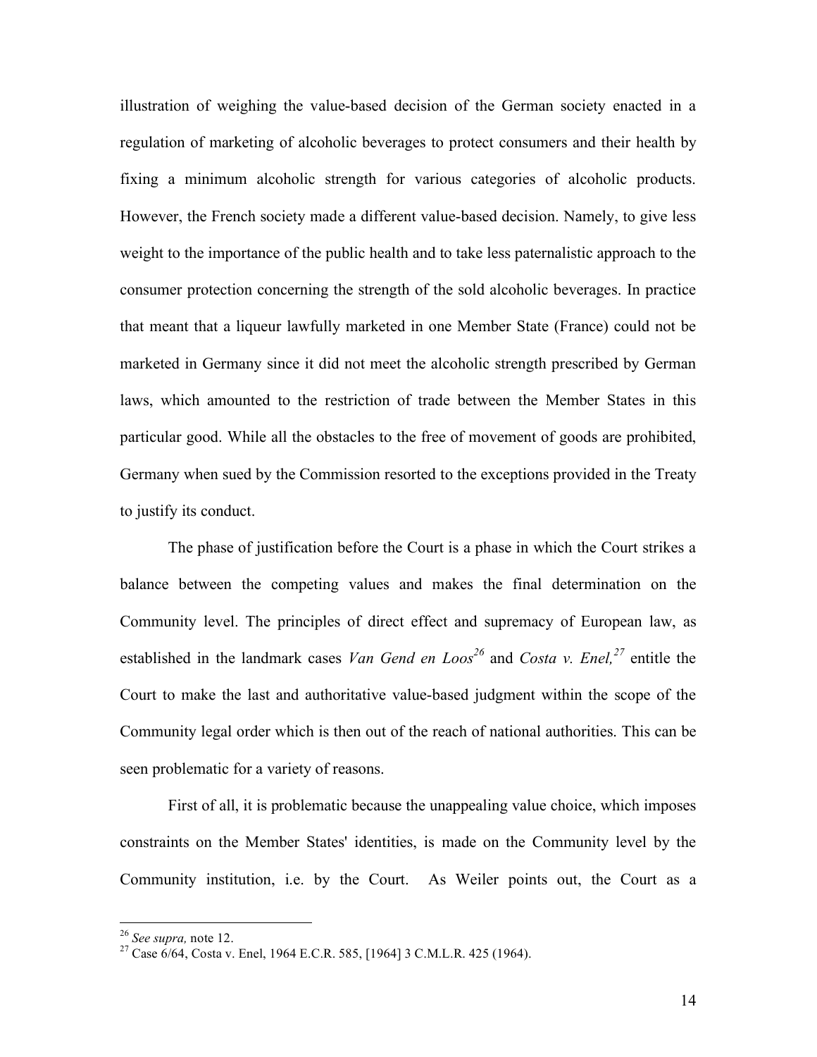illustration of weighing the value-based decision of the German society enacted in a regulation of marketing of alcoholic beverages to protect consumers and their health by fixing a minimum alcoholic strength for various categories of alcoholic products. However, the French society made a different value-based decision. Namely, to give less weight to the importance of the public health and to take less paternalistic approach to the consumer protection concerning the strength of the sold alcoholic beverages. In practice that meant that a liqueur lawfully marketed in one Member State (France) could not be marketed in Germany since it did not meet the alcoholic strength prescribed by German laws, which amounted to the restriction of trade between the Member States in this particular good. While all the obstacles to the free of movement of goods are prohibited, Germany when sued by the Commission resorted to the exceptions provided in the Treaty to justify its conduct.

The phase of justification before the Court is a phase in which the Court strikes a balance between the competing values and makes the final determination on the Community level. The principles of direct effect and supremacy of European law, as established in the landmark cases *Van Gend en Loos*[26] and *Costa v. Enel,*[27] entitle the Court to make the last and authoritative value-based judgment within the scope of the Community legal order which is then out of the reach of national authorities. This can be seen problematic for a variety of reasons.

First of all, it is problematic because the unappealing value choice, which imposes constraints on the Member States' identities, is made on the Community level by the Community institution, i.e. by the Court. As Weiler points out, the Court as a

---

[26] *See supra,* note 12.

[27] Case 6/64, Costa v. Enel, 1964 E.C.R. 585, [1964] 3 C.M.L.R. 425 (1964).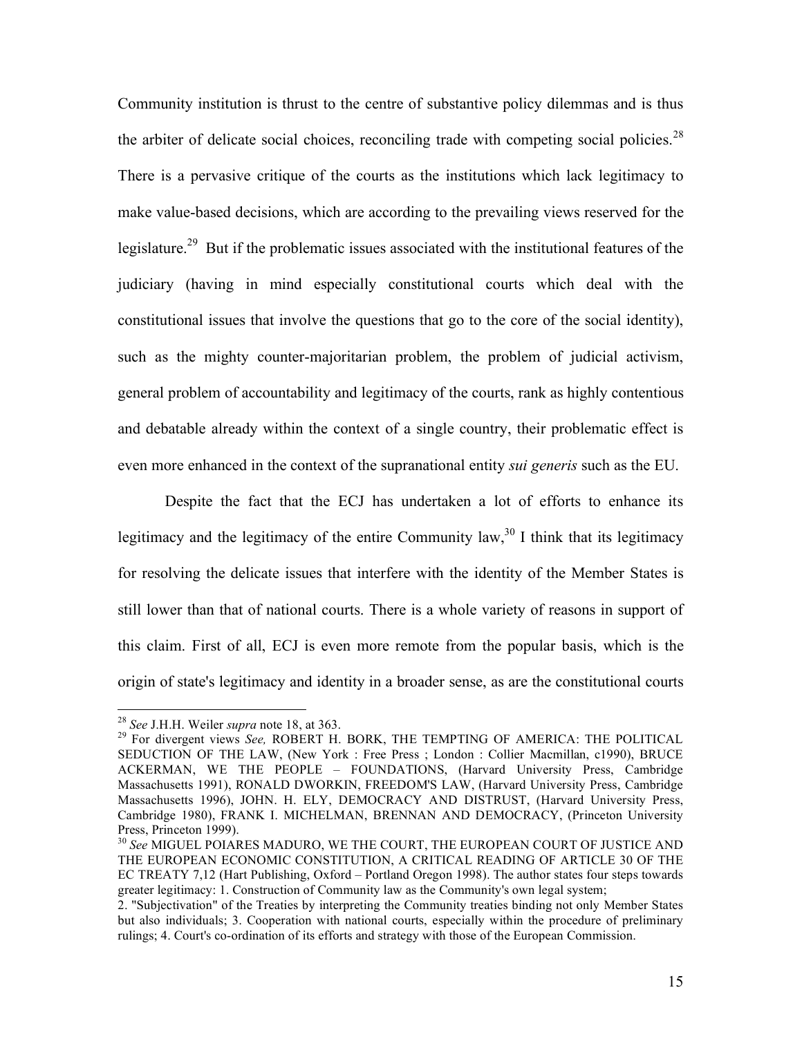Community institution is thrust to the centre of substantive policy dilemmas and is thus the arbiter of delicate social choices, reconciling trade with competing social policies.[28] There is a pervasive critique of the courts as the institutions which lack legitimacy to make value-based decisions, which are according to the prevailing views reserved for the legislature.[29] But if the problematic issues associated with the institutional features of the judiciary (having in mind especially constitutional courts which deal with the constitutional issues that involve the questions that go to the core of the social identity), such as the mighty counter-majoritarian problem, the problem of judicial activism, general problem of accountability and legitimacy of the courts, rank as highly contentious and debatable already within the context of a single country, their problematic effect is even more enhanced in the context of the supranational entity *sui generis* such as the EU.

Despite the fact that the ECJ has undertaken a lot of efforts to enhance its legitimacy and the legitimacy of the entire Community law,[30] I think that its legitimacy for resolving the delicate issues that interfere with the identity of the Member States is still lower than that of national courts. There is a whole variety of reasons in support of this claim. First of all, ECJ is even more remote from the popular basis, which is the origin of state's legitimacy and identity in a broader sense, as are the constitutional courts

---

[28] *See* J.H.H. Weiler *supra* note 18, at 363.

[29] For divergent views *See,* ROBERT H. BORK, THE TEMPTING OF AMERICA: THE POLITICAL SEDUCTION OF THE LAW, (New York : Free Press ; London : Collier Macmillan, c1990), BRUCE ACKERMAN, WE THE PEOPLE – FOUNDATIONS, (Harvard University Press, Cambridge Massachusetts 1991), RONALD DWORKIN, FREEDOM'S LAW, (Harvard University Press, Cambridge Massachusetts 1996), JOHN. H. ELY, DEMOCRACY AND DISTRUST, (Harvard University Press, Cambridge 1980), FRANK I. MICHELMAN, BRENNAN AND DEMOCRACY, (Princeton University Press, Princeton 1999).

[30] *See* MIGUEL POIARES MADURO, WE THE COURT, THE EUROPEAN COURT OF JUSTICE AND THE EUROPEAN ECONOMIC CONSTITUTION, A CRITICAL READING OF ARTICLE 30 OF THE EC TREATY 7,12 (Hart Publishing, Oxford – Portland Oregon 1998). The author states four steps towards greater legitimacy: 1. Construction of Community law as the Community's own legal system; 2. "Subjectivation" of the Treaties by interpreting the Community treaties binding not only Member States but also individuals; 3. Cooperation with national courts, especially within the procedure of preliminary rulings; 4. Court's co-ordination of its efforts and strategy with those of the European Commission.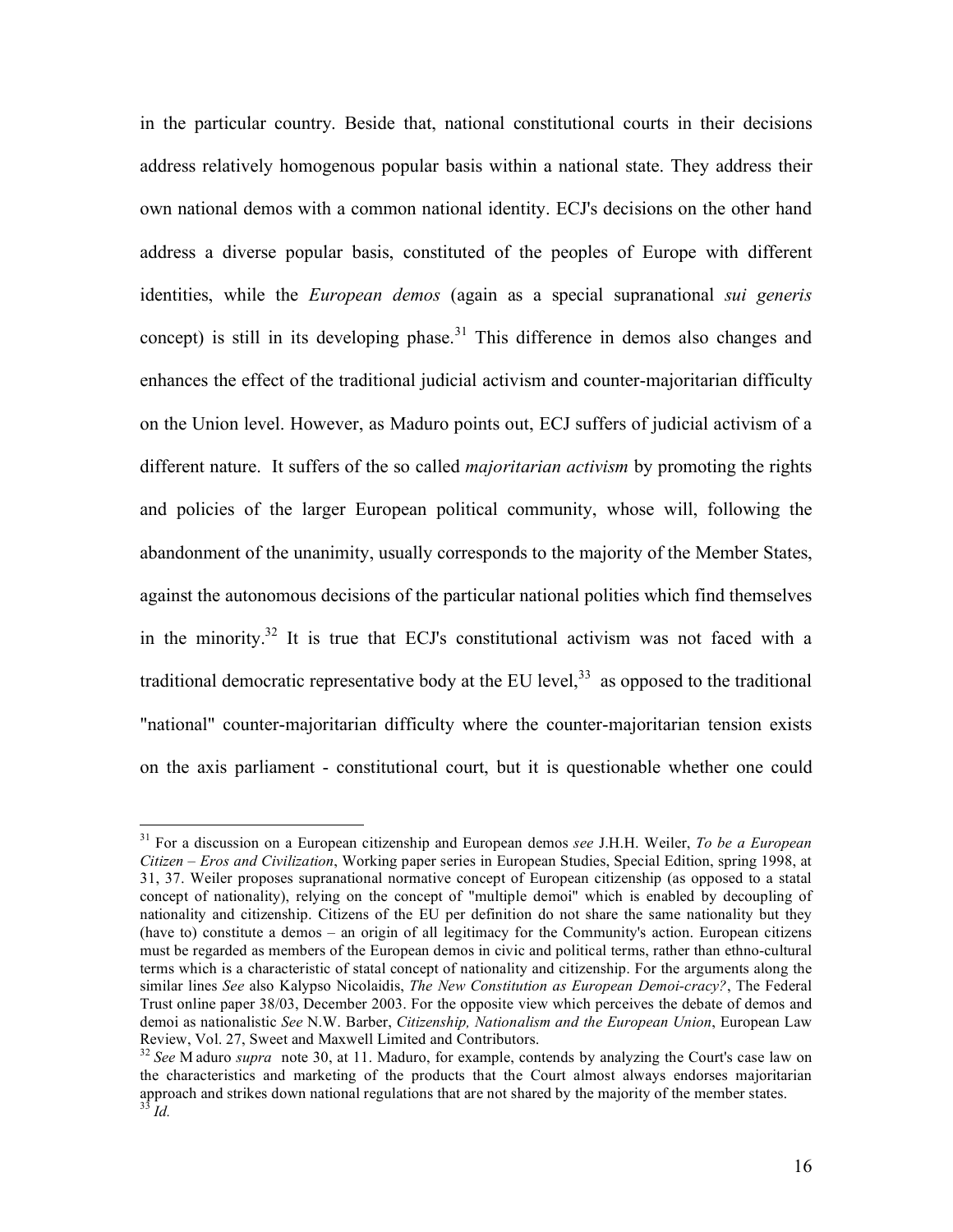in the particular country. Beside that, national constitutional courts in their decisions address relatively homogenous popular basis within a national state. They address their own national demos with a common national identity. ECJ's decisions on the other hand address a diverse popular basis, constituted of the peoples of Europe with different identities, while the *European demos* (again as a special supranational *sui generis* concept) is still in its developing phase.[31] This difference in demos also changes and enhances the effect of the traditional judicial activism and counter-majoritarian difficulty on the Union level. However, as Maduro points out, ECJ suffers of judicial activism of a different nature. It suffers of the so called *majoritarian activism* by promoting the rights and policies of the larger European political community, whose will, following the abandonment of the unanimity, usually corresponds to the majority of the Member States, against the autonomous decisions of the particular national polities which find themselves in the minority.[32] It is true that ECJ's constitutional activism was not faced with a traditional democratic representative body at the EU level,[33] as opposed to the traditional "national" counter-majoritarian difficulty where the counter-majoritarian tension exists on the axis parliament - constitutional court, but it is questionable whether one could

---

[31] For a discussion on a European citizenship and European demos *see* J.H.H. Weiler, *To be a European Citizen – Eros and Civilization*, Working paper series in European Studies, Special Edition, spring 1998, at 31, 37. Weiler proposes supranational normative concept of European citizenship (as opposed to a statal concept of nationality), relying on the concept of "multiple demoi" which is enabled by decoupling of nationality and citizenship. Citizens of the EU per definition do not share the same nationality but they (have to) constitute a demos – an origin of all legitimacy for the Community's action. European citizens must be regarded as members of the European demos in civic and political terms, rather than ethno-cultural terms which is a characteristic of statal concept of nationality and citizenship. For the arguments along the similar lines *See* also Kalypso Nicolaidis, *The New Constitution as European Demoi-cracy?*, The Federal Trust online paper 38/03, December 2003. For the opposite view which perceives the debate of demos and demoi as nationalistic *See* N.W. Barber, *Citizenship, Nationalism and the European Union*, European Law Review, Vol. 27, Sweet and Maxwell Limited and Contributors.

[32] *See* Maduro *supra* note 30, at 11. Maduro, for example, contends by analyzing the Court's case law on the characteristics and marketing of the products that the Court almost always endorses majoritarian approach and strikes down national regulations that are not shared by the majority of the member states.

[33] *Id.*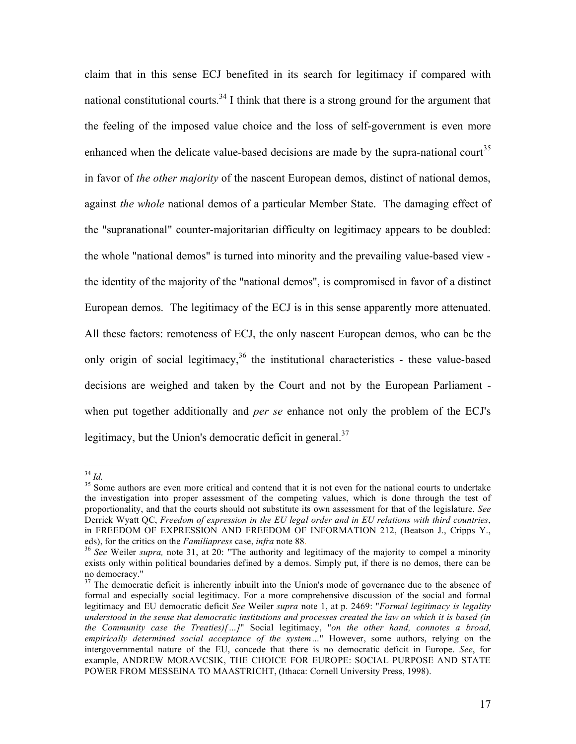claim that in this sense ECJ benefited in its search for legitimacy if compared with national constitutional courts.[34] I think that there is a strong ground for the argument that the feeling of the imposed value choice and the loss of self-government is even more enhanced when the delicate value-based decisions are made by the supra-national court[35] in favor of *the other majority* of the nascent European demos, distinct of national demos, against *the whole* national demos of a particular Member State. The damaging effect of the "supranational" counter-majoritarian difficulty on legitimacy appears to be doubled: the whole "national demos" is turned into minority and the prevailing value-based view - the identity of the majority of the "national demos", is compromised in favor of a distinct European demos. The legitimacy of the ECJ is in this sense apparently more attenuated. All these factors: remoteness of ECJ, the only nascent European demos, who can be the only origin of social legitimacy,[36] the institutional characteristics - these value-based decisions are weighed and taken by the Court and not by the European Parliament - when put together additionally and *per se* enhance not only the problem of the ECJ's legitimacy, but the Union's democratic deficit in general.[37]

---

[34] *Id.*

[35] Some authors are even more critical and contend that it is not even for the national courts to undertake the investigation into proper assessment of the competing values, which is done through the test of proportionality, and that the courts should not substitute its own assessment for that of the legislature. *See* Derrick Wyatt QC, *Freedom of expression in the EU legal order and in EU relations with third countries*, in FREEDOM OF EXPRESSION AND FREEDOM OF INFORMATION 212, (Beatson J., Cripps Y., eds), for the critics on the *Familiapress* case, *infra* note 88.

[36] *See* Weiler *supra,* note 31, at 20: "The authority and legitimacy of the majority to compel a minority exists only within political boundaries defined by a demos. Simply put, if there is no demos, there can be no democracy."

[37] The democratic deficit is inherently inbuilt into the Union's mode of governance due to the absence of formal and especially social legitimacy. For a more comprehensive discussion of the social and formal legitimacy and EU democratic deficit *See* Weiler *supra* note 1, at p. 2469: "*Formal legitimacy is legality understood in the sense that democratic institutions and processes created the law on which it is based (in the Community case the Treaties)[…]*" Social legitimacy, "*on the other hand, connotes a broad, empirically determined social acceptance of the system…*" However, some authors, relying on the intergovernmental nature of the EU, concede that there is no democratic deficit in Europe. *See*, for example, ANDREW MORAVCSIK, THE CHOICE FOR EUROPE: SOCIAL PURPOSE AND STATE POWER FROM MESSEINA TO MAASTRICHT, (Ithaca: Cornell University Press, 1998).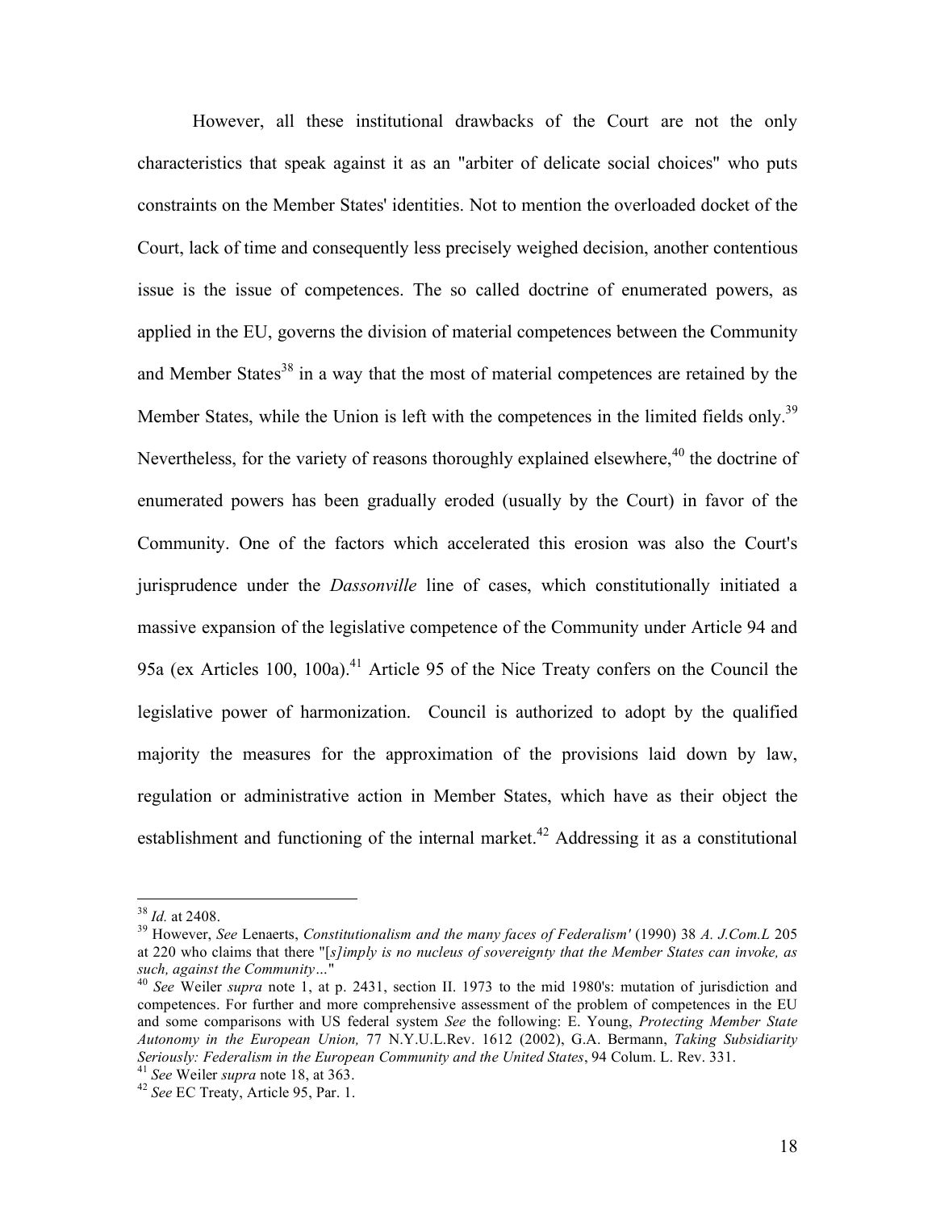However, all these institutional drawbacks of the Court are not the only characteristics that speak against it as an "arbiter of delicate social choices" who puts constraints on the Member States' identities. Not to mention the overloaded docket of the Court, lack of time and consequently less precisely weighed decision, another contentious issue is the issue of competences. The so called doctrine of enumerated powers, as applied in the EU, governs the division of material competences between the Community and Member States[38] in a way that the most of material competences are retained by the Member States, while the Union is left with the competences in the limited fields only.[39] Nevertheless, for the variety of reasons thoroughly explained elsewhere,[40] the doctrine of enumerated powers has been gradually eroded (usually by the Court) in favor of the Community. One of the factors which accelerated this erosion was also the Court's jurisprudence under the *Dassonville* line of cases, which constitutionally initiated a massive expansion of the legislative competence of the Community under Article 94 and 95a (ex Articles 100, 100a).[41] Article 95 of the Nice Treaty confers on the Council the legislative power of harmonization. Council is authorized to adopt by the qualified majority the measures for the approximation of the provisions laid down by law, regulation or administrative action in Member States, which have as their object the establishment and functioning of the internal market.[42] Addressing it as a constitutional

---

[38] *Id.* at 2408.

[39] However, *See* Lenaerts, *Constitutionalism and the many faces of Federalism'* (1990) 38 *A. J.Com.L* 205 at 220 who claims that there "[*s]imply is no nucleus of sovereignty that the Member States can invoke, as such, against the Community…*"

[40] *See* Weiler *supra* note 1, at p. 2431, section II. 1973 to the mid 1980's: mutation of jurisdiction and competences. For further and more comprehensive assessment of the problem of competences in the EU and some comparisons with US federal system *See* the following: E. Young, *Protecting Member State Autonomy in the European Union,* 77 N.Y.U.L.Rev. 1612 (2002), G.A. Bermann, *Taking Subsidiarity Seriously: Federalism in the European Community and the United States*, 94 Colum. L. Rev. 331.

[41] *See* Weiler *supra* note 18, at 363.

[42] *See* EC Treaty, Article 95, Par. 1.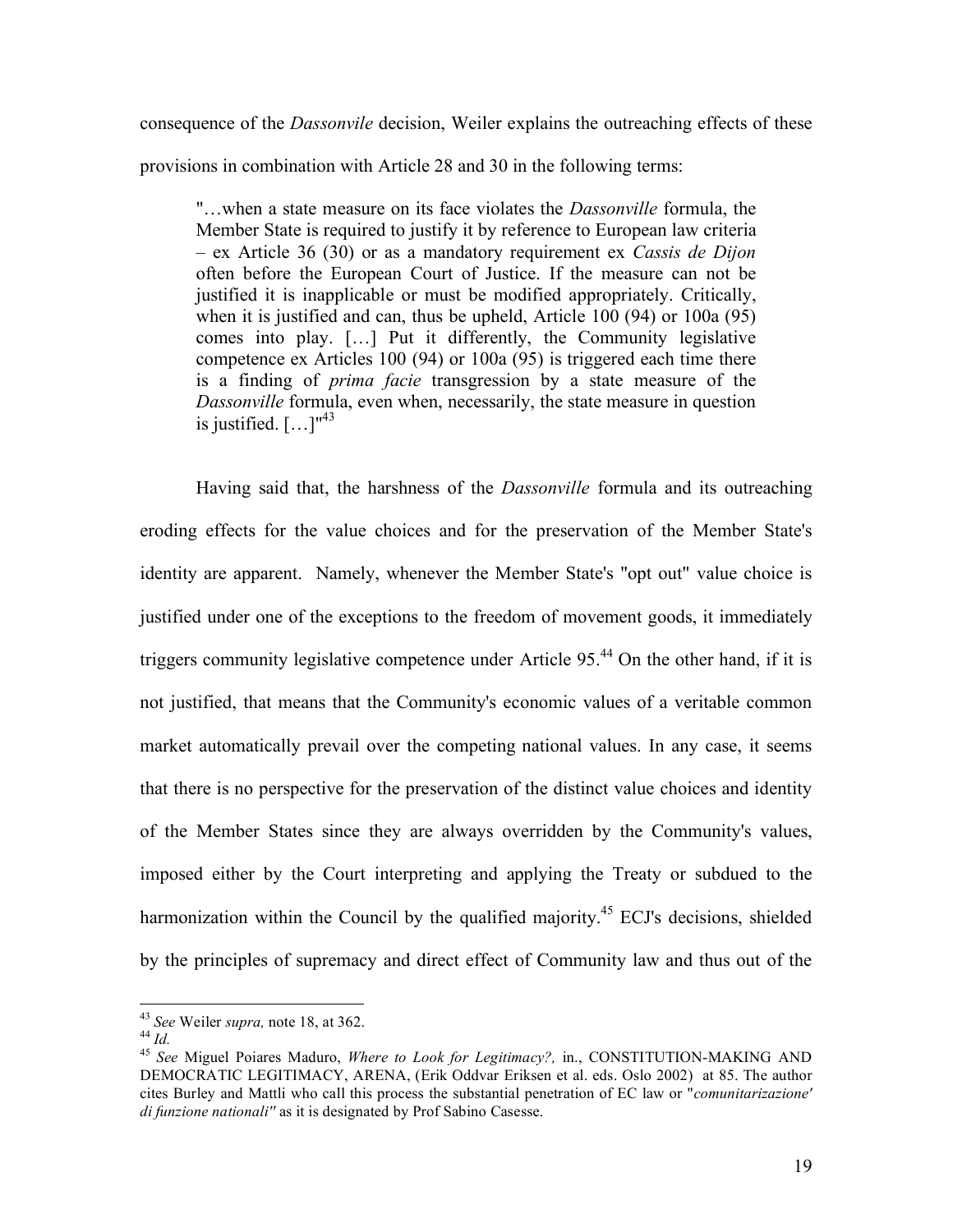consequence of the *Dassonvile* decision, Weiler explains the outreaching effects of these provisions in combination with Article 28 and 30 in the following terms:

> "…when a state measure on its face violates the *Dassonville* formula, the Member State is required to justify it by reference to European law criteria – ex Article 36 (30) or as a mandatory requirement ex *Cassis de Dijon* often before the European Court of Justice. If the measure can not be justified it is inapplicable or must be modified appropriately. Critically, when it is justified and can, thus be upheld, Article 100 (94) or 100a (95) comes into play. […] Put it differently, the Community legislative competence ex Articles 100 (94) or 100a (95) is triggered each time there is a finding of *prima facie* transgression by a state measure of the *Dassonville* formula, even when, necessarily, the state measure in question is justified. […]"[43]

Having said that, the harshness of the *Dassonville* formula and its outreaching eroding effects for the value choices and for the preservation of the Member State's identity are apparent. Namely, whenever the Member State's "opt out" value choice is justified under one of the exceptions to the freedom of movement goods, it immediately triggers community legislative competence under Article 95.[44] On the other hand, if it is not justified, that means that the Community's economic values of a veritable common market automatically prevail over the competing national values. In any case, it seems that there is no perspective for the preservation of the distinct value choices and identity of the Member States since they are always overridden by the Community's values, imposed either by the Court interpreting and applying the Treaty or subdued to the harmonization within the Council by the qualified majority.[45] ECJ's decisions, shielded by the principles of supremacy and direct effect of Community law and thus out of the

---

[43] *See* Weiler *supra,* note 18, at 362.

[44] *Id.*

[45] *See* Miguel Poiares Maduro, *Where to Look for Legitimacy?,* in., CONSTITUTION-MAKING AND DEMOCRATIC LEGITIMACY, ARENA, (Erik Oddvar Eriksen et al. eds. Oslo 2002) at 85. The author cites Burley and Mattli who call this process the substantial penetration of EC law or "*comunitarizazione' di funzione nationali"* as it is designated by Prof Sabino Casesse.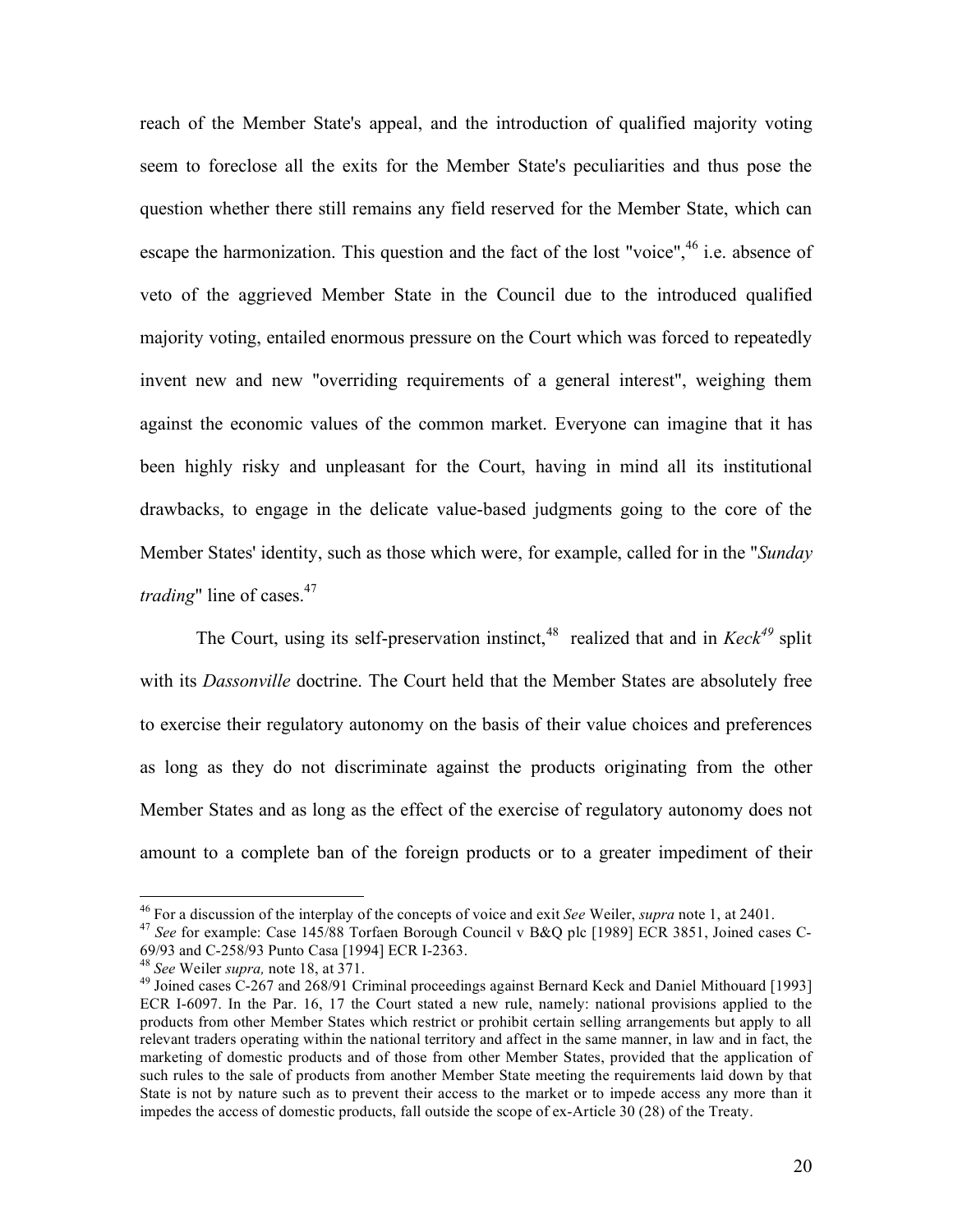reach of the Member State's appeal, and the introduction of qualified majority voting seem to foreclose all the exits for the Member State's peculiarities and thus pose the question whether there still remains any field reserved for the Member State, which can escape the harmonization. This question and the fact of the lost "voice",[46] i.e. absence of veto of the aggrieved Member State in the Council due to the introduced qualified majority voting, entailed enormous pressure on the Court which was forced to repeatedly invent new and new "overriding requirements of a general interest", weighing them against the economic values of the common market. Everyone can imagine that it has been highly risky and unpleasant for the Court, having in mind all its institutional drawbacks, to engage in the delicate value-based judgments going to the core of the Member States' identity, such as those which were, for example, called for in the "*Sunday trading*" line of cases.[47]

The Court, using its self-preservation instinct,[48] realized that and in *Keck*[49] split with its *Dassonville* doctrine. The Court held that the Member States are absolutely free to exercise their regulatory autonomy on the basis of their value choices and preferences as long as they do not discriminate against the products originating from the other Member States and as long as the effect of the exercise of regulatory autonomy does not amount to a complete ban of the foreign products or to a greater impediment of their

---

[46] For a discussion of the interplay of the concepts of voice and exit *See* Weiler, *supra* note 1, at 2401.

[47] *See* for example: Case 145/88 Torfaen Borough Council v B&Q plc [1989] ECR 3851, Joined cases C-69/93 and C-258/93 Punto Casa [1994] ECR I-2363.

[48] *See* Weiler *supra,* note 18, at 371.

[49] Joined cases C-267 and 268/91 Criminal proceedings against Bernard Keck and Daniel Mithouard [1993] ECR I-6097. In the Par. 16, 17 the Court stated a new rule, namely: national provisions applied to the products from other Member States which restrict or prohibit certain selling arrangements but apply to all relevant traders operating within the national territory and affect in the same manner, in law and in fact, the marketing of domestic products and of those from other Member States, provided that the application of such rules to the sale of products from another Member State meeting the requirements laid down by that State is not by nature such as to prevent their access to the market or to impede access any more than it impedes the access of domestic products, fall outside the scope of ex-Article 30 (28) of the Treaty.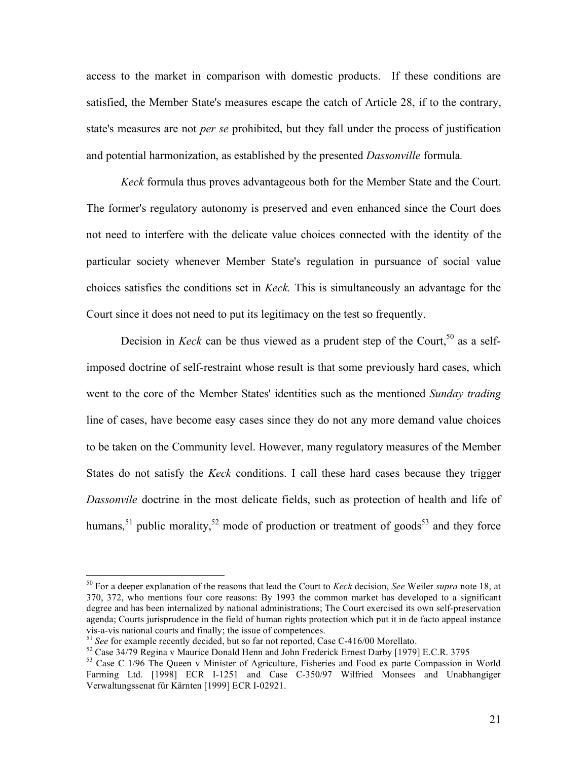access to the market in comparison with domestic products. If these conditions are satisfied, the Member State's measures escape the catch of Article 28, if to the contrary, state's measures are not *per se* prohibited, but they fall under the process of justification and potential harmonization, as established by the presented *Dassonville* formula*.*

*Keck* formula thus proves advantageous both for the Member State and the Court. The former's regulatory autonomy is preserved and even enhanced since the Court does not need to interfere with the delicate value choices connected with the identity of the particular society whenever Member State's regulation in pursuance of social value choices satisfies the conditions set in *Keck.* This is simultaneously an advantage for the Court since it does not need to put its legitimacy on the test so frequently.

Decision in *Keck* can be thus viewed as a prudent step of the Court,[50] as a self-imposed doctrine of self-restraint whose result is that some previously hard cases, which went to the core of the Member States' identities such as the mentioned *Sunday trading* line of cases, have become easy cases since they do not any more demand value choices to be taken on the Community level. However, many regulatory measures of the Member States do not satisfy the *Keck* conditions. I call these hard cases because they trigger *Dassonvile* doctrine in the most delicate fields, such as protection of health and life of humans,[51] public morality,[52] mode of production or treatment of goods[53] and they force

---

[50] For a deeper explanation of the reasons that lead the Court to *Keck* decision, *See* Weiler *supra* note 18, at 370, 372, who mentions four core reasons: By 1993 the common market has developed to a significant degree and has been internalized by national administrations; The Court exercised its own self-preservation agenda; Courts jurisprudence in the field of human rights protection which put it in de facto appeal instance vis-a-vis national courts and finally; the issue of competences.

[51] *See* for example recently decided, but so far not reported, Case C-416/00 Morellato.

[52] Case 34/79 Regina v Maurice Donald Henn and John Frederick Ernest Darby [1979] E.C.R. 3795

[53] Case C 1/96 The Queen v Minister of Agriculture, Fisheries and Food ex parte Compassion in World Farming Ltd. [1998] ECR I-1251 and Case C-350/97 Wilfried Monsees and Unabhangiger Verwaltungssenat für Kärnten [1999] ECR I-02921.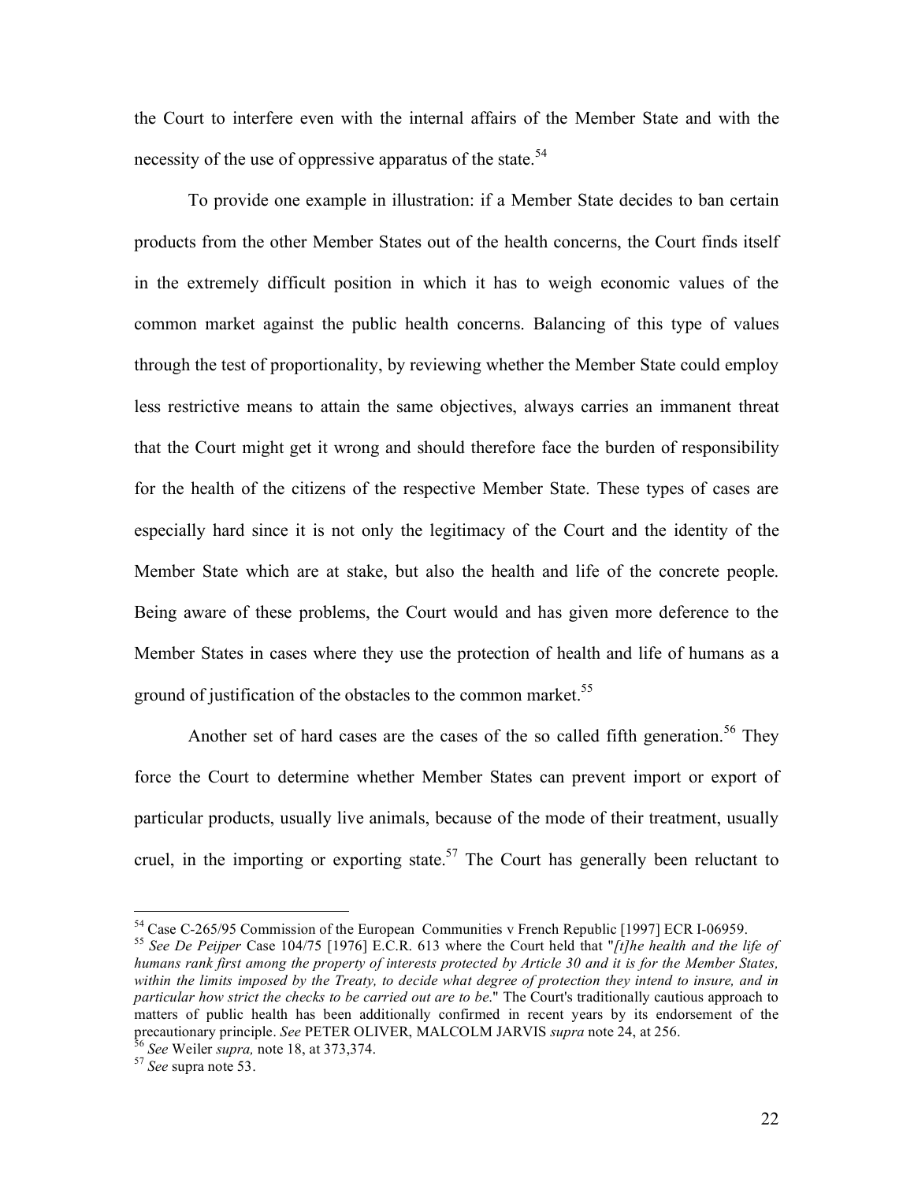the Court to interfere even with the internal affairs of the Member State and with the necessity of the use of oppressive apparatus of the state.[54]

To provide one example in illustration: if a Member State decides to ban certain products from the other Member States out of the health concerns, the Court finds itself in the extremely difficult position in which it has to weigh economic values of the common market against the public health concerns. Balancing of this type of values through the test of proportionality, by reviewing whether the Member State could employ less restrictive means to attain the same objectives, always carries an immanent threat that the Court might get it wrong and should therefore face the burden of responsibility for the health of the citizens of the respective Member State. These types of cases are especially hard since it is not only the legitimacy of the Court and the identity of the Member State which are at stake, but also the health and life of the concrete people. Being aware of these problems, the Court would and has given more deference to the Member States in cases where they use the protection of health and life of humans as a ground of justification of the obstacles to the common market.[55]

Another set of hard cases are the cases of the so called fifth generation.[56] They force the Court to determine whether Member States can prevent import or export of particular products, usually live animals, because of the mode of their treatment, usually cruel, in the importing or exporting state.[57] The Court has generally been reluctant to

---

[54] Case C-265/95 Commission of the European Communities v French Republic [1997] ECR I-06959.

[55] *See De Peijper* Case 104/75 [1976] E.C.R. 613 where the Court held that "*[t]he health and the life of humans rank first among the property of interests protected by Article 30 and it is for the Member States, within the limits imposed by the Treaty, to decide what degree of protection they intend to insure, and in particular how strict the checks to be carried out are to be*." The Court's traditionally cautious approach to matters of public health has been additionally confirmed in recent years by its endorsement of the precautionary principle. *See* PETER OLIVER, MALCOLM JARVIS *supra* note 24, at 256.

[56] *See* Weiler *supra,* note 18, at 373,374.

[57] *See* supra note 53.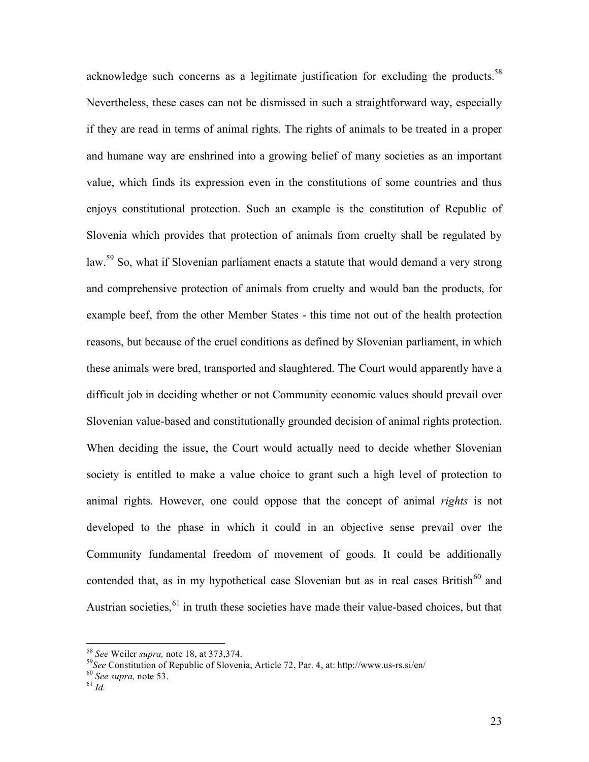acknowledge such concerns as a legitimate justification for excluding the products.[58] Nevertheless, these cases can not be dismissed in such a straightforward way, especially if they are read in terms of animal rights. The rights of animals to be treated in a proper and humane way are enshrined into a growing belief of many societies as an important value, which finds its expression even in the constitutions of some countries and thus enjoys constitutional protection. Such an example is the constitution of Republic of Slovenia which provides that protection of animals from cruelty shall be regulated by law.[59] So, what if Slovenian parliament enacts a statute that would demand a very strong and comprehensive protection of animals from cruelty and would ban the products, for example beef, from the other Member States - this time not out of the health protection reasons, but because of the cruel conditions as defined by Slovenian parliament, in which these animals were bred, transported and slaughtered. The Court would apparently have a difficult job in deciding whether or not Community economic values should prevail over Slovenian value-based and constitutionally grounded decision of animal rights protection. When deciding the issue, the Court would actually need to decide whether Slovenian society is entitled to make a value choice to grant such a high level of protection to animal rights. However, one could oppose that the concept of animal *rights* is not developed to the phase in which it could in an objective sense prevail over the Community fundamental freedom of movement of goods. It could be additionally contended that, as in my hypothetical case Slovenian but as in real cases British[60] and Austrian societies,[61] in truth these societies have made their value-based choices, but that

---

[58] *See* Weiler *supra,* note 18, at 373,374.

[59] *See* Constitution of Republic of Slovenia, Article 72, Par. 4, at: http://www.us-rs.si/en/

[60] *See supra,* note 53.

[61] *Id.*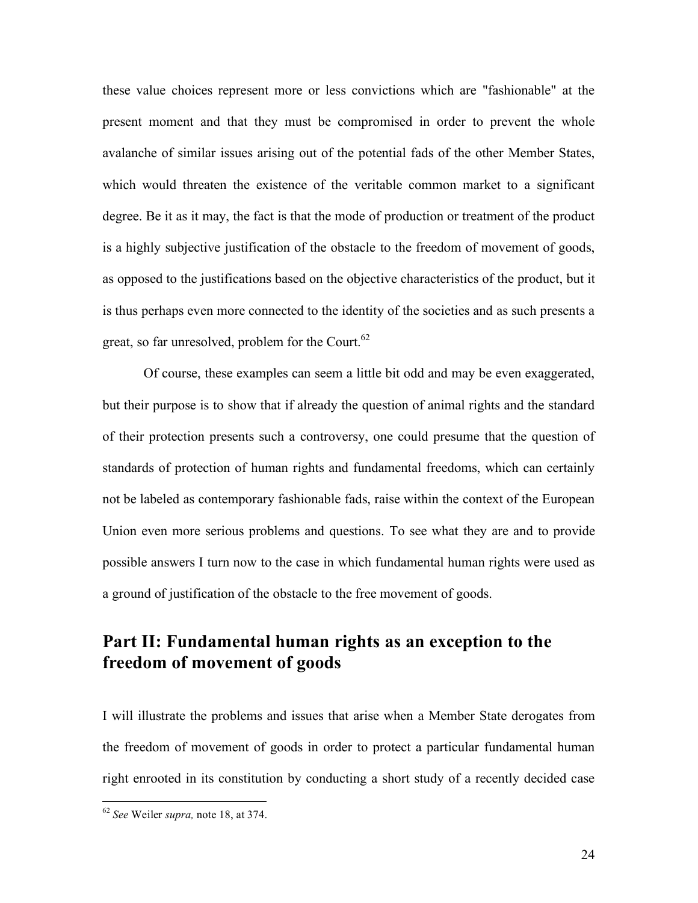these value choices represent more or less convictions which are "fashionable" at the present moment and that they must be compromised in order to prevent the whole avalanche of similar issues arising out of the potential fads of the other Member States, which would threaten the existence of the veritable common market to a significant degree. Be it as it may, the fact is that the mode of production or treatment of the product is a highly subjective justification of the obstacle to the freedom of movement of goods, as opposed to the justifications based on the objective characteristics of the product, but it is thus perhaps even more connected to the identity of the societies and as such presents a great, so far unresolved, problem for the Court.[62]

Of course, these examples can seem a little bit odd and may be even exaggerated, but their purpose is to show that if already the question of animal rights and the standard of their protection presents such a controversy, one could presume that the question of standards of protection of human rights and fundamental freedoms, which can certainly not be labeled as contemporary fashionable fads, raise within the context of the European Union even more serious problems and questions. To see what they are and to provide possible answers I turn now to the case in which fundamental human rights were used as a ground of justification of the obstacle to the free movement of goods.

## Part II: Fundamental human rights as an exception to the freedom of movement of goods

I will illustrate the problems and issues that arise when a Member State derogates from the freedom of movement of goods in order to protect a particular fundamental human right enrooted in its constitution by conducting a short study of a recently decided case

[62] *See* Weiler *supra,* note 18, at 374.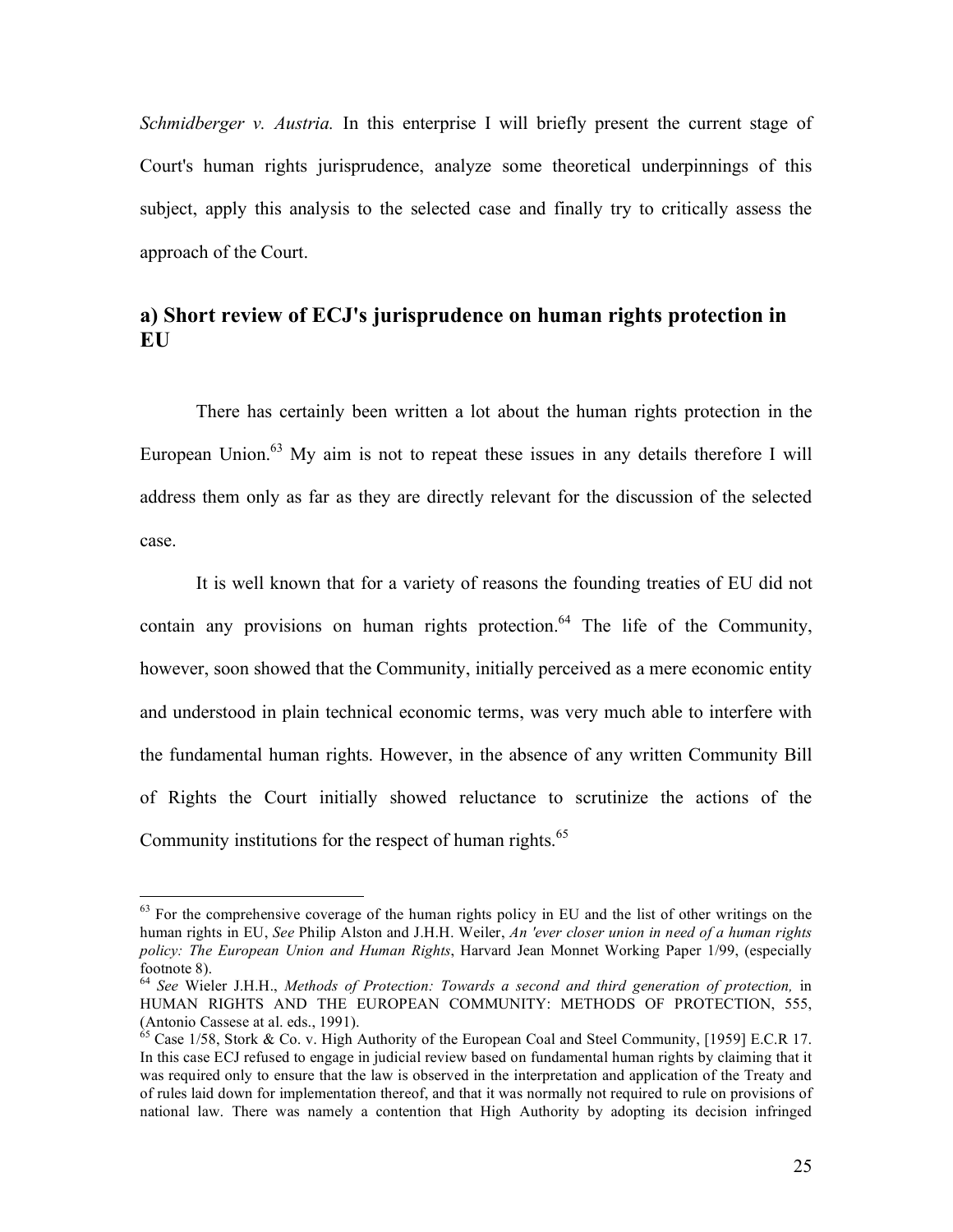*Schmidberger v. Austria.* In this enterprise I will briefly present the current stage of Court's human rights jurisprudence, analyze some theoretical underpinnings of this subject, apply this analysis to the selected case and finally try to critically assess the approach of the Court.

## a) Short review of ECJ's jurisprudence on human rights protection in EU

There has certainly been written a lot about the human rights protection in the European Union.[63] My aim is not to repeat these issues in any details therefore I will address them only as far as they are directly relevant for the discussion of the selected case.

It is well known that for a variety of reasons the founding treaties of EU did not contain any provisions on human rights protection.[64] The life of the Community, however, soon showed that the Community, initially perceived as a mere economic entity and understood in plain technical economic terms, was very much able to interfere with the fundamental human rights. However, in the absence of any written Community Bill of Rights the Court initially showed reluctance to scrutinize the actions of the Community institutions for the respect of human rights.[65]

---

[63] For the comprehensive coverage of the human rights policy in EU and the list of other writings on the human rights in EU, *See* Philip Alston and J.H.H. Weiler, *An 'ever closer union in need of a human rights policy: The European Union and Human Rights*, Harvard Jean Monnet Working Paper 1/99, (especially footnote 8).

[64] *See* Wieler J.H.H., *Methods of Protection: Towards a second and third generation of protection,* in HUMAN RIGHTS AND THE EUROPEAN COMMUNITY: METHODS OF PROTECTION, 555, (Antonio Cassese at al. eds., 1991).

[65] Case 1/58, Stork & Co. v. High Authority of the European Coal and Steel Community, [1959] E.C.R 17. In this case ECJ refused to engage in judicial review based on fundamental human rights by claiming that it was required only to ensure that the law is observed in the interpretation and application of the Treaty and of rules laid down for implementation thereof, and that it was normally not required to rule on provisions of national law. There was namely a contention that High Authority by adopting its decision infringed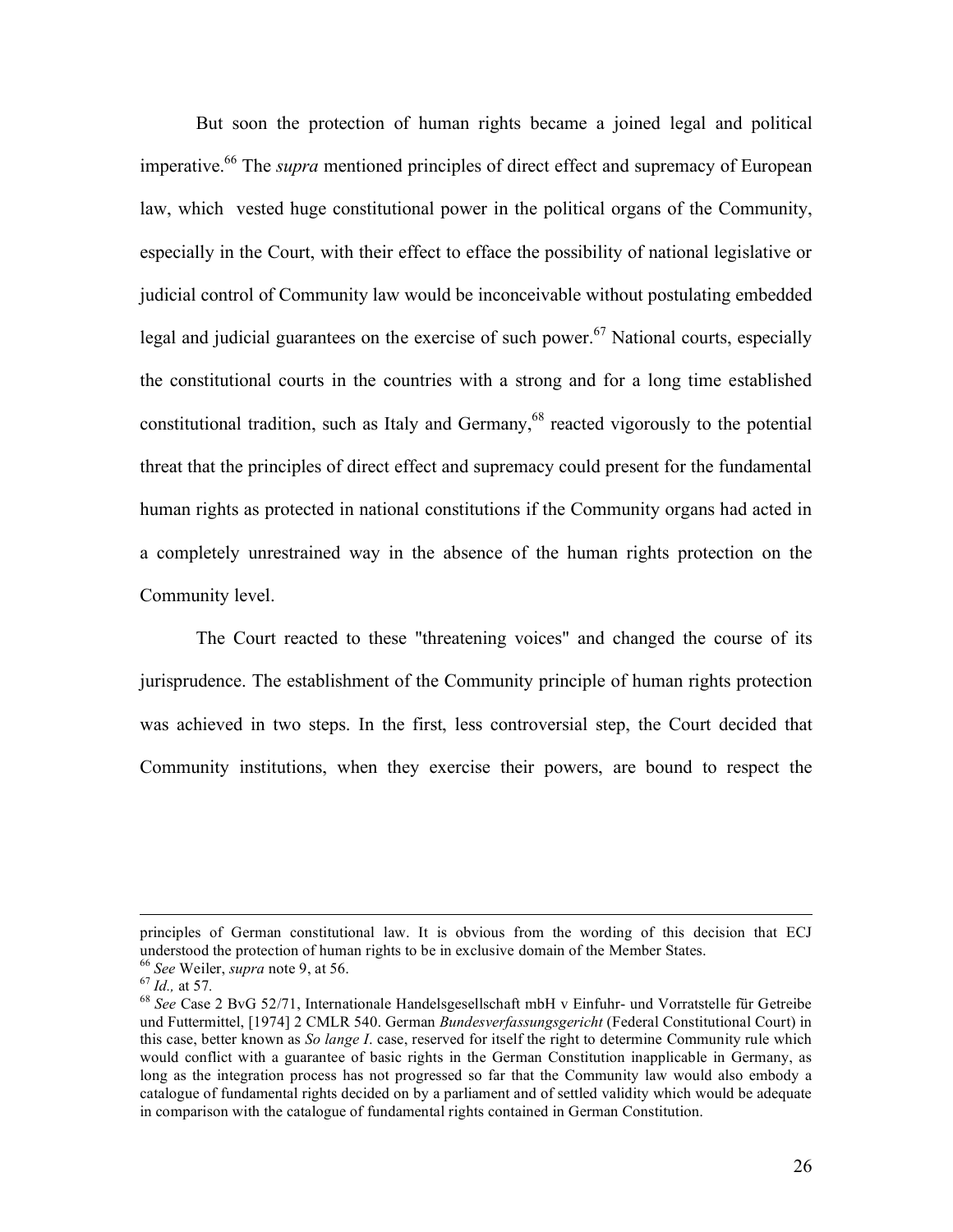But soon the protection of human rights became a joined legal and political imperative.[66] The *supra* mentioned principles of direct effect and supremacy of European law, which vested huge constitutional power in the political organs of the Community, especially in the Court, with their effect to efface the possibility of national legislative or judicial control of Community law would be inconceivable without postulating embedded legal and judicial guarantees on the exercise of such power.[67] National courts, especially the constitutional courts in the countries with a strong and for a long time established constitutional tradition, such as Italy and Germany,[68] reacted vigorously to the potential threat that the principles of direct effect and supremacy could present for the fundamental human rights as protected in national constitutions if the Community organs had acted in a completely unrestrained way in the absence of the human rights protection on the Community level.

The Court reacted to these "threatening voices" and changed the course of its jurisprudence. The establishment of the Community principle of human rights protection was achieved in two steps. In the first, less controversial step, the Court decided that Community institutions, when they exercise their powers, are bound to respect the

---

principles of German constitutional law. It is obvious from the wording of this decision that ECJ understood the protection of human rights to be in exclusive domain of the Member States.

[66] *See* Weiler, *supra* note 9, at 56.

[67] *Id.,* at 57.

[68] *See* Case 2 BvG 52/71, Internationale Handelsgesellschaft mbH v Einfuhr- und Vorratstelle für Getreibe und Futtermittel, [1974] 2 CMLR 540. German *Bundesverfassungsgericht* (Federal Constitutional Court) in this case, better known as *So lange I*. case, reserved for itself the right to determine Community rule which would conflict with a guarantee of basic rights in the German Constitution inapplicable in Germany, as long as the integration process has not progressed so far that the Community law would also embody a catalogue of fundamental rights decided on by a parliament and of settled validity which would be adequate in comparison with the catalogue of fundamental rights contained in German Constitution.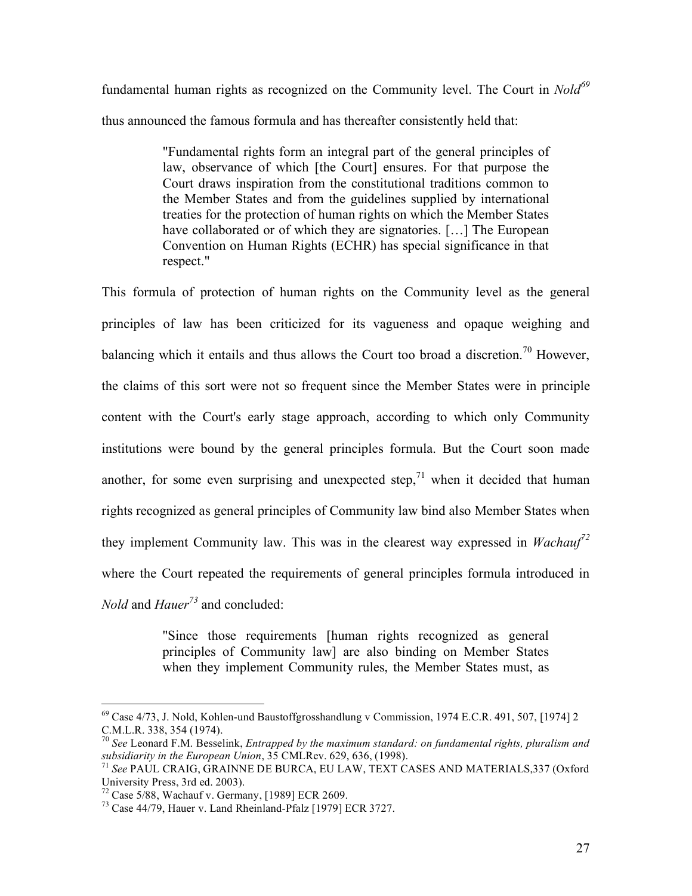fundamental human rights as recognized on the Community level. The Court in *Nold*[69] thus announced the famous formula and has thereafter consistently held that:

> "Fundamental rights form an integral part of the general principles of law, observance of which [the Court] ensures. For that purpose the Court draws inspiration from the constitutional traditions common to the Member States and from the guidelines supplied by international treaties for the protection of human rights on which the Member States have collaborated or of which they are signatories. […] The European Convention on Human Rights (ECHR) has special significance in that respect."

This formula of protection of human rights on the Community level as the general principles of law has been criticized for its vagueness and opaque weighing and balancing which it entails and thus allows the Court too broad a discretion.[70] However, the claims of this sort were not so frequent since the Member States were in principle content with the Court's early stage approach, according to which only Community institutions were bound by the general principles formula. But the Court soon made another, for some even surprising and unexpected step,[71] when it decided that human rights recognized as general principles of Community law bind also Member States when they implement Community law. This was in the clearest way expressed in *Wachauf*[72] where the Court repeated the requirements of general principles formula introduced in *Nold* and *Hauer*[73] and concluded:

> "Since those requirements [human rights recognized as general principles of Community law] are also binding on Member States when they implement Community rules, the Member States must, as

---

[69] Case 4/73, J. Nold, Kohlen-und Baustoffgrosshandlung v Commission, 1974 E.C.R. 491, 507, [1974] 2 C.M.L.R. 338, 354 (1974).

[70] *See* Leonard F.M. Besselink, *Entrapped by the maximum standard: on fundamental rights, pluralism and subsidiarity in the European Union*, 35 CMLRev. 629, 636, (1998).

[71] *See* PAUL CRAIG, GRAINNE DE BURCA, EU LAW, TEXT CASES AND MATERIALS,337 (Oxford University Press, 3rd ed. 2003).

[72] Case 5/88, Wachauf v. Germany, [1989] ECR 2609.

[73] Case 44/79, Hauer v. Land Rheinland-Pfalz [1979] ECR 3727.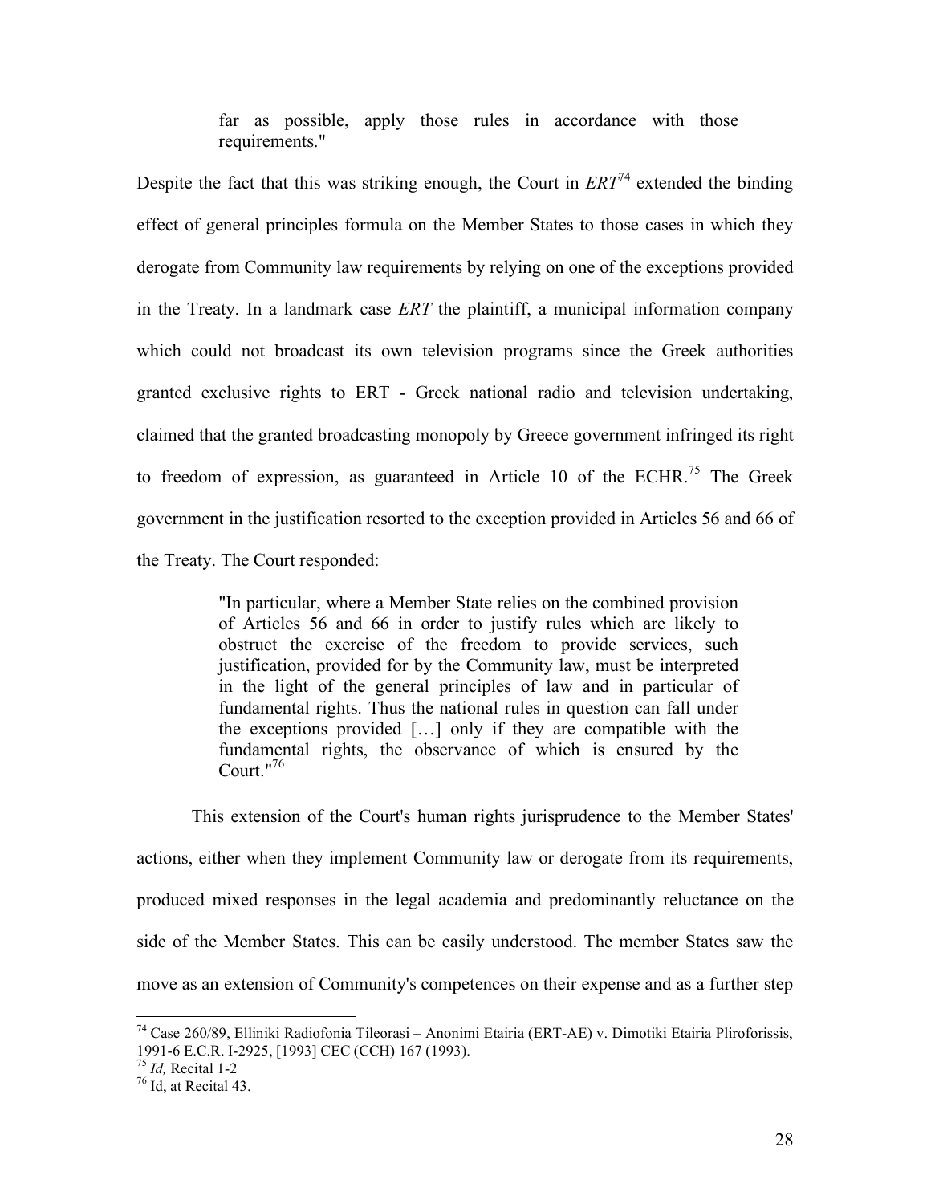> far as possible, apply those rules in accordance with those requirements."

Despite the fact that this was striking enough, the Court in *ERT*[74] extended the binding effect of general principles formula on the Member States to those cases in which they derogate from Community law requirements by relying on one of the exceptions provided in the Treaty. In a landmark case *ERT* the plaintiff, a municipal information company which could not broadcast its own television programs since the Greek authorities granted exclusive rights to ERT - Greek national radio and television undertaking, claimed that the granted broadcasting monopoly by Greece government infringed its right to freedom of expression, as guaranteed in Article 10 of the ECHR.[75] The Greek government in the justification resorted to the exception provided in Articles 56 and 66 of the Treaty. The Court responded:

> "In particular, where a Member State relies on the combined provision of Articles 56 and 66 in order to justify rules which are likely to obstruct the exercise of the freedom to provide services, such justification, provided for by the Community law, must be interpreted in the light of the general principles of law and in particular of fundamental rights. Thus the national rules in question can fall under the exceptions provided […] only if they are compatible with the fundamental rights, the observance of which is ensured by the Court."[76]

This extension of the Court's human rights jurisprudence to the Member States' actions, either when they implement Community law or derogate from its requirements, produced mixed responses in the legal academia and predominantly reluctance on the side of the Member States. This can be easily understood. The member States saw the move as an extension of Community's competences on their expense and as a further step

---

[74] Case 260/89, Elliniki Radiofonia Tileorasi – Anonimi Etairia (ERT-AE) v. Dimotiki Etairia Pliroforissis, 1991-6 E.C.R. I-2925, [1993] CEC (CCH) 167 (1993).

[75] *Id,* Recital 1-2

[76] Id, at Recital 43.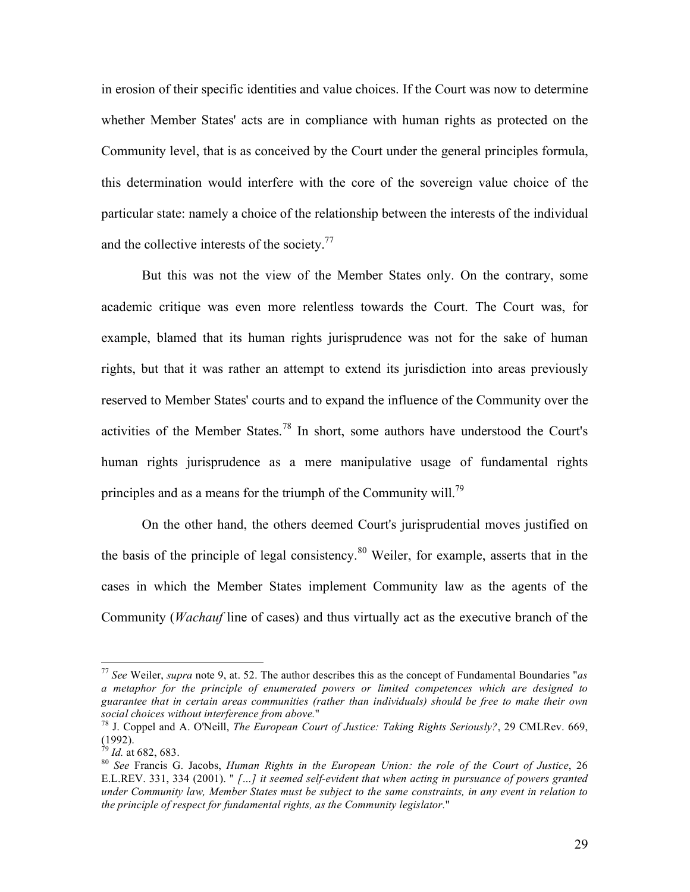in erosion of their specific identities and value choices. If the Court was now to determine whether Member States' acts are in compliance with human rights as protected on the Community level, that is as conceived by the Court under the general principles formula, this determination would interfere with the core of the sovereign value choice of the particular state: namely a choice of the relationship between the interests of the individual and the collective interests of the society.[77]

But this was not the view of the Member States only. On the contrary, some academic critique was even more relentless towards the Court. The Court was, for example, blamed that its human rights jurisprudence was not for the sake of human rights, but that it was rather an attempt to extend its jurisdiction into areas previously reserved to Member States' courts and to expand the influence of the Community over the activities of the Member States.[78] In short, some authors have understood the Court's human rights jurisprudence as a mere manipulative usage of fundamental rights principles and as a means for the triumph of the Community will.[79]

On the other hand, the others deemed Court's jurisprudential moves justified on the basis of the principle of legal consistency.[80] Weiler, for example, asserts that in the cases in which the Member States implement Community law as the agents of the Community (*Wachauf* line of cases) and thus virtually act as the executive branch of the

---

[77] *See* Weiler, *supra* note 9, at. 52. The author describes this as the concept of Fundamental Boundaries "*as a metaphor for the principle of enumerated powers or limited competences which are designed to guarantee that in certain areas communities (rather than individuals) should be free to make their own social choices without interference from above.*"

[78] J. Coppel and A. O'Neill, *The European Court of Justice: Taking Rights Seriously?*, 29 CMLRev. 669, (1992).

[79] *Id.* at 682, 683.

[80] *See* Francis G. Jacobs, *Human Rights in the European Union: the role of the Court of Justice*, 26 E.L.REV. 331, 334 (2001). " *[...] it seemed self-evident that when acting in pursuance of powers granted under Community law, Member States must be subject to the same constraints, in any event in relation to the principle of respect for fundamental rights, as the Community legislator.*"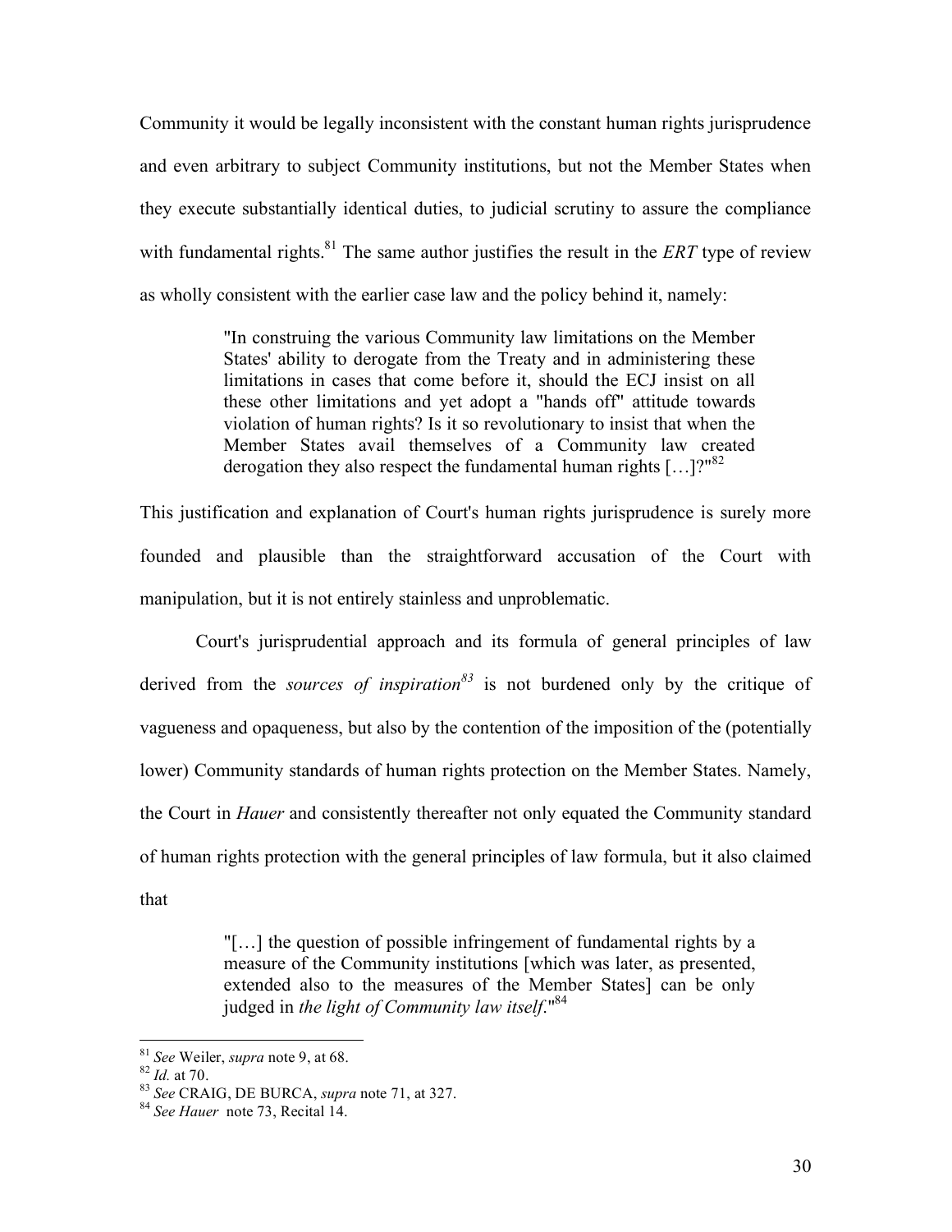Community it would be legally inconsistent with the constant human rights jurisprudence and even arbitrary to subject Community institutions, but not the Member States when they execute substantially identical duties, to judicial scrutiny to assure the compliance with fundamental rights.[81] The same author justifies the result in the *ERT* type of review as wholly consistent with the earlier case law and the policy behind it, namely:

> "In construing the various Community law limitations on the Member States' ability to derogate from the Treaty and in administering these limitations in cases that come before it, should the ECJ insist on all these other limitations and yet adopt a "hands off" attitude towards violation of human rights? Is it so revolutionary to insist that when the Member States avail themselves of a Community law created derogation they also respect the fundamental human rights […]?"[82]

This justification and explanation of Court's human rights jurisprudence is surely more founded and plausible than the straightforward accusation of the Court with manipulation, but it is not entirely stainless and unproblematic.

Court's jurisprudential approach and its formula of general principles of law derived from the *sources of inspiration*[83] is not burdened only by the critique of vagueness and opaqueness, but also by the contention of the imposition of the (potentially lower) Community standards of human rights protection on the Member States. Namely, the Court in *Hauer* and consistently thereafter not only equated the Community standard of human rights protection with the general principles of law formula, but it also claimed that

> "[…] the question of possible infringement of fundamental rights by a measure of the Community institutions [which was later, as presented, extended also to the measures of the Member States] can be only judged in *the light of Community law itself*."[84]

---

[81] *See* Weiler, *supra* note 9, at 68.

[82] *Id.* at 70.

[83] *See* CRAIG, DE BURCA, *supra* note 71, at 327.

[84] *See Hauer* note 73, Recital 14.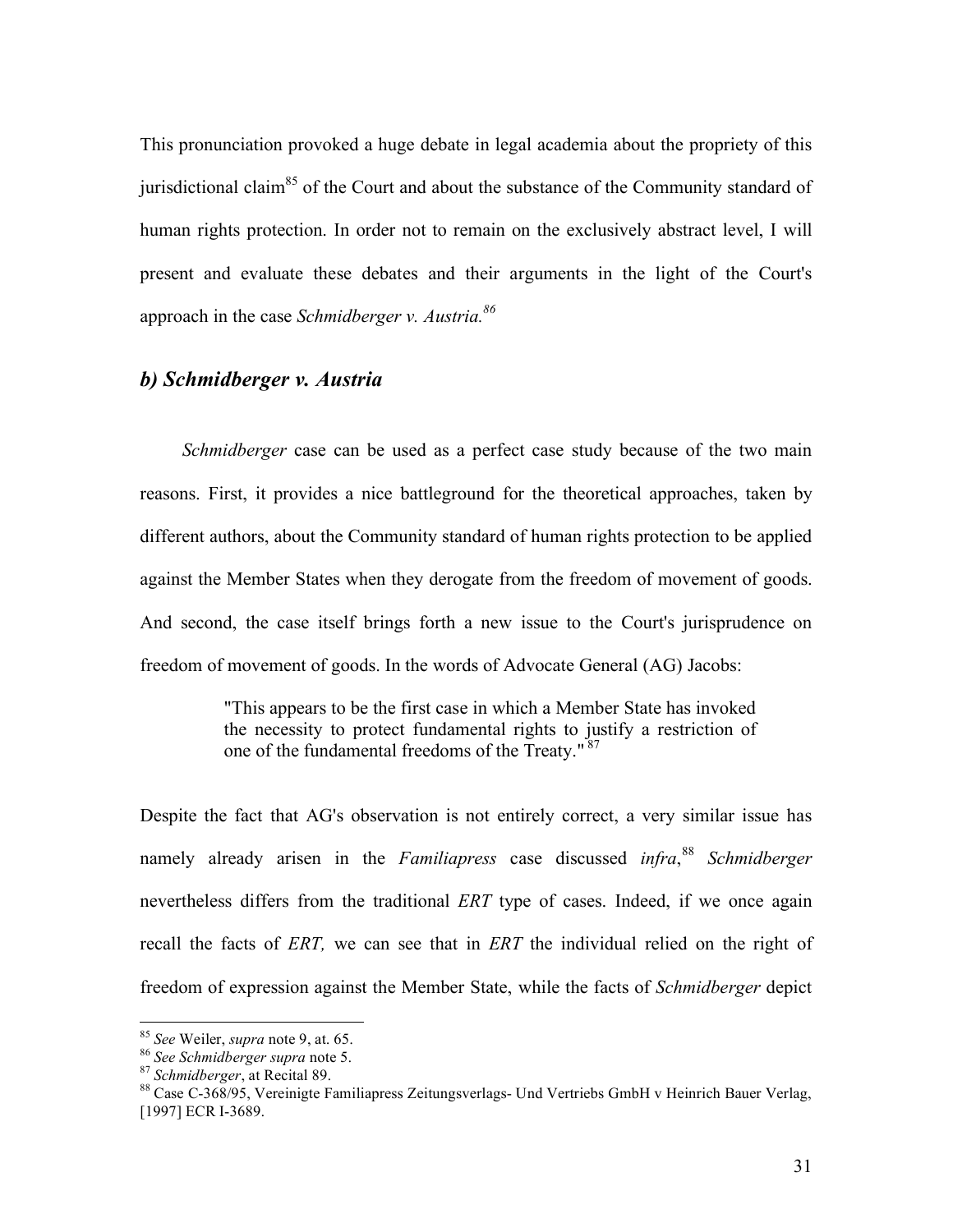This pronunciation provoked a huge debate in legal academia about the propriety of this jurisdictional claim[85] of the Court and about the substance of the Community standard of human rights protection. In order not to remain on the exclusively abstract level, I will present and evaluate these debates and their arguments in the light of the Court's approach in the case *Schmidberger v. Austria.*[86]

### *b) Schmidberger v. Austria*

*Schmidberger* case can be used as a perfect case study because of the two main reasons. First, it provides a nice battleground for the theoretical approaches, taken by different authors, about the Community standard of human rights protection to be applied against the Member States when they derogate from the freedom of movement of goods. And second, the case itself brings forth a new issue to the Court's jurisprudence on freedom of movement of goods. In the words of Advocate General (AG) Jacobs:

> "This appears to be the first case in which a Member State has invoked the necessity to protect fundamental rights to justify a restriction of one of the fundamental freedoms of the Treaty."[87]

Despite the fact that AG's observation is not entirely correct, a very similar issue has namely already arisen in the *Familiapress* case discussed *infra*,[88] *Schmidberger* nevertheless differs from the traditional *ERT* type of cases. Indeed, if we once again recall the facts of *ERT,* we can see that in *ERT* the individual relied on the right of freedom of expression against the Member State, while the facts of *Schmidberger* depict

---

[85] *See* Weiler, *supra* note 9, at. 65.

[86] *See Schmidberger supra* note 5.

[87] *Schmidberger*, at Recital 89.

[88] Case C-368/95, Vereinigte Familiapress Zeitungsverlags- Und Vertriebs GmbH v Heinrich Bauer Verlag, [1997] ECR I-3689.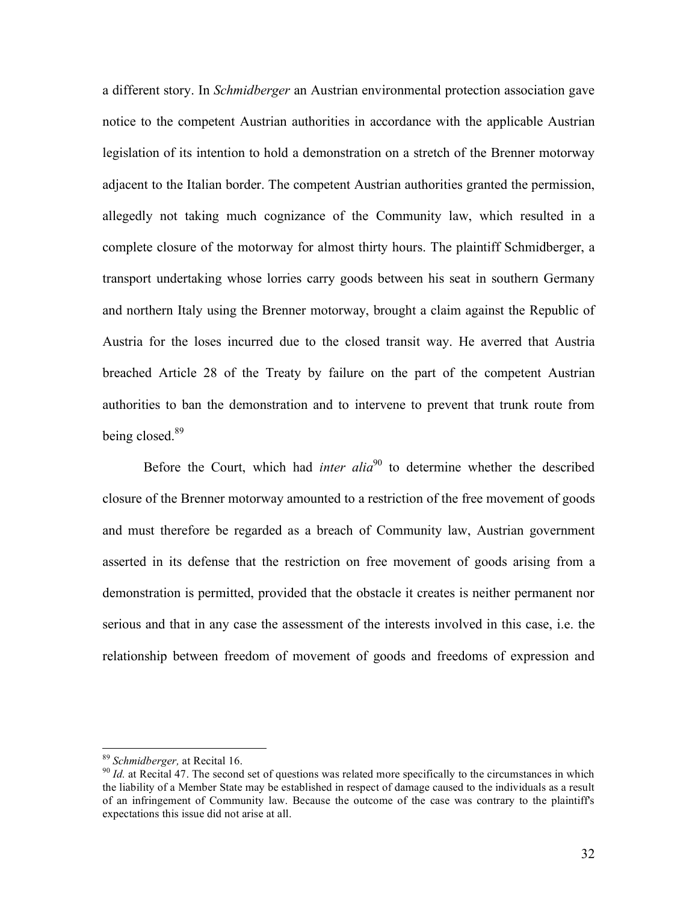a different story. In *Schmidberger* an Austrian environmental protection association gave notice to the competent Austrian authorities in accordance with the applicable Austrian legislation of its intention to hold a demonstration on a stretch of the Brenner motorway adjacent to the Italian border. The competent Austrian authorities granted the permission, allegedly not taking much cognizance of the Community law, which resulted in a complete closure of the motorway for almost thirty hours. The plaintiff Schmidberger, a transport undertaking whose lorries carry goods between his seat in southern Germany and northern Italy using the Brenner motorway, brought a claim against the Republic of Austria for the loses incurred due to the closed transit way. He averred that Austria breached Article 28 of the Treaty by failure on the part of the competent Austrian authorities to ban the demonstration and to intervene to prevent that trunk route from being closed.[89]

Before the Court, which had *inter alia*[90] to determine whether the described closure of the Brenner motorway amounted to a restriction of the free movement of goods and must therefore be regarded as a breach of Community law, Austrian government asserted in its defense that the restriction on free movement of goods arising from a demonstration is permitted, provided that the obstacle it creates is neither permanent nor serious and that in any case the assessment of the interests involved in this case, i.e. the relationship between freedom of movement of goods and freedoms of expression and

---

[89] *Schmidberger,* at Recital 16.

[90] *Id.* at Recital 47. The second set of questions was related more specifically to the circumstances in which the liability of a Member State may be established in respect of damage caused to the individuals as a result of an infringement of Community law. Because the outcome of the case was contrary to the plaintiff's expectations this issue did not arise at all.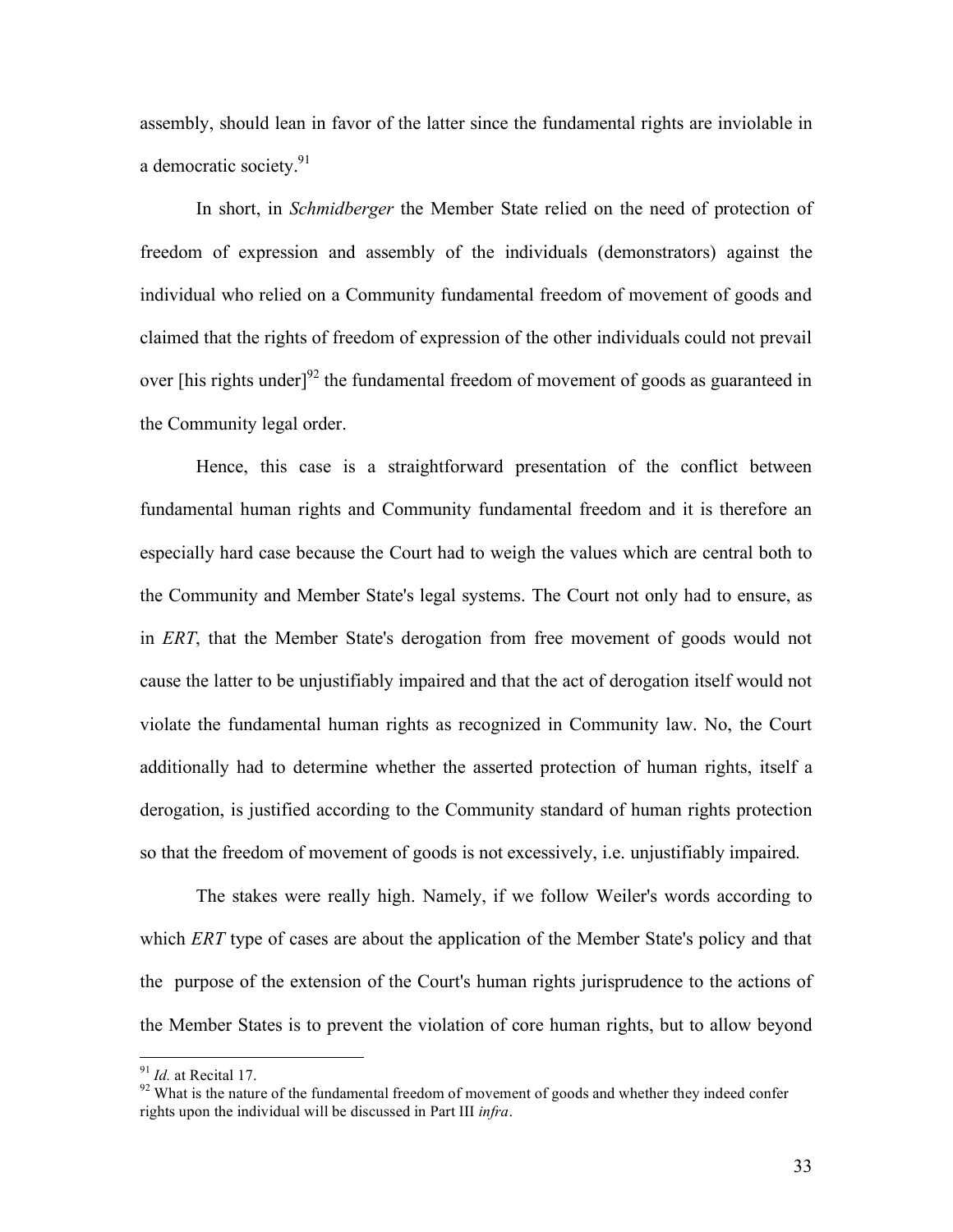assembly, should lean in favor of the latter since the fundamental rights are inviolable in a democratic society.[91]

In short, in *Schmidberger* the Member State relied on the need of protection of freedom of expression and assembly of the individuals (demonstrators) against the individual who relied on a Community fundamental freedom of movement of goods and claimed that the rights of freedom of expression of the other individuals could not prevail over [his rights under][92] the fundamental freedom of movement of goods as guaranteed in the Community legal order.

Hence, this case is a straightforward presentation of the conflict between fundamental human rights and Community fundamental freedom and it is therefore an especially hard case because the Court had to weigh the values which are central both to the Community and Member State's legal systems. The Court not only had to ensure, as in *ERT*, that the Member State's derogation from free movement of goods would not cause the latter to be unjustifiably impaired and that the act of derogation itself would not violate the fundamental human rights as recognized in Community law. No, the Court additionally had to determine whether the asserted protection of human rights, itself a derogation, is justified according to the Community standard of human rights protection so that the freedom of movement of goods is not excessively, i.e. unjustifiably impaired.

The stakes were really high. Namely, if we follow Weiler's words according to which *ERT* type of cases are about the application of the Member State's policy and that the purpose of the extension of the Court's human rights jurisprudence to the actions of the Member States is to prevent the violation of core human rights, but to allow beyond

---

[91] *Id.* at Recital 17.

[92] What is the nature of the fundamental freedom of movement of goods and whether they indeed confer rights upon the individual will be discussed in Part III *infra*.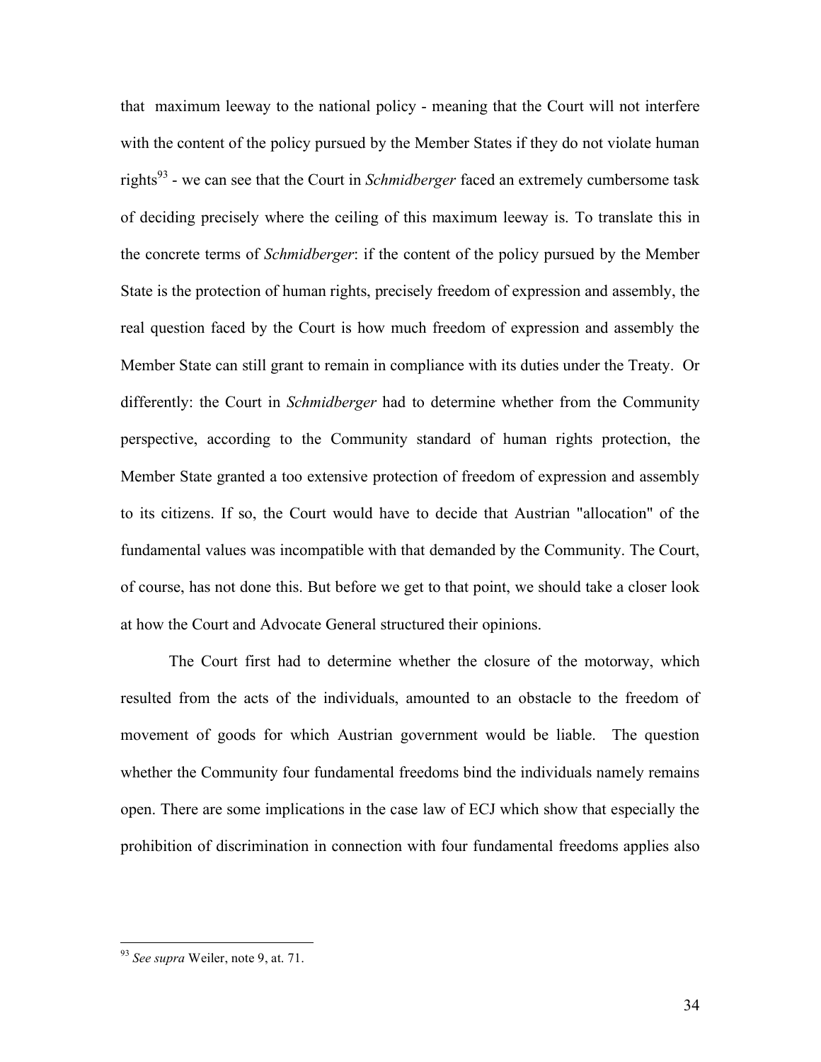that  maximum leeway to the national policy - meaning that the Court will not interfere with the content of the policy pursued by the Member States if they do not violate human rights[93] - we can see that the Court in *Schmidberger* faced an extremely cumbersome task of deciding precisely where the ceiling of this maximum leeway is. To translate this in the concrete terms of *Schmidberger*: if the content of the policy pursued by the Member State is the protection of human rights, precisely freedom of expression and assembly, the real question faced by the Court is how much freedom of expression and assembly the Member State can still grant to remain in compliance with its duties under the Treaty.  Or differently: the Court in *Schmidberger* had to determine whether from the Community perspective, according to the Community standard of human rights protection, the Member State granted a too extensive protection of freedom of expression and assembly to its citizens. If so, the Court would have to decide that Austrian "allocation" of the fundamental values was incompatible with that demanded by the Community. The Court, of course, has not done this. But before we get to that point, we should take a closer look at how the Court and Advocate General structured their opinions.

The Court first had to determine whether the closure of the motorway, which resulted from the acts of the individuals, amounted to an obstacle to the freedom of movement of goods for which Austrian government would be liable.  The question whether the Community four fundamental freedoms bind the individuals namely remains open. There are some implications in the case law of ECJ which show that especially the prohibition of discrimination in connection with four fundamental freedoms applies also

[93] *See supra* Weiler, note 9, at. 71.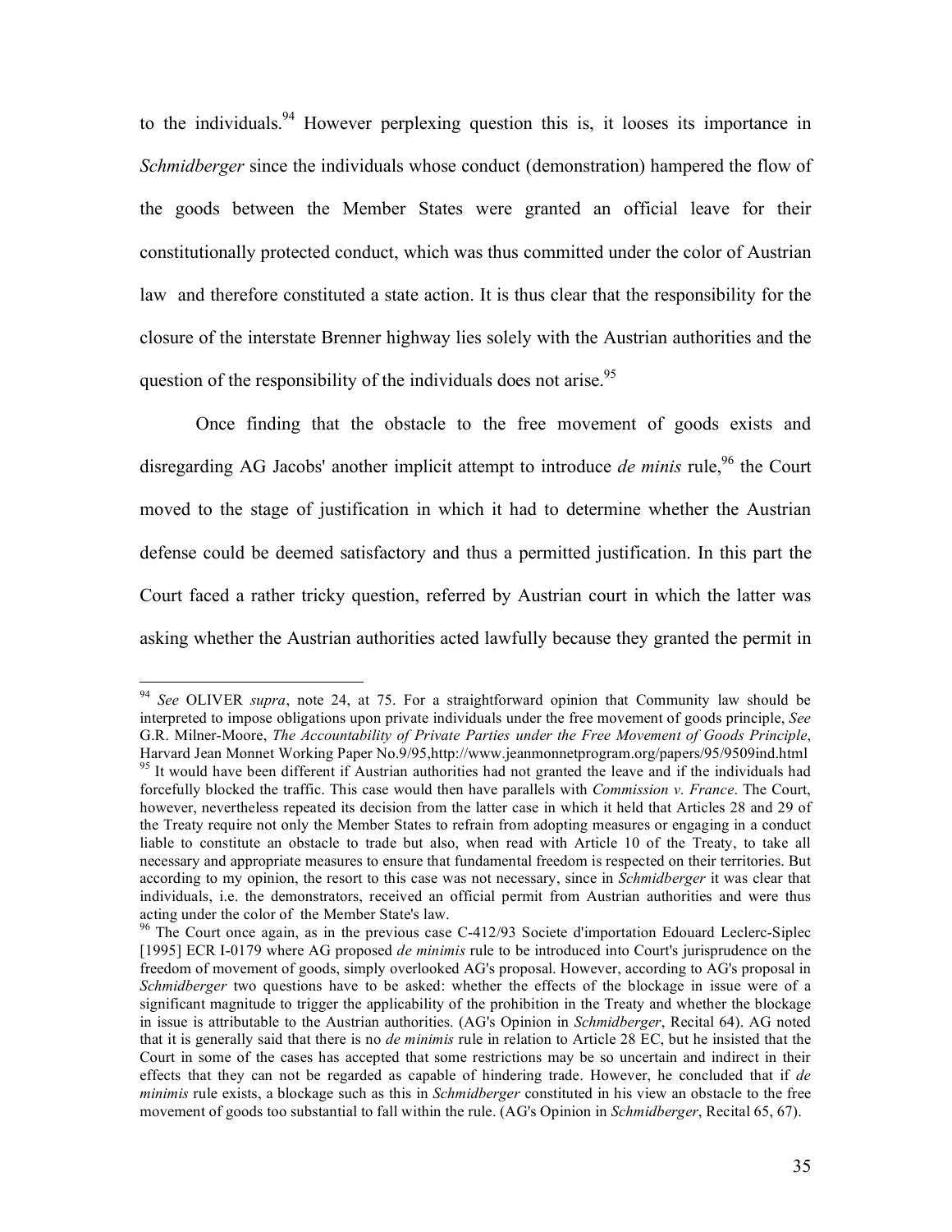to the individuals.[94] However perplexing question this is, it looses its importance in *Schmidberger* since the individuals whose conduct (demonstration) hampered the flow of the goods between the Member States were granted an official leave for their constitutionally protected conduct, which was thus committed under the color of Austrian law and therefore constituted a state action. It is thus clear that the responsibility for the closure of the interstate Brenner highway lies solely with the Austrian authorities and the question of the responsibility of the individuals does not arise.[95]

Once finding that the obstacle to the free movement of goods exists and disregarding AG Jacobs' another implicit attempt to introduce *de minis* rule,[96] the Court moved to the stage of justification in which it had to determine whether the Austrian defense could be deemed satisfactory and thus a permitted justification. In this part the Court faced a rather tricky question, referred by Austrian court in which the latter was asking whether the Austrian authorities acted lawfully because they granted the permit in

---

[94] *See* OLIVER *supra*, note 24, at 75. For a straightforward opinion that Community law should be interpreted to impose obligations upon private individuals under the free movement of goods principle, *See* G.R. Milner-Moore, *The Accountability of Private Parties under the Free Movement of Goods Principle*, Harvard Jean Monnet Working Paper No.9/95,http://www.jeanmonnetprogram.org/papers/95/9509ind.html

[95] It would have been different if Austrian authorities had not granted the leave and if the individuals had forcefully blocked the traffic. This case would then have parallels with *Commission v. France*. The Court, however, nevertheless repeated its decision from the latter case in which it held that Articles 28 and 29 of the Treaty require not only the Member States to refrain from adopting measures or engaging in a conduct liable to constitute an obstacle to trade but also, when read with Article 10 of the Treaty, to take all necessary and appropriate measures to ensure that fundamental freedom is respected on their territories. But according to my opinion, the resort to this case was not necessary, since in *Schmidberger* it was clear that individuals, i.e. the demonstrators, received an official permit from Austrian authorities and were thus acting under the color of the Member State's law.

[96] The Court once again, as in the previous case C-412/93 Societe d'importation Edouard Leclerc-Siplec [1995] ECR I-0179 where AG proposed *de minimis* rule to be introduced into Court's jurisprudence on the freedom of movement of goods, simply overlooked AG's proposal. However, according to AG's proposal in *Schmidberger* two questions have to be asked: whether the effects of the blockage in issue were of a significant magnitude to trigger the applicability of the prohibition in the Treaty and whether the blockage in issue is attributable to the Austrian authorities. (AG's Opinion in *Schmidberger*, Recital 64). AG noted that it is generally said that there is no *de minimis* rule in relation to Article 28 EC, but he insisted that the Court in some of the cases has accepted that some restrictions may be so uncertain and indirect in their effects that they can not be regarded as capable of hindering trade. However, he concluded that if *de minimis* rule exists, a blockage such as this in *Schmidberger* constituted in his view an obstacle to the free movement of goods too substantial to fall within the rule. (AG's Opinion in *Schmidberger*, Recital 65, 67).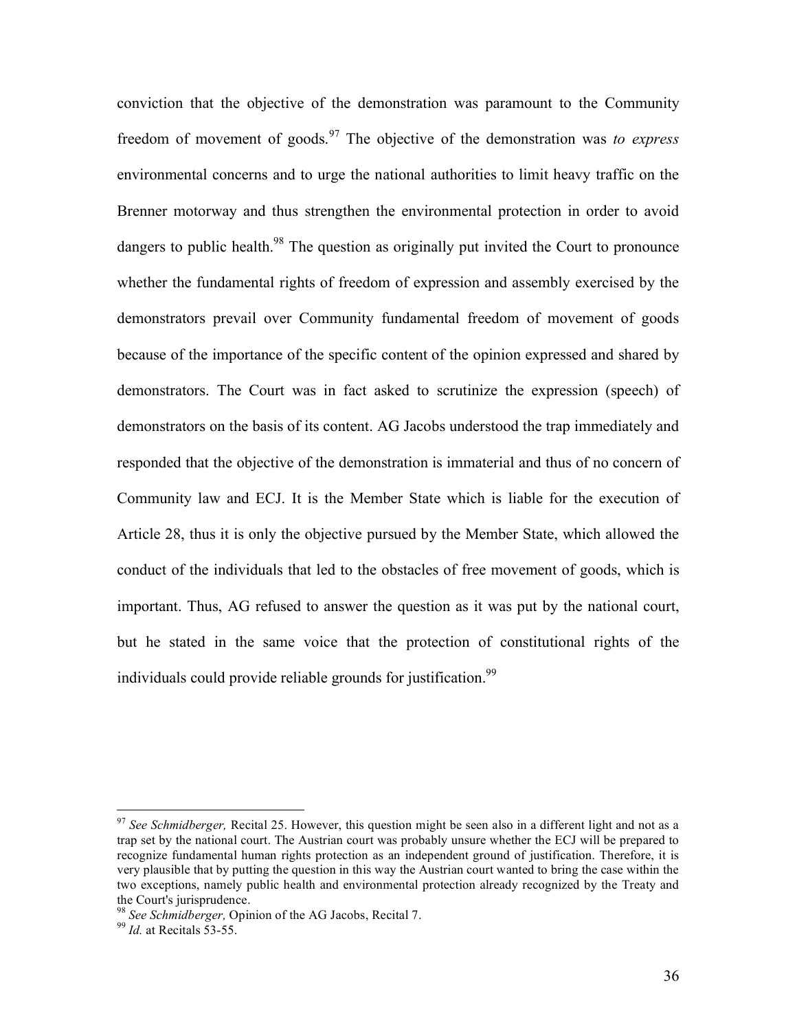conviction that the objective of the demonstration was paramount to the Community freedom of movement of goods.[97] The objective of the demonstration was *to express* environmental concerns and to urge the national authorities to limit heavy traffic on the Brenner motorway and thus strengthen the environmental protection in order to avoid dangers to public health.[98] The question as originally put invited the Court to pronounce whether the fundamental rights of freedom of expression and assembly exercised by the demonstrators prevail over Community fundamental freedom of movement of goods because of the importance of the specific content of the opinion expressed and shared by demonstrators. The Court was in fact asked to scrutinize the expression (speech) of demonstrators on the basis of its content. AG Jacobs understood the trap immediately and responded that the objective of the demonstration is immaterial and thus of no concern of Community law and ECJ. It is the Member State which is liable for the execution of Article 28, thus it is only the objective pursued by the Member State, which allowed the conduct of the individuals that led to the obstacles of free movement of goods, which is important. Thus, AG refused to answer the question as it was put by the national court, but he stated in the same voice that the protection of constitutional rights of the individuals could provide reliable grounds for justification.[99]

---

[97] *See Schmidberger,* Recital 25. However, this question might be seen also in a different light and not as a trap set by the national court. The Austrian court was probably unsure whether the ECJ will be prepared to recognize fundamental human rights protection as an independent ground of justification. Therefore, it is very plausible that by putting the question in this way the Austrian court wanted to bring the case within the two exceptions, namely public health and environmental protection already recognized by the Treaty and the Court's jurisprudence.

[98] *See Schmidberger,* Opinion of the AG Jacobs, Recital 7.

[99] *Id.* at Recitals 53-55.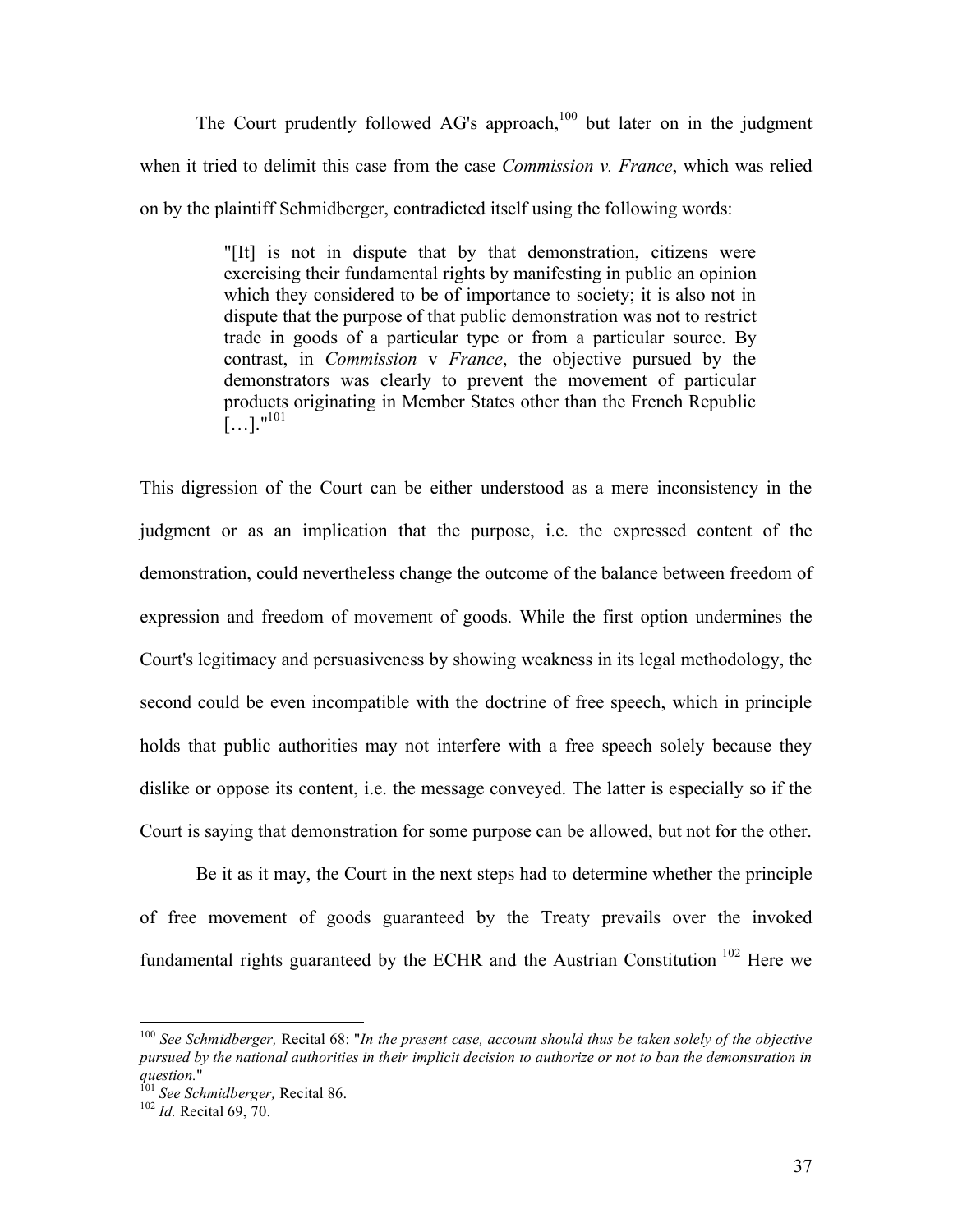The Court prudently followed AG's approach,[100] but later on in the judgment when it tried to delimit this case from the case *Commission v. France*, which was relied on by the plaintiff Schmidberger, contradicted itself using the following words:

> "[It] is not in dispute that by that demonstration, citizens were exercising their fundamental rights by manifesting in public an opinion which they considered to be of importance to society; it is also not in dispute that the purpose of that public demonstration was not to restrict trade in goods of a particular type or from a particular source. By contrast, in *Commission* v *France*, the objective pursued by the demonstrators was clearly to prevent the movement of particular products originating in Member States other than the French Republic […]."[101]

This digression of the Court can be either understood as a mere inconsistency in the judgment or as an implication that the purpose, i.e. the expressed content of the demonstration, could nevertheless change the outcome of the balance between freedom of expression and freedom of movement of goods. While the first option undermines the Court's legitimacy and persuasiveness by showing weakness in its legal methodology, the second could be even incompatible with the doctrine of free speech, which in principle holds that public authorities may not interfere with a free speech solely because they dislike or oppose its content, i.e. the message conveyed. The latter is especially so if the Court is saying that demonstration for some purpose can be allowed, but not for the other.

Be it as it may, the Court in the next steps had to determine whether the principle of free movement of goods guaranteed by the Treaty prevails over the invoked fundamental rights guaranteed by the ECHR and the Austrian Constitution [102] Here we

---

[100] *See Schmidberger,* Recital 68: "*In the present case, account should thus be taken solely of the objective pursued by the national authorities in their implicit decision to authorize or not to ban the demonstration in question.*"

[101] *See Schmidberger,* Recital 86.

[102] *Id.* Recital 69, 70.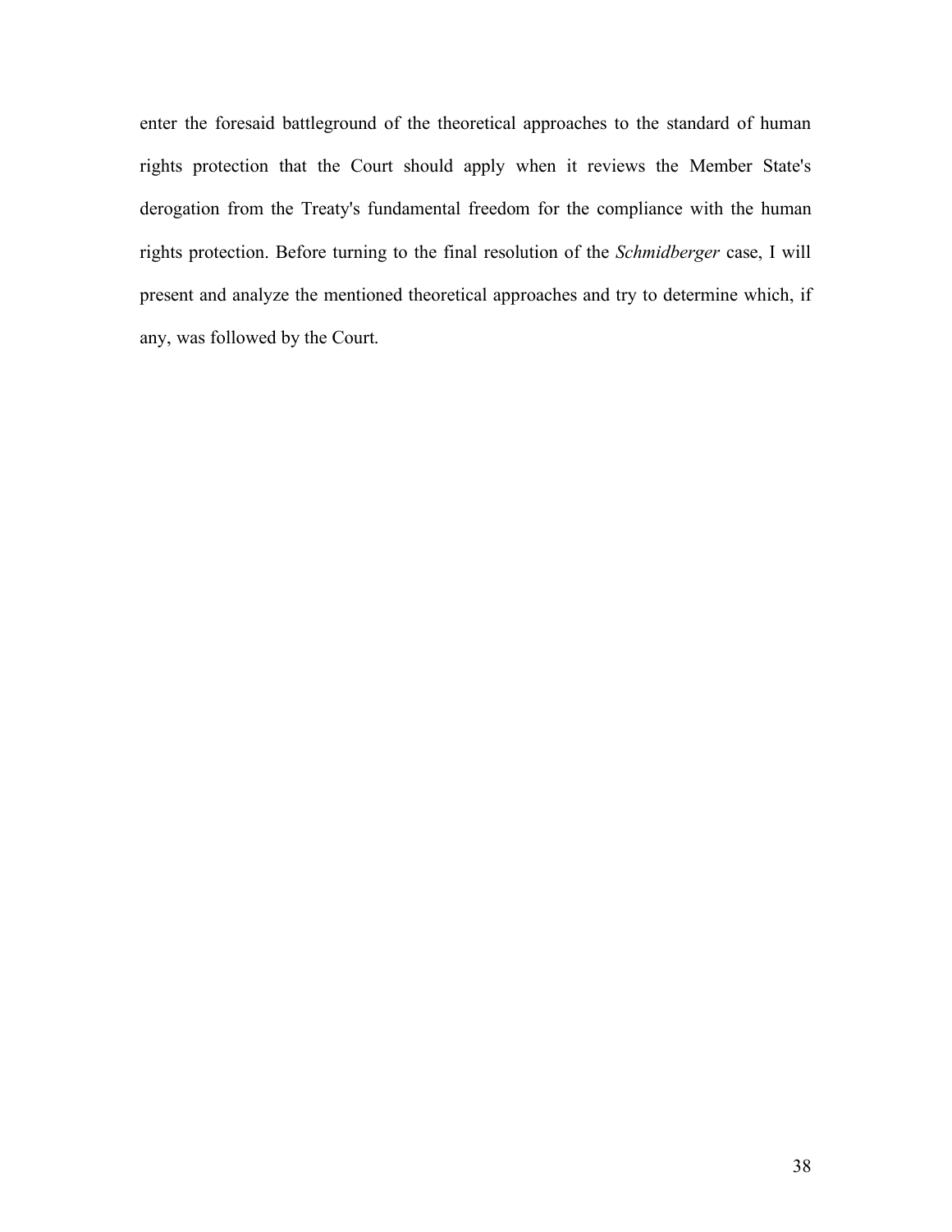enter the foresaid battleground of the theoretical approaches to the standard of human rights protection that the Court should apply when it reviews the Member State's derogation from the Treaty's fundamental freedom for the compliance with the human rights protection. Before turning to the final resolution of the *Schmidberger* case, I will present and analyze the mentioned theoretical approaches and try to determine which, if any, was followed by the Court.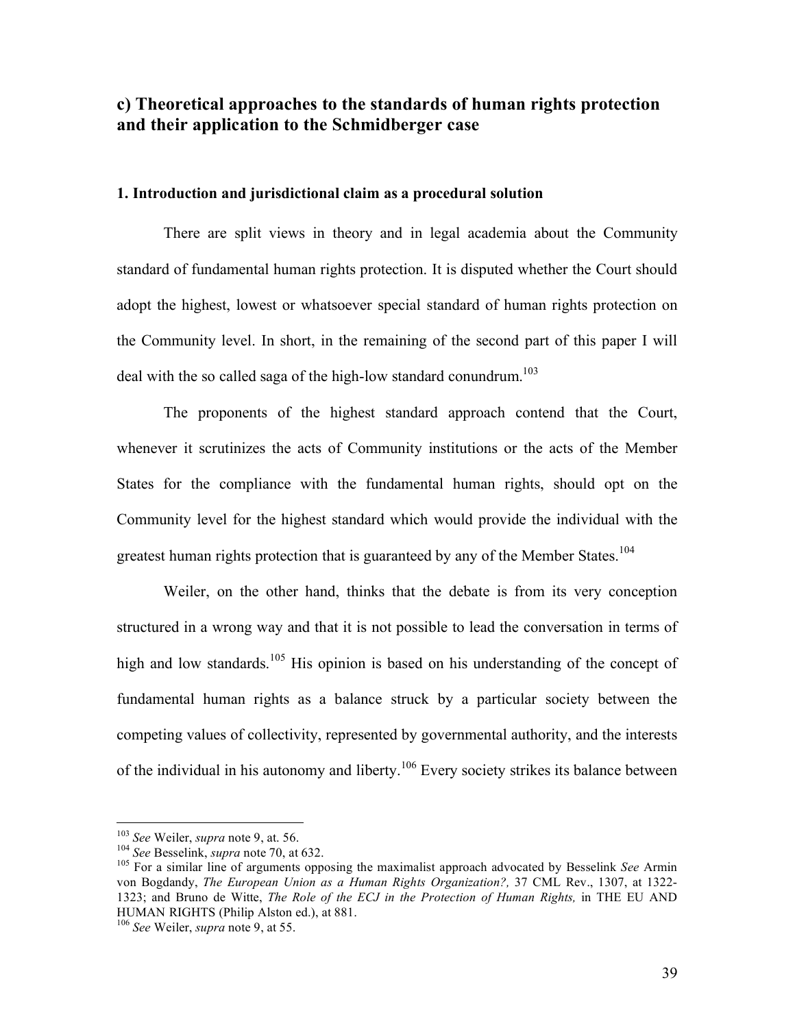## c) Theoretical approaches to the standards of human rights protection and their application to the Schmidberger case

### 1. Introduction and jurisdictional claim as a procedural solution

There are split views in theory and in legal academia about the Community standard of fundamental human rights protection. It is disputed whether the Court should adopt the highest, lowest or whatsoever special standard of human rights protection on the Community level. In short, in the remaining of the second part of this paper I will deal with the so called saga of the high-low standard conundrum.[103]

The proponents of the highest standard approach contend that the Court, whenever it scrutinizes the acts of Community institutions or the acts of the Member States for the compliance with the fundamental human rights, should opt on the Community level for the highest standard which would provide the individual with the greatest human rights protection that is guaranteed by any of the Member States.[104]

Weiler, on the other hand, thinks that the debate is from its very conception structured in a wrong way and that it is not possible to lead the conversation in terms of high and low standards.[105] His opinion is based on his understanding of the concept of fundamental human rights as a balance struck by a particular society between the competing values of collectivity, represented by governmental authority, and the interests of the individual in his autonomy and liberty.[106] Every society strikes its balance between

---

[103] *See* Weiler, *supra* note 9, at. 56.

[104] *See* Besselink, *supra* note 70, at 632.

[105] For a similar line of arguments opposing the maximalist approach advocated by Besselink *See* Armin von Bogdandy, *The European Union as a Human Rights Organization?,* 37 CML Rev., 1307, at 1322-1323; and Bruno de Witte, *The Role of the ECJ in the Protection of Human Rights,* in THE EU AND HUMAN RIGHTS (Philip Alston ed.), at 881.

[106] *See* Weiler, *supra* note 9, at 55.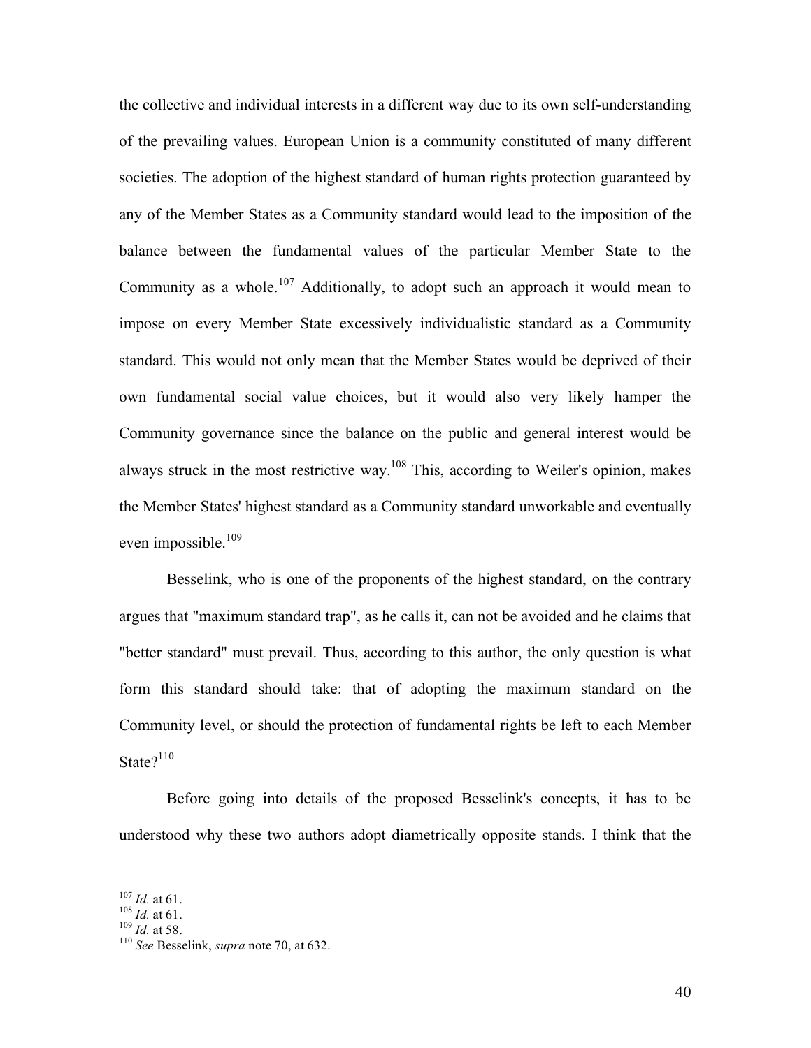the collective and individual interests in a different way due to its own self-understanding of the prevailing values. European Union is a community constituted of many different societies. The adoption of the highest standard of human rights protection guaranteed by any of the Member States as a Community standard would lead to the imposition of the balance between the fundamental values of the particular Member State to the Community as a whole.[107] Additionally, to adopt such an approach it would mean to impose on every Member State excessively individualistic standard as a Community standard. This would not only mean that the Member States would be deprived of their own fundamental social value choices, but it would also very likely hamper the Community governance since the balance on the public and general interest would be always struck in the most restrictive way.[108] This, according to Weiler's opinion, makes the Member States' highest standard as a Community standard unworkable and eventually even impossible.[109]

Besselink, who is one of the proponents of the highest standard, on the contrary argues that "maximum standard trap", as he calls it, can not be avoided and he claims that "better standard" must prevail. Thus, according to this author, the only question is what form this standard should take: that of adopting the maximum standard on the Community level, or should the protection of fundamental rights be left to each Member State?[110]

Before going into details of the proposed Besselink's concepts, it has to be understood why these two authors adopt diametrically opposite stands. I think that the

---

[107] *Id.* at 61.
[108] *Id.* at 61.
[109] *Id.* at 58.
[110] *See* Besselink, *supra* note 70, at 632.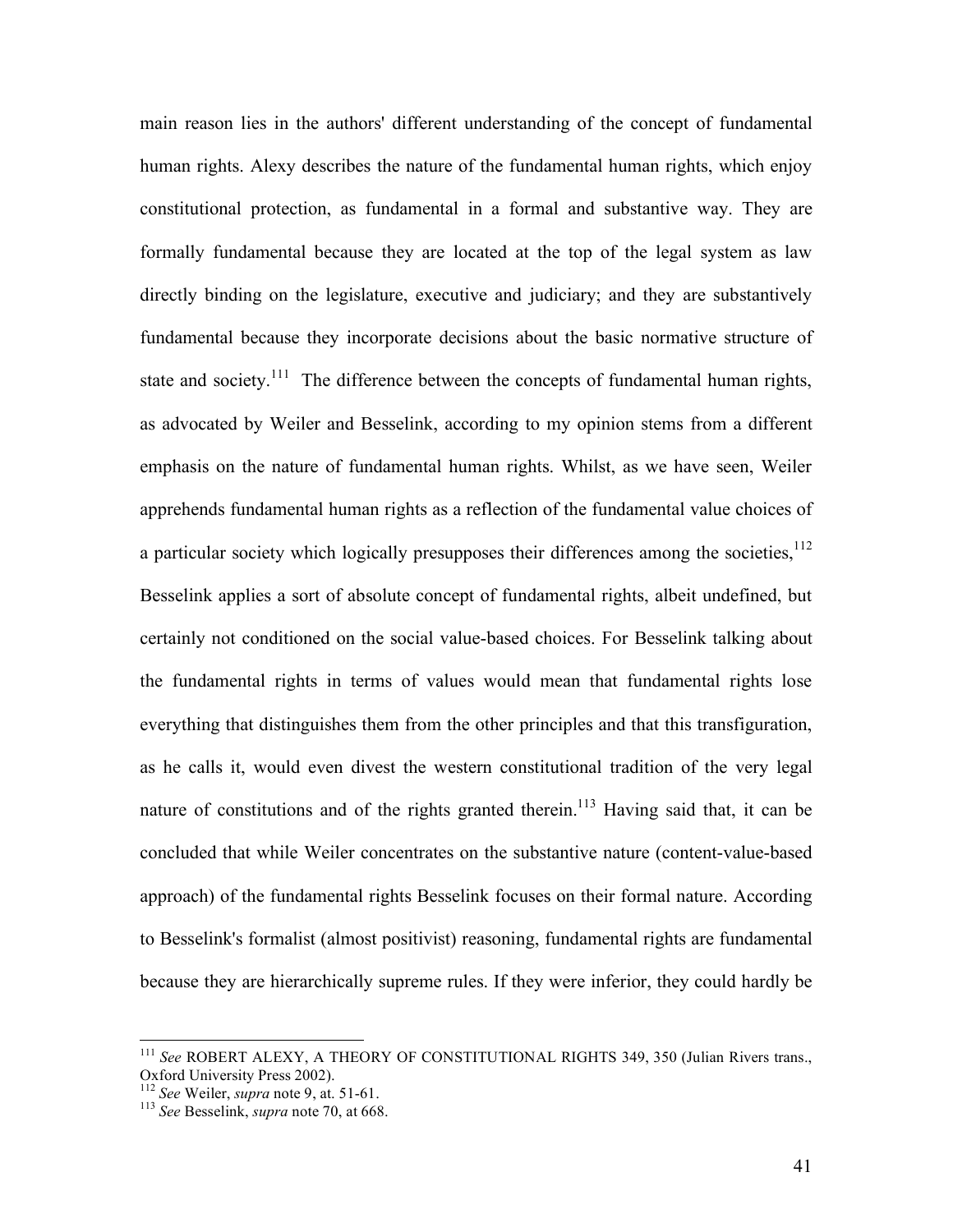main reason lies in the authors' different understanding of the concept of fundamental human rights. Alexy describes the nature of the fundamental human rights, which enjoy constitutional protection, as fundamental in a formal and substantive way. They are formally fundamental because they are located at the top of the legal system as law directly binding on the legislature, executive and judiciary; and they are substantively fundamental because they incorporate decisions about the basic normative structure of state and society.[111] The difference between the concepts of fundamental human rights, as advocated by Weiler and Besselink, according to my opinion stems from a different emphasis on the nature of fundamental human rights. Whilst, as we have seen, Weiler apprehends fundamental human rights as a reflection of the fundamental value choices of a particular society which logically presupposes their differences among the societies,[112] Besselink applies a sort of absolute concept of fundamental rights, albeit undefined, but certainly not conditioned on the social value-based choices. For Besselink talking about the fundamental rights in terms of values would mean that fundamental rights lose everything that distinguishes them from the other principles and that this transfiguration, as he calls it, would even divest the western constitutional tradition of the very legal nature of constitutions and of the rights granted therein.[113] Having said that, it can be concluded that while Weiler concentrates on the substantive nature (content-value-based approach) of the fundamental rights Besselink focuses on their formal nature. According to Besselink's formalist (almost positivist) reasoning, fundamental rights are fundamental because they are hierarchically supreme rules. If they were inferior, they could hardly be

[111] *See* ROBERT ALEXY, A THEORY OF CONSTITUTIONAL RIGHTS 349, 350 (Julian Rivers trans., Oxford University Press 2002).

[112] *See* Weiler, *supra* note 9, at. 51-61.

[113] *See* Besselink, *supra* note 70, at 668.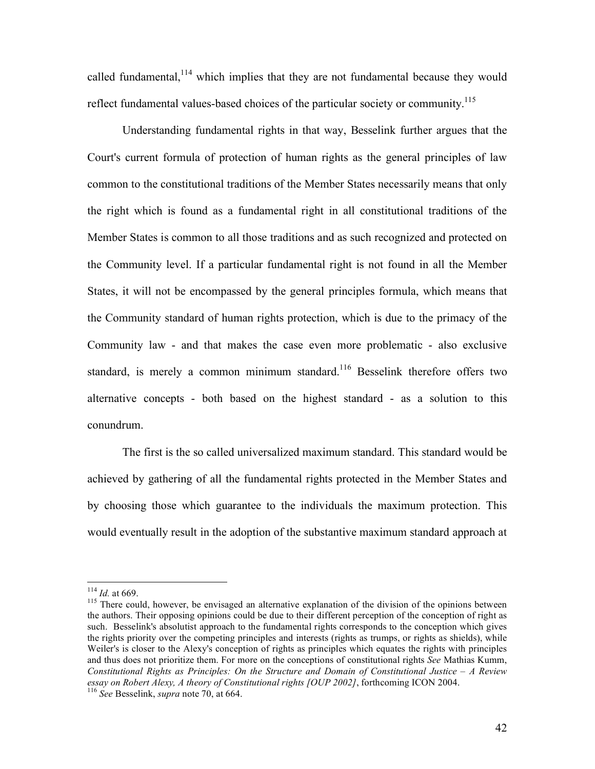called fundamental,[114] which implies that they are not fundamental because they would reflect fundamental values-based choices of the particular society or community.[115]

Understanding fundamental rights in that way, Besselink further argues that the Court's current formula of protection of human rights as the general principles of law common to the constitutional traditions of the Member States necessarily means that only the right which is found as a fundamental right in all constitutional traditions of the Member States is common to all those traditions and as such recognized and protected on the Community level. If a particular fundamental right is not found in all the Member States, it will not be encompassed by the general principles formula, which means that the Community standard of human rights protection, which is due to the primacy of the Community law - and that makes the case even more problematic - also exclusive standard, is merely a common minimum standard.[116] Besselink therefore offers two alternative concepts - both based on the highest standard - as a solution to this conundrum.

The first is the so called universalized maximum standard. This standard would be achieved by gathering of all the fundamental rights protected in the Member States and by choosing those which guarantee to the individuals the maximum protection. This would eventually result in the adoption of the substantive maximum standard approach at

---

[114] *Id.* at 669.

[115] There could, however, be envisaged an alternative explanation of the division of the opinions between the authors. Their opposing opinions could be due to their different perception of the conception of right as such. Besselink's absolutist approach to the fundamental rights corresponds to the conception which gives the rights priority over the competing principles and interests (rights as trumps, or rights as shields), while Weiler's is closer to the Alexy's conception of rights as principles which equates the rights with principles and thus does not prioritize them. For more on the conceptions of constitutional rights *See* Mathias Kumm, *Constitutional Rights as Principles: On the Structure and Domain of Constitutional Justice – A Review essay on Robert Alexy, A theory of Constitutional rights [OUP 2002]*, forthcoming ICON 2004.

[116] *See* Besselink, *supra* note 70, at 664.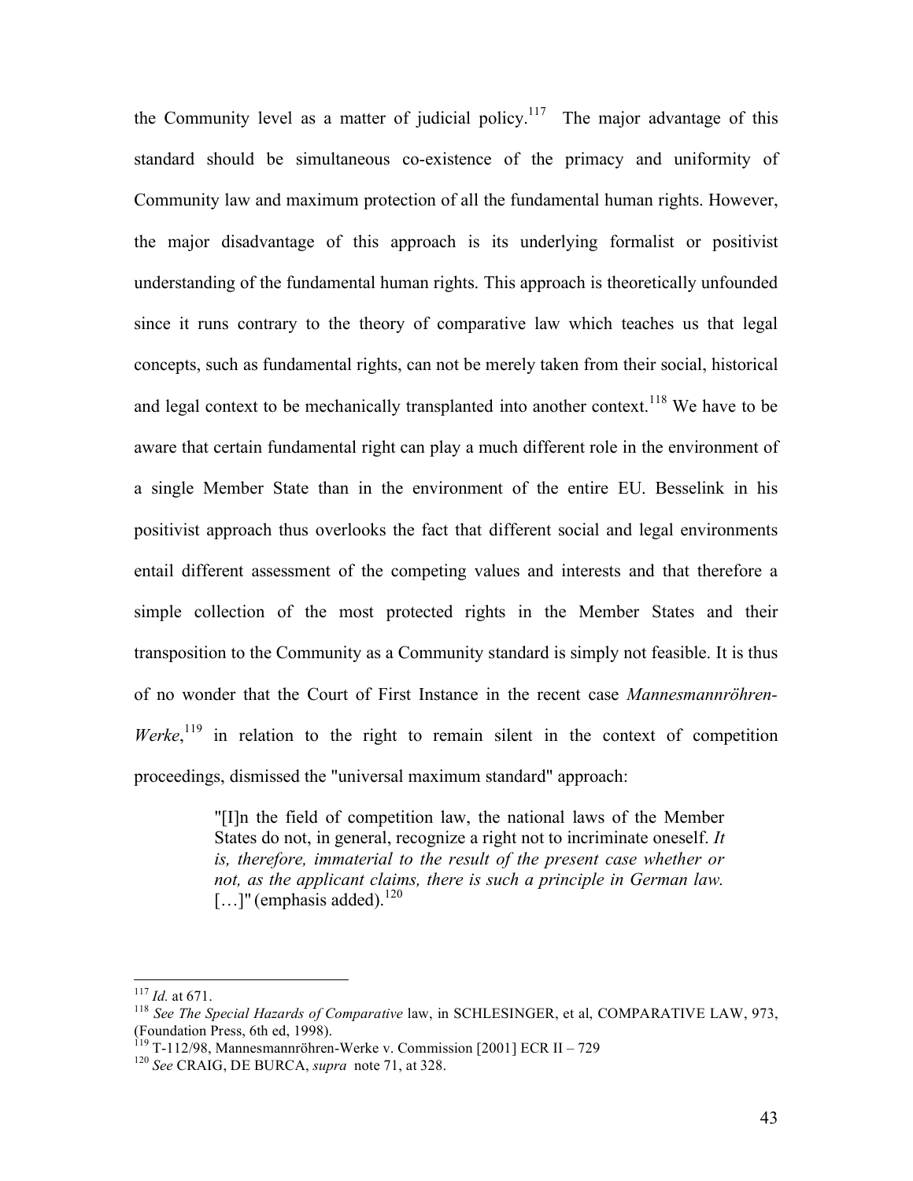the Community level as a matter of judicial policy.[117] The major advantage of this standard should be simultaneous co-existence of the primacy and uniformity of Community law and maximum protection of all the fundamental human rights. However, the major disadvantage of this approach is its underlying formalist or positivist understanding of the fundamental human rights. This approach is theoretically unfounded since it runs contrary to the theory of comparative law which teaches us that legal concepts, such as fundamental rights, can not be merely taken from their social, historical and legal context to be mechanically transplanted into another context.[118] We have to be aware that certain fundamental right can play a much different role in the environment of a single Member State than in the environment of the entire EU. Besselink in his positivist approach thus overlooks the fact that different social and legal environments entail different assessment of the competing values and interests and that therefore a simple collection of the most protected rights in the Member States and their transposition to the Community as a Community standard is simply not feasible. It is thus of no wonder that the Court of First Instance in the recent case *Mannesmannröhren-Werke*,[119] in relation to the right to remain silent in the context of competition proceedings, dismissed the "universal maximum standard" approach:

> "[I]n the field of competition law, the national laws of the Member States do not, in general, recognize a right not to incriminate oneself. *It is, therefore, immaterial to the result of the present case whether or not, as the applicant claims, there is such a principle in German law.* […]" (emphasis added).[120]

---

[117] *Id.* at 671.

[118] *See The Special Hazards of Comparative* law, in SCHLESINGER, et al, COMPARATIVE LAW, 973, (Foundation Press, 6th ed, 1998).

[119] T-112/98, Mannesmannröhren-Werke v. Commission [2001] ECR II – 729

[120] *See* CRAIG, DE BURCA, *supra* note 71, at 328.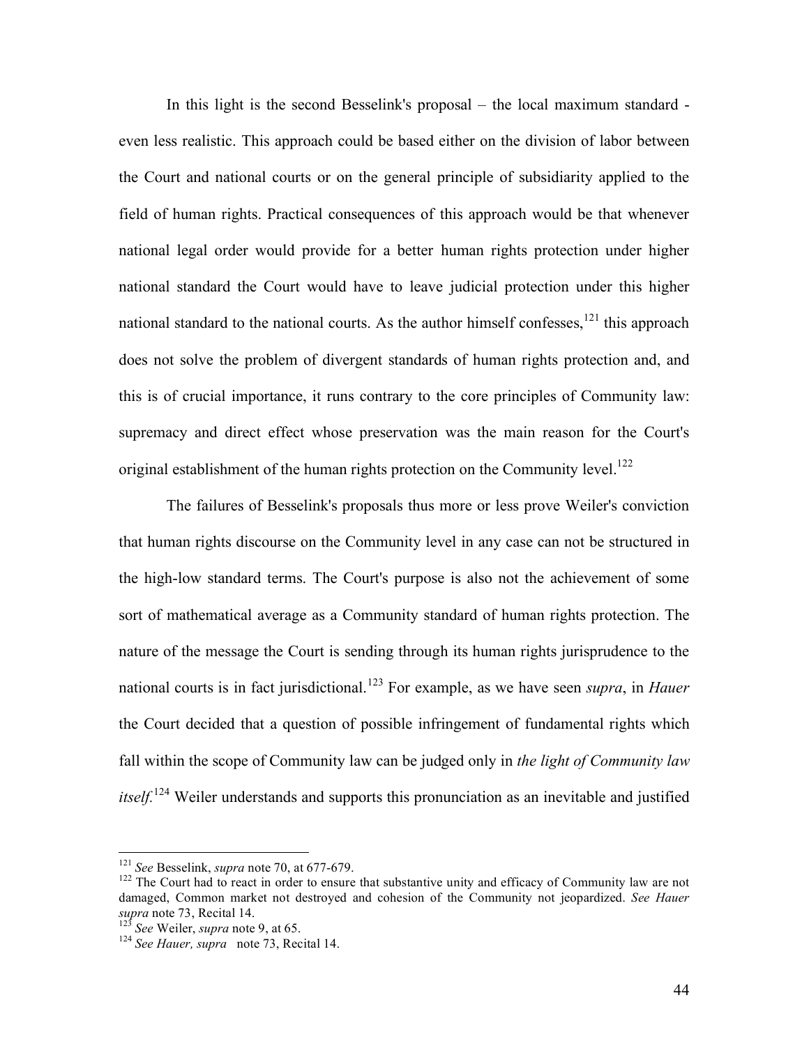In this light is the second Besselink's proposal – the local maximum standard - even less realistic. This approach could be based either on the division of labor between the Court and national courts or on the general principle of subsidiarity applied to the field of human rights. Practical consequences of this approach would be that whenever national legal order would provide for a better human rights protection under higher national standard the Court would have to leave judicial protection under this higher national standard to the national courts. As the author himself confesses,[121] this approach does not solve the problem of divergent standards of human rights protection and, and this is of crucial importance, it runs contrary to the core principles of Community law: supremacy and direct effect whose preservation was the main reason for the Court's original establishment of the human rights protection on the Community level.[122]

The failures of Besselink's proposals thus more or less prove Weiler's conviction that human rights discourse on the Community level in any case can not be structured in the high-low standard terms. The Court's purpose is also not the achievement of some sort of mathematical average as a Community standard of human rights protection. The nature of the message the Court is sending through its human rights jurisprudence to the national courts is in fact jurisdictional.[123] For example, as we have seen *supra*, in *Hauer* the Court decided that a question of possible infringement of fundamental rights which fall within the scope of Community law can be judged only in *the light of Community law itself*.[124] Weiler understands and supports this pronunciation as an inevitable and justified

---

[121] *See* Besselink, *supra* note 70, at 677-679.

[122] The Court had to react in order to ensure that substantive unity and efficacy of Community law are not damaged, Common market not destroyed and cohesion of the Community not jeopardized. *See Hauer supra* note 73, Recital 14.

[123] *See* Weiler, *supra* note 9, at 65.

[124] *See Hauer, supra* note 73, Recital 14.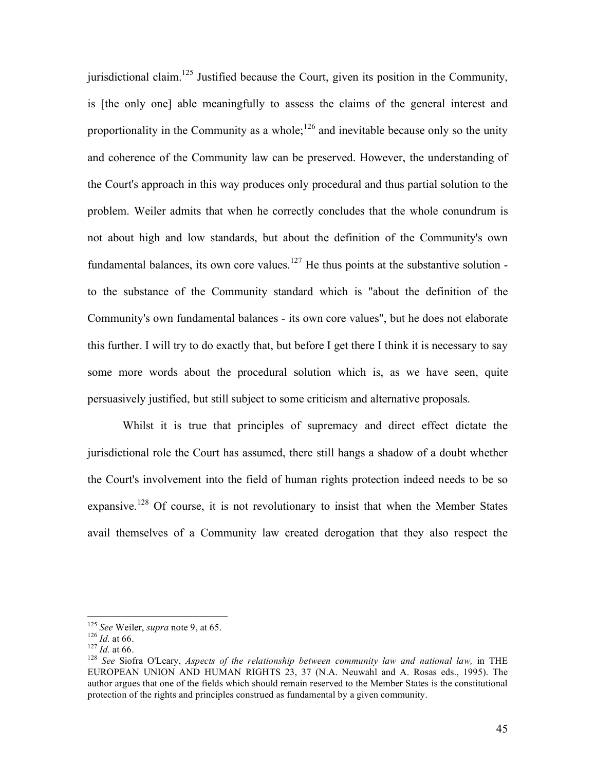jurisdictional claim.[125] Justified because the Court, given its position in the Community, is [the only one] able meaningfully to assess the claims of the general interest and proportionality in the Community as a whole;[126] and inevitable because only so the unity and coherence of the Community law can be preserved. However, the understanding of the Court's approach in this way produces only procedural and thus partial solution to the problem. Weiler admits that when he correctly concludes that the whole conundrum is not about high and low standards, but about the definition of the Community's own fundamental balances, its own core values.[127] He thus points at the substantive solution - to the substance of the Community standard which is "about the definition of the Community's own fundamental balances - its own core values", but he does not elaborate this further. I will try to do exactly that, but before I get there I think it is necessary to say some more words about the procedural solution which is, as we have seen, quite persuasively justified, but still subject to some criticism and alternative proposals.

Whilst it is true that principles of supremacy and direct effect dictate the jurisdictional role the Court has assumed, there still hangs a shadow of a doubt whether the Court's involvement into the field of human rights protection indeed needs to be so expansive.[128] Of course, it is not revolutionary to insist that when the Member States avail themselves of a Community law created derogation that they also respect the

---

[125] *See* Weiler, *supra* note 9, at 65.

[126] *Id.* at 66.

[127] *Id.* at 66.

[128] *See* Siofra O'Leary, *Aspects of the relationship between community law and national law,* in THE EUROPEAN UNION AND HUMAN RIGHTS 23, 37 (N.A. Neuwahl and A. Rosas eds., 1995). The author argues that one of the fields which should remain reserved to the Member States is the constitutional protection of the rights and principles construed as fundamental by a given community.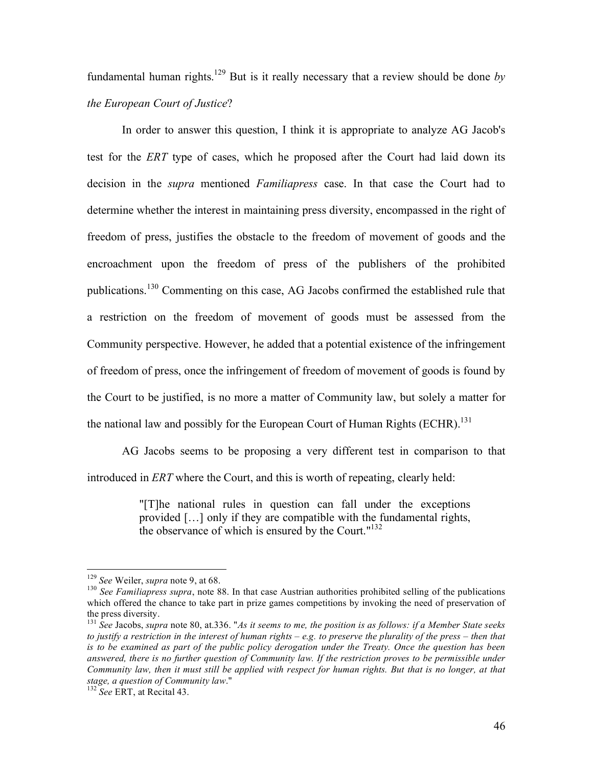fundamental human rights.[129] But is it really necessary that a review should be done *by the European Court of Justice*?

In order to answer this question, I think it is appropriate to analyze AG Jacob's test for the *ERT* type of cases, which he proposed after the Court had laid down its decision in the *supra* mentioned *Familiapress* case. In that case the Court had to determine whether the interest in maintaining press diversity, encompassed in the right of freedom of press, justifies the obstacle to the freedom of movement of goods and the encroachment upon the freedom of press of the publishers of the prohibited publications.[130] Commenting on this case, AG Jacobs confirmed the established rule that a restriction on the freedom of movement of goods must be assessed from the Community perspective. However, he added that a potential existence of the infringement of freedom of press, once the infringement of freedom of movement of goods is found by the Court to be justified, is no more a matter of Community law, but solely a matter for the national law and possibly for the European Court of Human Rights (ECHR).[131]

AG Jacobs seems to be proposing a very different test in comparison to that introduced in *ERT* where the Court, and this is worth of repeating, clearly held:

> "[T]he national rules in question can fall under the exceptions provided […] only if they are compatible with the fundamental rights, the observance of which is ensured by the Court."[132]

---

[129] *See* Weiler, *supra* note 9, at 68.

[130] *See Familiapress supra*, note 88. In that case Austrian authorities prohibited selling of the publications which offered the chance to take part in prize games competitions by invoking the need of preservation of the press diversity.

[131] *See* Jacobs, *supra* note 80, at.336. "*As it seems to me, the position is as follows: if a Member State seeks to justify a restriction in the interest of human rights – e.g. to preserve the plurality of the press – then that is to be examined as part of the public policy derogation under the Treaty. Once the question has been answered, there is no further question of Community law. If the restriction proves to be permissible under Community law, then it must still be applied with respect for human rights. But that is no longer, at that stage, a question of Community law*."

[132] *See* ERT, at Recital 43.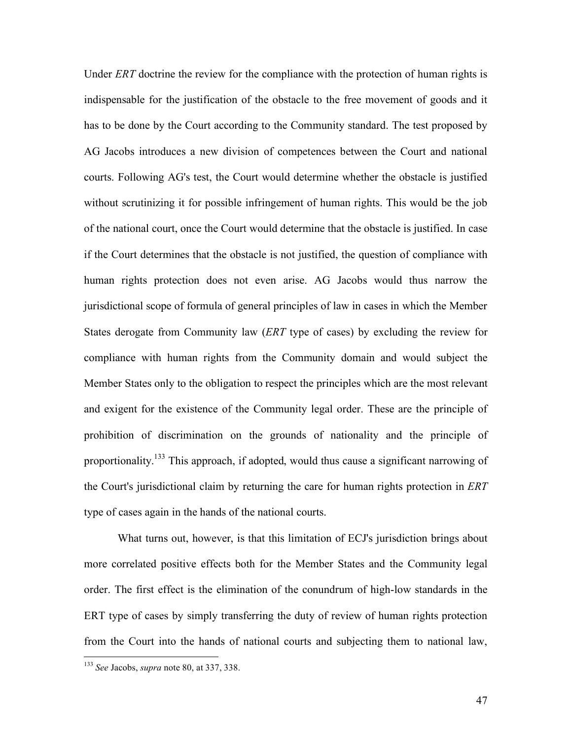Under *ERT* doctrine the review for the compliance with the protection of human rights is indispensable for the justification of the obstacle to the free movement of goods and it has to be done by the Court according to the Community standard. The test proposed by AG Jacobs introduces a new division of competences between the Court and national courts. Following AG's test, the Court would determine whether the obstacle is justified without scrutinizing it for possible infringement of human rights. This would be the job of the national court, once the Court would determine that the obstacle is justified. In case if the Court determines that the obstacle is not justified, the question of compliance with human rights protection does not even arise. AG Jacobs would thus narrow the jurisdictional scope of formula of general principles of law in cases in which the Member States derogate from Community law (*ERT* type of cases) by excluding the review for compliance with human rights from the Community domain and would subject the Member States only to the obligation to respect the principles which are the most relevant and exigent for the existence of the Community legal order. These are the principle of prohibition of discrimination on the grounds of nationality and the principle of proportionality.[133] This approach, if adopted, would thus cause a significant narrowing of the Court's jurisdictional claim by returning the care for human rights protection in *ERT* type of cases again in the hands of the national courts.

What turns out, however, is that this limitation of ECJ's jurisdiction brings about more correlated positive effects both for the Member States and the Community legal order. The first effect is the elimination of the conundrum of high-low standards in the ERT type of cases by simply transferring the duty of review of human rights protection from the Court into the hands of national courts and subjecting them to national law,

[133] *See* Jacobs, *supra* note 80, at 337, 338.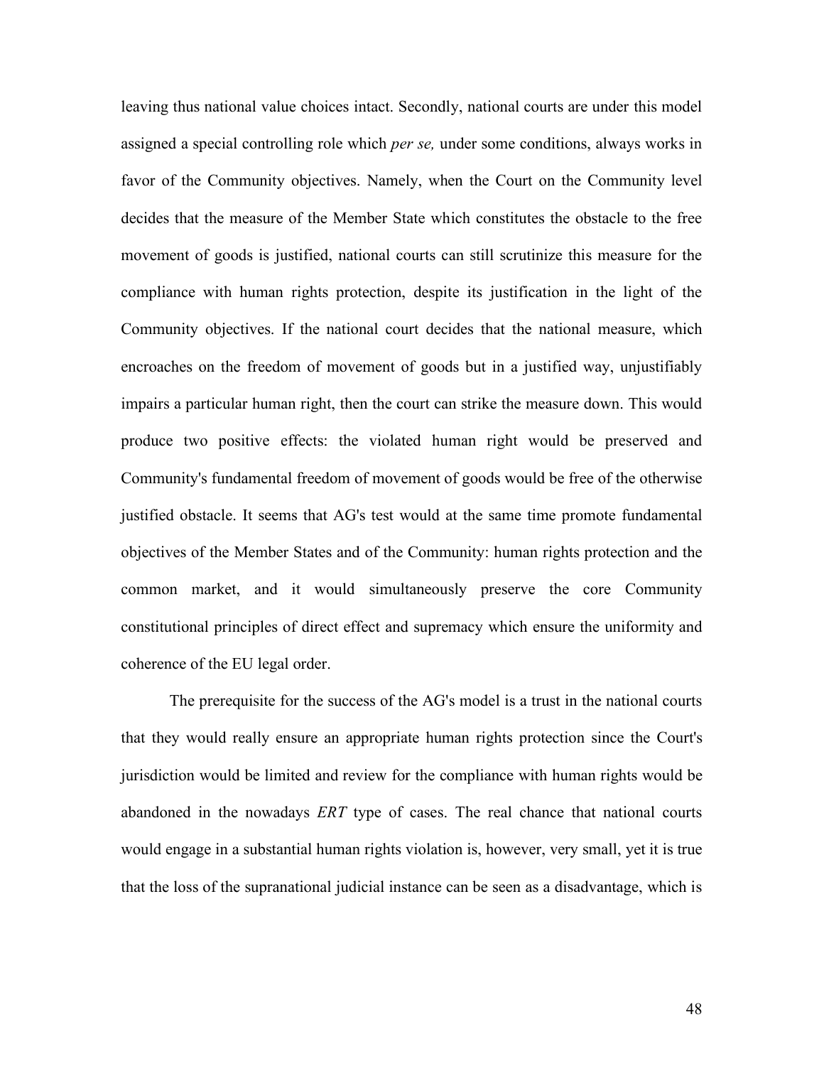leaving thus national value choices intact. Secondly, national courts are under this model assigned a special controlling role which *per se,* under some conditions, always works in favor of the Community objectives. Namely, when the Court on the Community level decides that the measure of the Member State which constitutes the obstacle to the free movement of goods is justified, national courts can still scrutinize this measure for the compliance with human rights protection, despite its justification in the light of the Community objectives. If the national court decides that the national measure, which encroaches on the freedom of movement of goods but in a justified way, unjustifiably impairs a particular human right, then the court can strike the measure down. This would produce two positive effects: the violated human right would be preserved and Community's fundamental freedom of movement of goods would be free of the otherwise justified obstacle. It seems that AG's test would at the same time promote fundamental objectives of the Member States and of the Community: human rights protection and the common market, and it would simultaneously preserve the core Community constitutional principles of direct effect and supremacy which ensure the uniformity and coherence of the EU legal order.

The prerequisite for the success of the AG's model is a trust in the national courts that they would really ensure an appropriate human rights protection since the Court's jurisdiction would be limited and review for the compliance with human rights would be abandoned in the nowadays *ERT* type of cases. The real chance that national courts would engage in a substantial human rights violation is, however, very small, yet it is true that the loss of the supranational judicial instance can be seen as a disadvantage, which is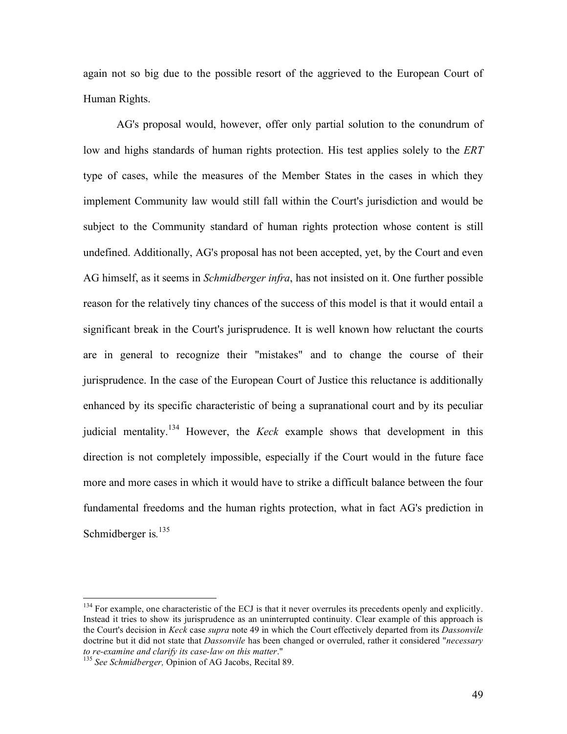again not so big due to the possible resort of the aggrieved to the European Court of Human Rights.

AG's proposal would, however, offer only partial solution to the conundrum of low and highs standards of human rights protection. His test applies solely to the *ERT* type of cases, while the measures of the Member States in the cases in which they implement Community law would still fall within the Court's jurisdiction and would be subject to the Community standard of human rights protection whose content is still undefined. Additionally, AG's proposal has not been accepted, yet, by the Court and even AG himself, as it seems in *Schmidberger infra*, has not insisted on it. One further possible reason for the relatively tiny chances of the success of this model is that it would entail a significant break in the Court's jurisprudence. It is well known how reluctant the courts are in general to recognize their "mistakes" and to change the course of their jurisprudence. In the case of the European Court of Justice this reluctance is additionally enhanced by its specific characteristic of being a supranational court and by its peculiar judicial mentality.[134] However, the *Keck* example shows that development in this direction is not completely impossible, especially if the Court would in the future face more and more cases in which it would have to strike a difficult balance between the four fundamental freedoms and the human rights protection, what in fact AG's prediction in Schmidberger is.[135]

---

[134] For example, one characteristic of the ECJ is that it never overrules its precedents openly and explicitly. Instead it tries to show its jurisprudence as an uninterrupted continuity. Clear example of this approach is the Court's decision in *Keck* case *supra* note 49 in which the Court effectively departed from its *Dassonvile* doctrine but it did not state that *Dassonvile* has been changed or overruled, rather it considered "*necessary to re-examine and clarify its case-law on this matter*."

[135] *See Schmidberger,* Opinion of AG Jacobs, Recital 89.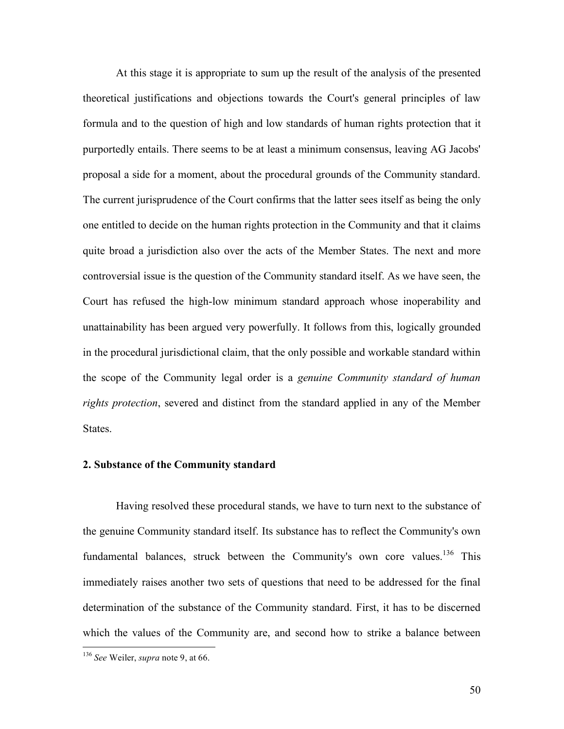At this stage it is appropriate to sum up the result of the analysis of the presented theoretical justifications and objections towards the Court's general principles of law formula and to the question of high and low standards of human rights protection that it purportedly entails. There seems to be at least a minimum consensus, leaving AG Jacobs' proposal a side for a moment, about the procedural grounds of the Community standard. The current jurisprudence of the Court confirms that the latter sees itself as being the only one entitled to decide on the human rights protection in the Community and that it claims quite broad a jurisdiction also over the acts of the Member States. The next and more controversial issue is the question of the Community standard itself. As we have seen, the Court has refused the high-low minimum standard approach whose inoperability and unattainability has been argued very powerfully. It follows from this, logically grounded in the procedural jurisdictional claim, that the only possible and workable standard within the scope of the Community legal order is a *genuine Community standard of human rights protection*, severed and distinct from the standard applied in any of the Member States.

### 2. Substance of the Community standard

Having resolved these procedural stands, we have to turn next to the substance of the genuine Community standard itself. Its substance has to reflect the Community's own fundamental balances, struck between the Community's own core values.[136] This immediately raises another two sets of questions that need to be addressed for the final determination of the substance of the Community standard. First, it has to be discerned which the values of the Community are, and second how to strike a balance between

[136] *See* Weiler, *supra* note 9, at 66.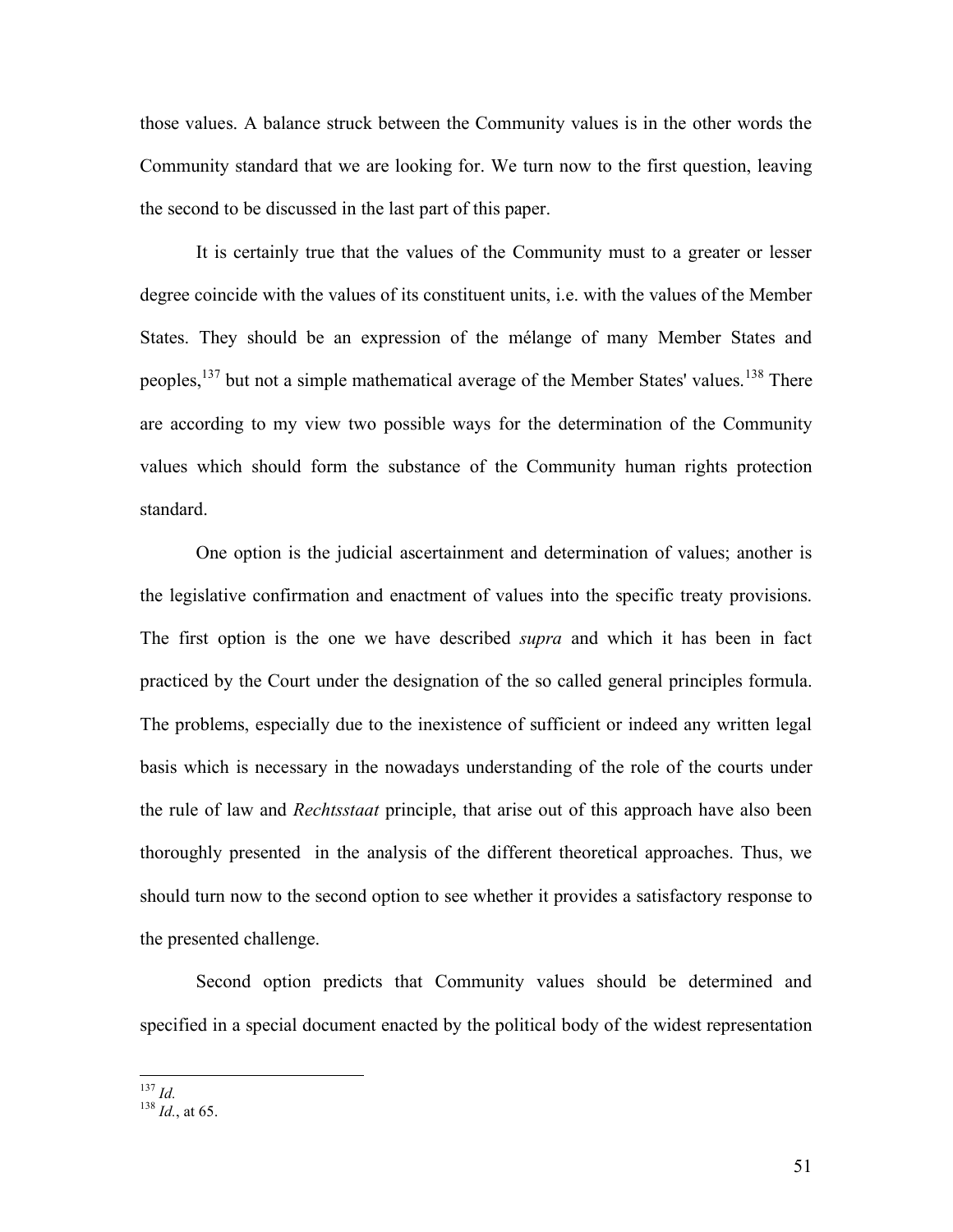those values. A balance struck between the Community values is in the other words the Community standard that we are looking for. We turn now to the first question, leaving the second to be discussed in the last part of this paper.

It is certainly true that the values of the Community must to a greater or lesser degree coincide with the values of its constituent units, i.e. with the values of the Member States. They should be an expression of the mélange of many Member States and peoples,[137] but not a simple mathematical average of the Member States' values.[138] There are according to my view two possible ways for the determination of the Community values which should form the substance of the Community human rights protection standard.

One option is the judicial ascertainment and determination of values; another is the legislative confirmation and enactment of values into the specific treaty provisions. The first option is the one we have described *supra* and which it has been in fact practiced by the Court under the designation of the so called general principles formula. The problems, especially due to the inexistence of sufficient or indeed any written legal basis which is necessary in the nowadays understanding of the role of the courts under the rule of law and *Rechtsstaat* principle, that arise out of this approach have also been thoroughly presented in the analysis of the different theoretical approaches. Thus, we should turn now to the second option to see whether it provides a satisfactory response to the presented challenge.

Second option predicts that Community values should be determined and specified in a special document enacted by the political body of the widest representation

---

[137] *Id.*
[138] *Id.*, at 65.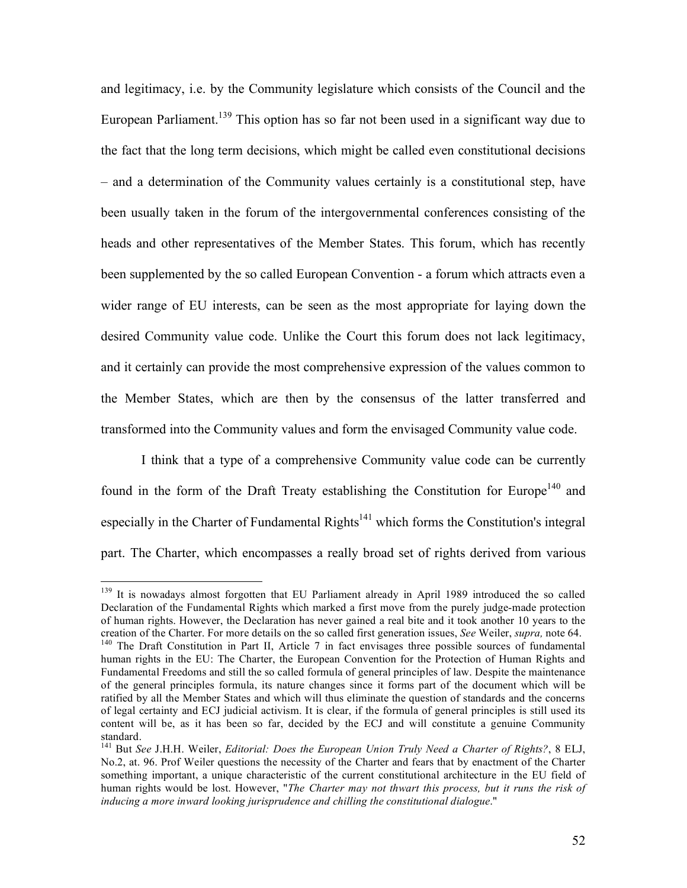and legitimacy, i.e. by the Community legislature which consists of the Council and the European Parliament.[139] This option has so far not been used in a significant way due to the fact that the long term decisions, which might be called even constitutional decisions – and a determination of the Community values certainly is a constitutional step, have been usually taken in the forum of the intergovernmental conferences consisting of the heads and other representatives of the Member States. This forum, which has recently been supplemented by the so called European Convention - a forum which attracts even a wider range of EU interests, can be seen as the most appropriate for laying down the desired Community value code. Unlike the Court this forum does not lack legitimacy, and it certainly can provide the most comprehensive expression of the values common to the Member States, which are then by the consensus of the latter transferred and transformed into the Community values and form the envisaged Community value code.

I think that a type of a comprehensive Community value code can be currently found in the form of the Draft Treaty establishing the Constitution for Europe[140] and especially in the Charter of Fundamental Rights[141] which forms the Constitution's integral part. The Charter, which encompasses a really broad set of rights derived from various

---

[139] It is nowadays almost forgotten that EU Parliament already in April 1989 introduced the so called Declaration of the Fundamental Rights which marked a first move from the purely judge-made protection of human rights. However, the Declaration has never gained a real bite and it took another 10 years to the creation of the Charter. For more details on the so called first generation issues, *See* Weiler, *supra,* note 64.

[140] The Draft Constitution in Part II, Article 7 in fact envisages three possible sources of fundamental human rights in the EU: The Charter, the European Convention for the Protection of Human Rights and Fundamental Freedoms and still the so called formula of general principles of law. Despite the maintenance of the general principles formula, its nature changes since it forms part of the document which will be ratified by all the Member States and which will thus eliminate the question of standards and the concerns of legal certainty and ECJ judicial activism. It is clear, if the formula of general principles is still used its content will be, as it has been so far, decided by the ECJ and will constitute a genuine Community standard.

[141] But *See* J.H.H. Weiler, *Editorial: Does the European Union Truly Need a Charter of Rights?*, 8 ELJ, No.2, at. 96. Prof Weiler questions the necessity of the Charter and fears that by enactment of the Charter something important, a unique characteristic of the current constitutional architecture in the EU field of human rights would be lost. However, "*The Charter may not thwart this process, but it runs the risk of inducing a more inward looking jurisprudence and chilling the constitutional dialogue*."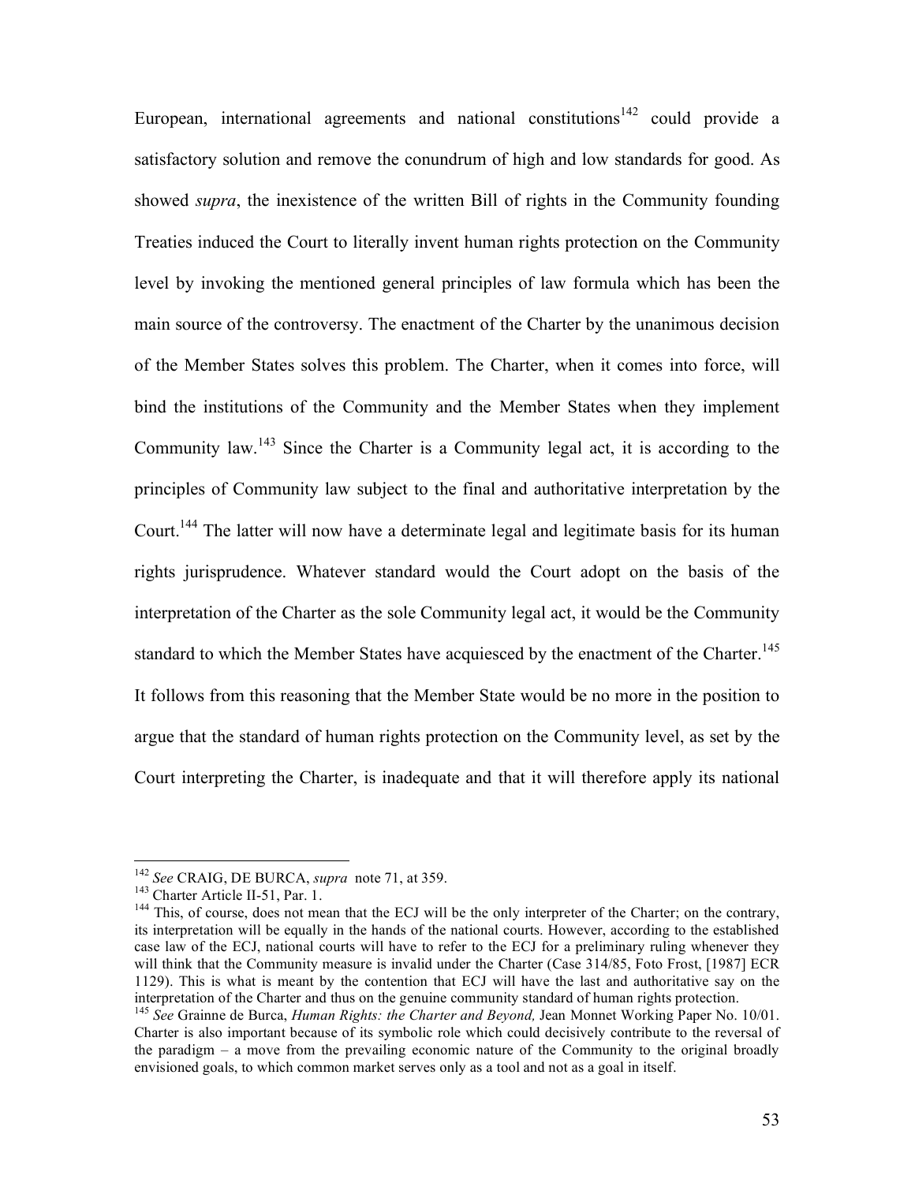European, international agreements and national constitutions[142] could provide a satisfactory solution and remove the conundrum of high and low standards for good. As showed *supra*, the inexistence of the written Bill of rights in the Community founding Treaties induced the Court to literally invent human rights protection on the Community level by invoking the mentioned general principles of law formula which has been the main source of the controversy. The enactment of the Charter by the unanimous decision of the Member States solves this problem. The Charter, when it comes into force, will bind the institutions of the Community and the Member States when they implement Community law.[143] Since the Charter is a Community legal act, it is according to the principles of Community law subject to the final and authoritative interpretation by the Court.[144] The latter will now have a determinate legal and legitimate basis for its human rights jurisprudence. Whatever standard would the Court adopt on the basis of the interpretation of the Charter as the sole Community legal act, it would be the Community standard to which the Member States have acquiesced by the enactment of the Charter.[145] It follows from this reasoning that the Member State would be no more in the position to argue that the standard of human rights protection on the Community level, as set by the Court interpreting the Charter, is inadequate and that it will therefore apply its national

---

[142] *See* CRAIG, DE BURCA, *supra* note 71, at 359.

[143] Charter Article II-51, Par. 1.

[144] This, of course, does not mean that the ECJ will be the only interpreter of the Charter; on the contrary, its interpretation will be equally in the hands of the national courts. However, according to the established case law of the ECJ, national courts will have to refer to the ECJ for a preliminary ruling whenever they will think that the Community measure is invalid under the Charter (Case 314/85, Foto Frost, [1987] ECR 1129). This is what is meant by the contention that ECJ will have the last and authoritative say on the interpretation of the Charter and thus on the genuine community standard of human rights protection.

[145] *See* Grainne de Burca, *Human Rights: the Charter and Beyond,* Jean Monnet Working Paper No. 10/01. Charter is also important because of its symbolic role which could decisively contribute to the reversal of the paradigm – a move from the prevailing economic nature of the Community to the original broadly envisioned goals, to which common market serves only as a tool and not as a goal in itself.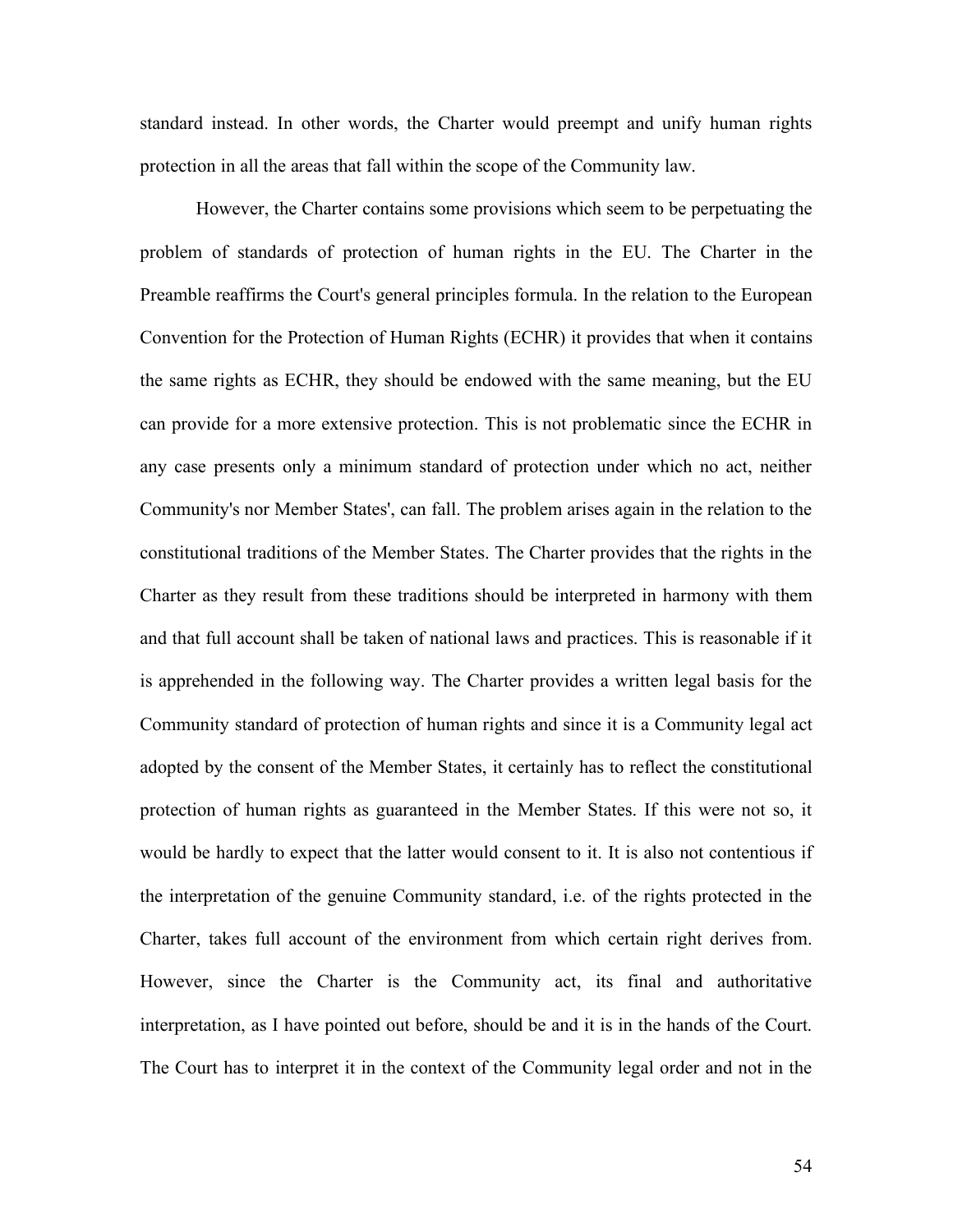standard instead. In other words, the Charter would preempt and unify human rights protection in all the areas that fall within the scope of the Community law.

However, the Charter contains some provisions which seem to be perpetuating the problem of standards of protection of human rights in the EU. The Charter in the Preamble reaffirms the Court's general principles formula. In the relation to the European Convention for the Protection of Human Rights (ECHR) it provides that when it contains the same rights as ECHR, they should be endowed with the same meaning, but the EU can provide for a more extensive protection. This is not problematic since the ECHR in any case presents only a minimum standard of protection under which no act, neither Community's nor Member States', can fall. The problem arises again in the relation to the constitutional traditions of the Member States. The Charter provides that the rights in the Charter as they result from these traditions should be interpreted in harmony with them and that full account shall be taken of national laws and practices. This is reasonable if it is apprehended in the following way. The Charter provides a written legal basis for the Community standard of protection of human rights and since it is a Community legal act adopted by the consent of the Member States, it certainly has to reflect the constitutional protection of human rights as guaranteed in the Member States. If this were not so, it would be hardly to expect that the latter would consent to it. It is also not contentious if the interpretation of the genuine Community standard, i.e. of the rights protected in the Charter, takes full account of the environment from which certain right derives from. However, since the Charter is the Community act, its final and authoritative interpretation, as I have pointed out before, should be and it is in the hands of the Court. The Court has to interpret it in the context of the Community legal order and not in the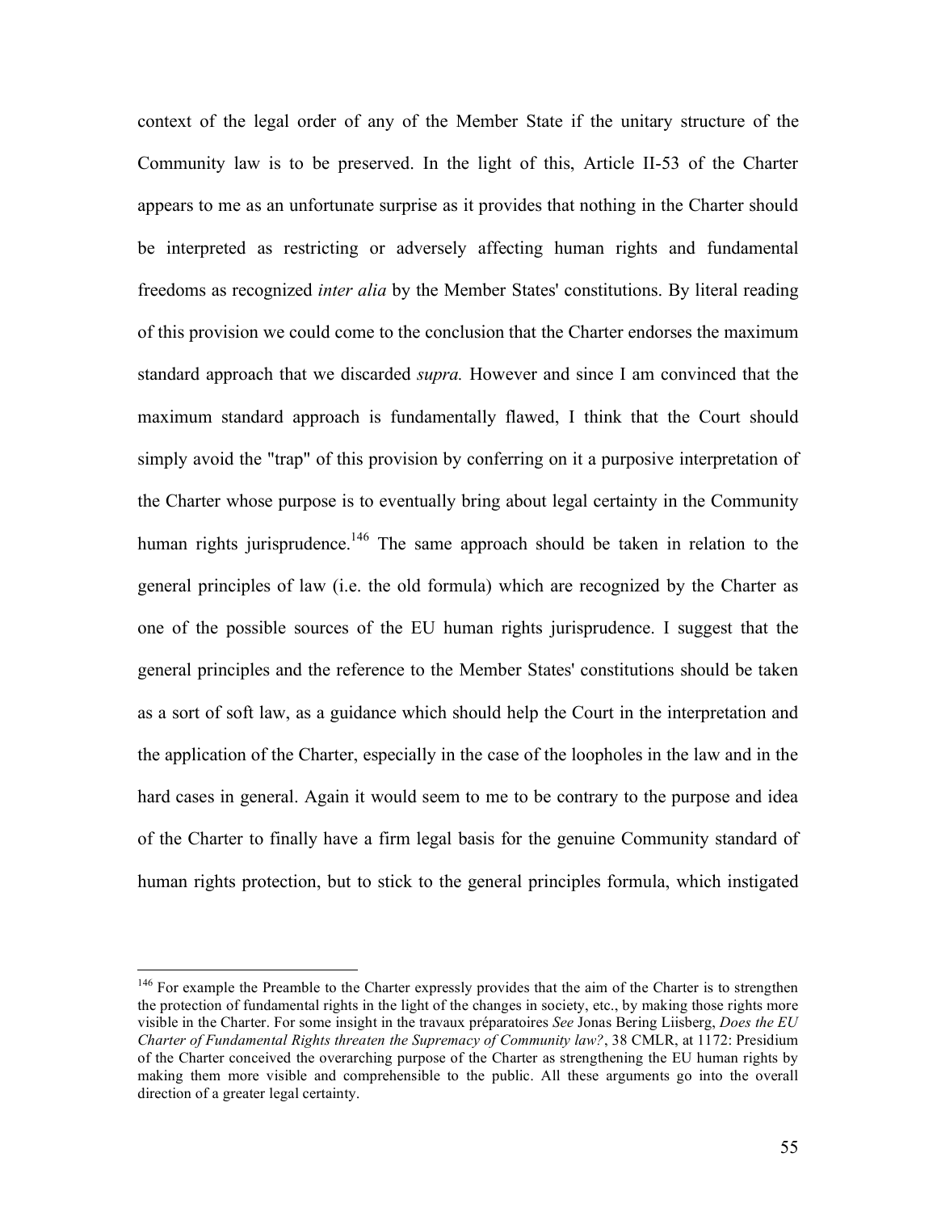context of the legal order of any of the Member State if the unitary structure of the Community law is to be preserved. In the light of this, Article II-53 of the Charter appears to me as an unfortunate surprise as it provides that nothing in the Charter should be interpreted as restricting or adversely affecting human rights and fundamental freedoms as recognized *inter alia* by the Member States' constitutions. By literal reading of this provision we could come to the conclusion that the Charter endorses the maximum standard approach that we discarded *supra.* However and since I am convinced that the maximum standard approach is fundamentally flawed, I think that the Court should simply avoid the "trap" of this provision by conferring on it a purposive interpretation of the Charter whose purpose is to eventually bring about legal certainty in the Community human rights jurisprudence.[146] The same approach should be taken in relation to the general principles of law (i.e. the old formula) which are recognized by the Charter as one of the possible sources of the EU human rights jurisprudence. I suggest that the general principles and the reference to the Member States' constitutions should be taken as a sort of soft law, as a guidance which should help the Court in the interpretation and the application of the Charter, especially in the case of the loopholes in the law and in the hard cases in general. Again it would seem to me to be contrary to the purpose and idea of the Charter to finally have a firm legal basis for the genuine Community standard of human rights protection, but to stick to the general principles formula, which instigated

---

[146] For example the Preamble to the Charter expressly provides that the aim of the Charter is to strengthen the protection of fundamental rights in the light of the changes in society, etc., by making those rights more visible in the Charter. For some insight in the travaux préparatoires *See* Jonas Bering Liisberg, *Does the EU Charter of Fundamental Rights threaten the Supremacy of Community law?*, 38 CMLR, at 1172: Presidium of the Charter conceived the overarching purpose of the Charter as strengthening the EU human rights by making them more visible and comprehensible to the public. All these arguments go into the overall direction of a greater legal certainty.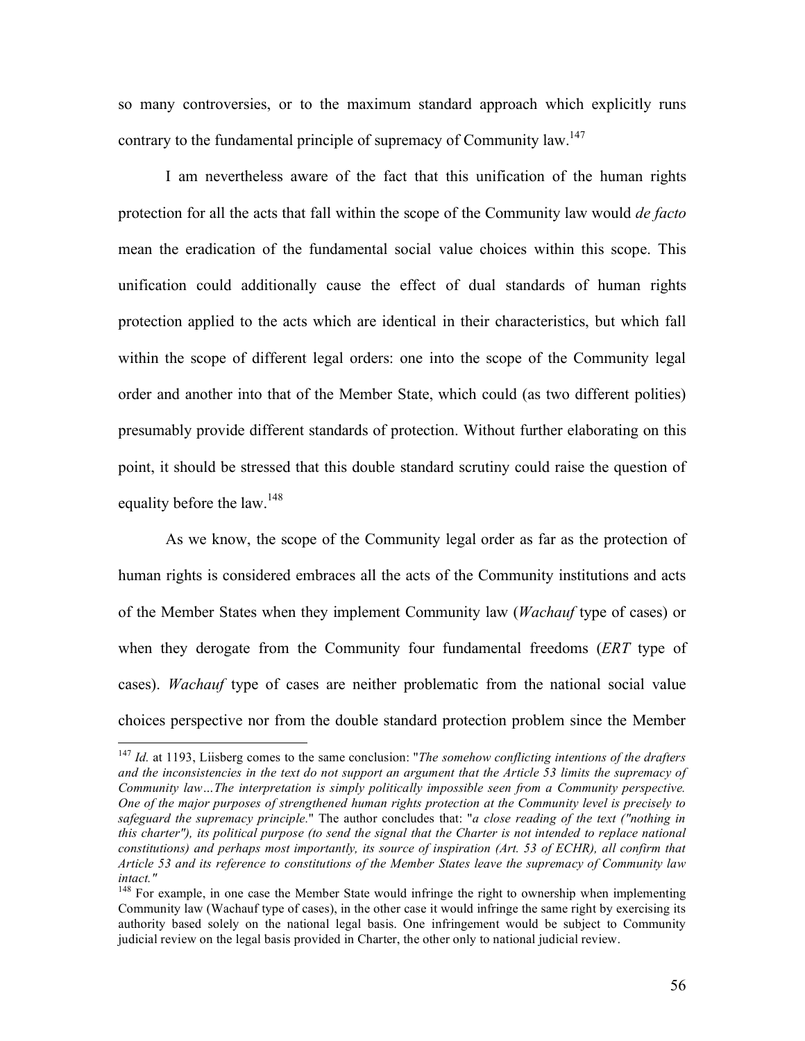so many controversies, or to the maximum standard approach which explicitly runs contrary to the fundamental principle of supremacy of Community law.[147]

I am nevertheless aware of the fact that this unification of the human rights protection for all the acts that fall within the scope of the Community law would *de facto* mean the eradication of the fundamental social value choices within this scope. This unification could additionally cause the effect of dual standards of human rights protection applied to the acts which are identical in their characteristics, but which fall within the scope of different legal orders: one into the scope of the Community legal order and another into that of the Member State, which could (as two different polities) presumably provide different standards of protection. Without further elaborating on this point, it should be stressed that this double standard scrutiny could raise the question of equality before the law.[148]

As we know, the scope of the Community legal order as far as the protection of human rights is considered embraces all the acts of the Community institutions and acts of the Member States when they implement Community law (*Wachauf* type of cases) or when they derogate from the Community four fundamental freedoms (*ERT* type of cases). *Wachauf* type of cases are neither problematic from the national social value choices perspective nor from the double standard protection problem since the Member

---

[147] *Id.* at 1193, Liisberg comes to the same conclusion: "*The somehow conflicting intentions of the drafters and the inconsistencies in the text do not support an argument that the Article 53 limits the supremacy of Community law…The interpretation is simply politically impossible seen from a Community perspective. One of the major purposes of strengthened human rights protection at the Community level is precisely to safeguard the supremacy principle.*" The author concludes that: "*a close reading of the text ("nothing in this charter"), its political purpose (to send the signal that the Charter is not intended to replace national constitutions) and perhaps most importantly, its source of inspiration (Art. 53 of ECHR), all confirm that Article 53 and its reference to constitutions of the Member States leave the supremacy of Community law intact.*"

[148] For example, in one case the Member State would infringe the right to ownership when implementing Community law (Wachauf type of cases), in the other case it would infringe the same right by exercising its authority based solely on the national legal basis. One infringement would be subject to Community judicial review on the legal basis provided in Charter, the other only to national judicial review.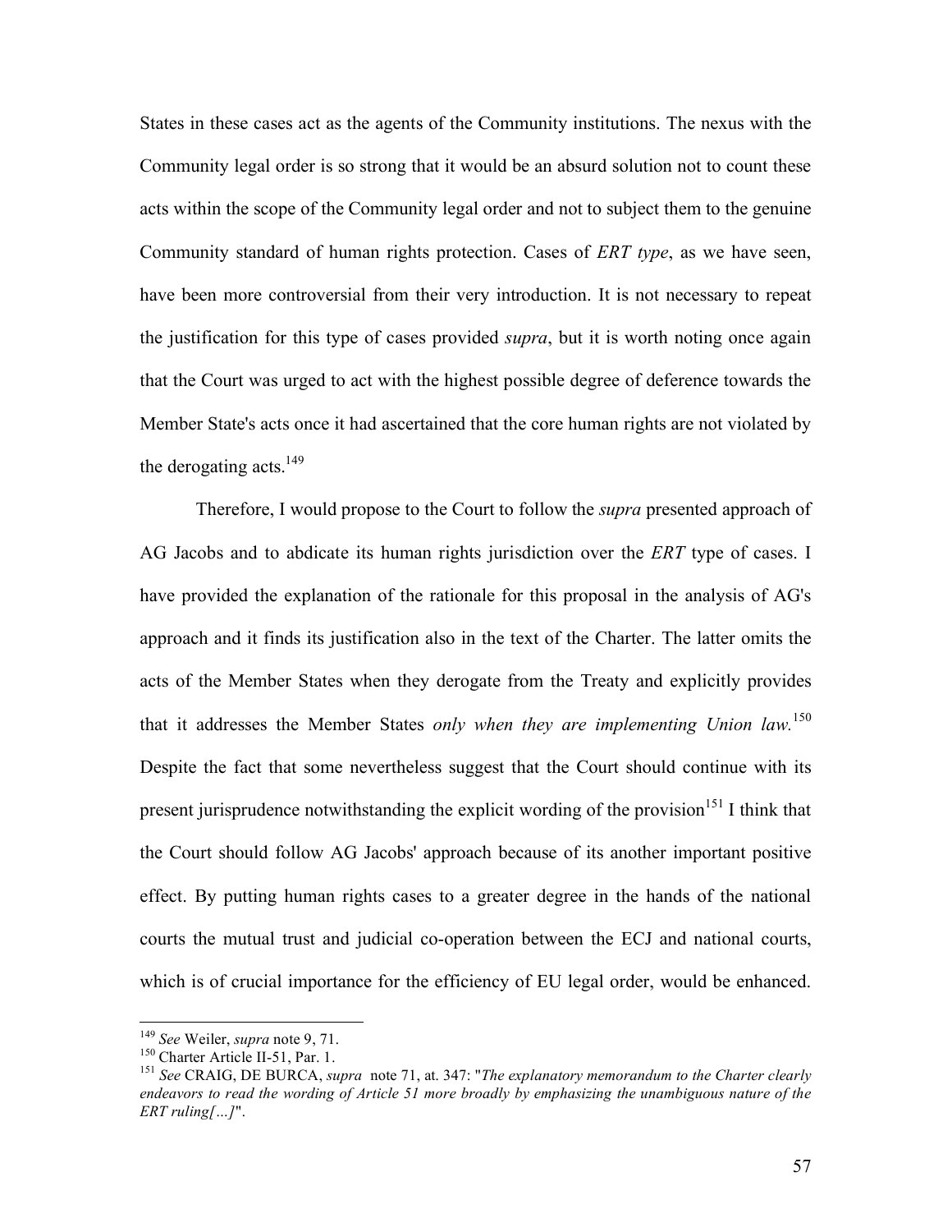States in these cases act as the agents of the Community institutions. The nexus with the Community legal order is so strong that it would be an absurd solution not to count these acts within the scope of the Community legal order and not to subject them to the genuine Community standard of human rights protection. Cases of *ERT type*, as we have seen, have been more controversial from their very introduction. It is not necessary to repeat the justification for this type of cases provided *supra*, but it is worth noting once again that the Court was urged to act with the highest possible degree of deference towards the Member State's acts once it had ascertained that the core human rights are not violated by the derogating acts.[149]

Therefore, I would propose to the Court to follow the *supra* presented approach of AG Jacobs and to abdicate its human rights jurisdiction over the *ERT* type of cases. I have provided the explanation of the rationale for this proposal in the analysis of AG's approach and it finds its justification also in the text of the Charter. The latter omits the acts of the Member States when they derogate from the Treaty and explicitly provides that it addresses the Member States *only when they are implementing Union law.*[150] Despite the fact that some nevertheless suggest that the Court should continue with its present jurisprudence notwithstanding the explicit wording of the provision[151] I think that the Court should follow AG Jacobs' approach because of its another important positive effect. By putting human rights cases to a greater degree in the hands of the national courts the mutual trust and judicial co-operation between the ECJ and national courts, which is of crucial importance for the efficiency of EU legal order, would be enhanced.

---

[149] *See* Weiler, *supra* note 9, 71.

[150] Charter Article II-51, Par. 1.

[151] *See* CRAIG, DE BURCA, *supra* note 71, at. 347: "*The explanatory memorandum to the Charter clearly endeavors to read the wording of Article 51 more broadly by emphasizing the unambiguous nature of the ERT ruling[…]*".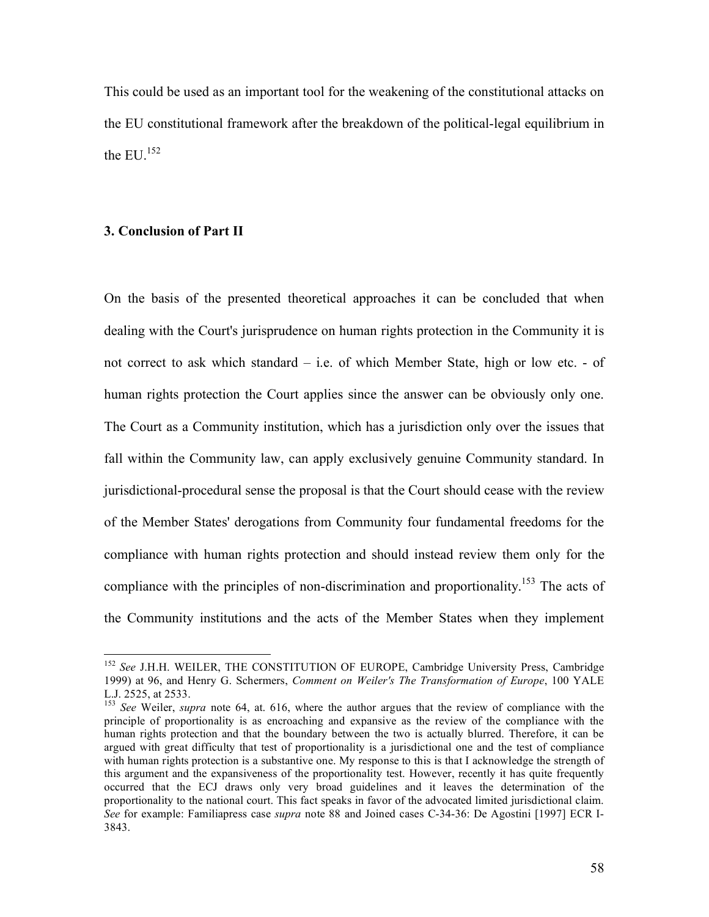This could be used as an important tool for the weakening of the constitutional attacks on the EU constitutional framework after the breakdown of the political-legal equilibrium in the EU.[152]

### 3. Conclusion of Part II

On the basis of the presented theoretical approaches it can be concluded that when dealing with the Court's jurisprudence on human rights protection in the Community it is not correct to ask which standard – i.e. of which Member State, high or low etc. - of human rights protection the Court applies since the answer can be obviously only one. The Court as a Community institution, which has a jurisdiction only over the issues that fall within the Community law, can apply exclusively genuine Community standard. In jurisdictional-procedural sense the proposal is that the Court should cease with the review of the Member States' derogations from Community four fundamental freedoms for the compliance with human rights protection and should instead review them only for the compliance with the principles of non-discrimination and proportionality.[153] The acts of the Community institutions and the acts of the Member States when they implement

---

[152] *See* J.H.H. WEILER, THE CONSTITUTION OF EUROPE, Cambridge University Press, Cambridge 1999) at 96, and Henry G. Schermers, *Comment on Weiler's The Transformation of Europe*, 100 YALE L.J. 2525, at 2533.

[153] *See* Weiler, *supra* note 64, at. 616, where the author argues that the review of compliance with the principle of proportionality is as encroaching and expansive as the review of the compliance with the human rights protection and that the boundary between the two is actually blurred. Therefore, it can be argued with great difficulty that test of proportionality is a jurisdictional one and the test of compliance with human rights protection is a substantive one. My response to this is that I acknowledge the strength of this argument and the expansiveness of the proportionality test. However, recently it has quite frequently occurred that the ECJ draws only very broad guidelines and it leaves the determination of the proportionality to the national court. This fact speaks in favor of the advocated limited jurisdictional claim. *See* for example: Familiapress case *supra* note 88 and Joined cases C-34-36: De Agostini [1997] ECR I-3843.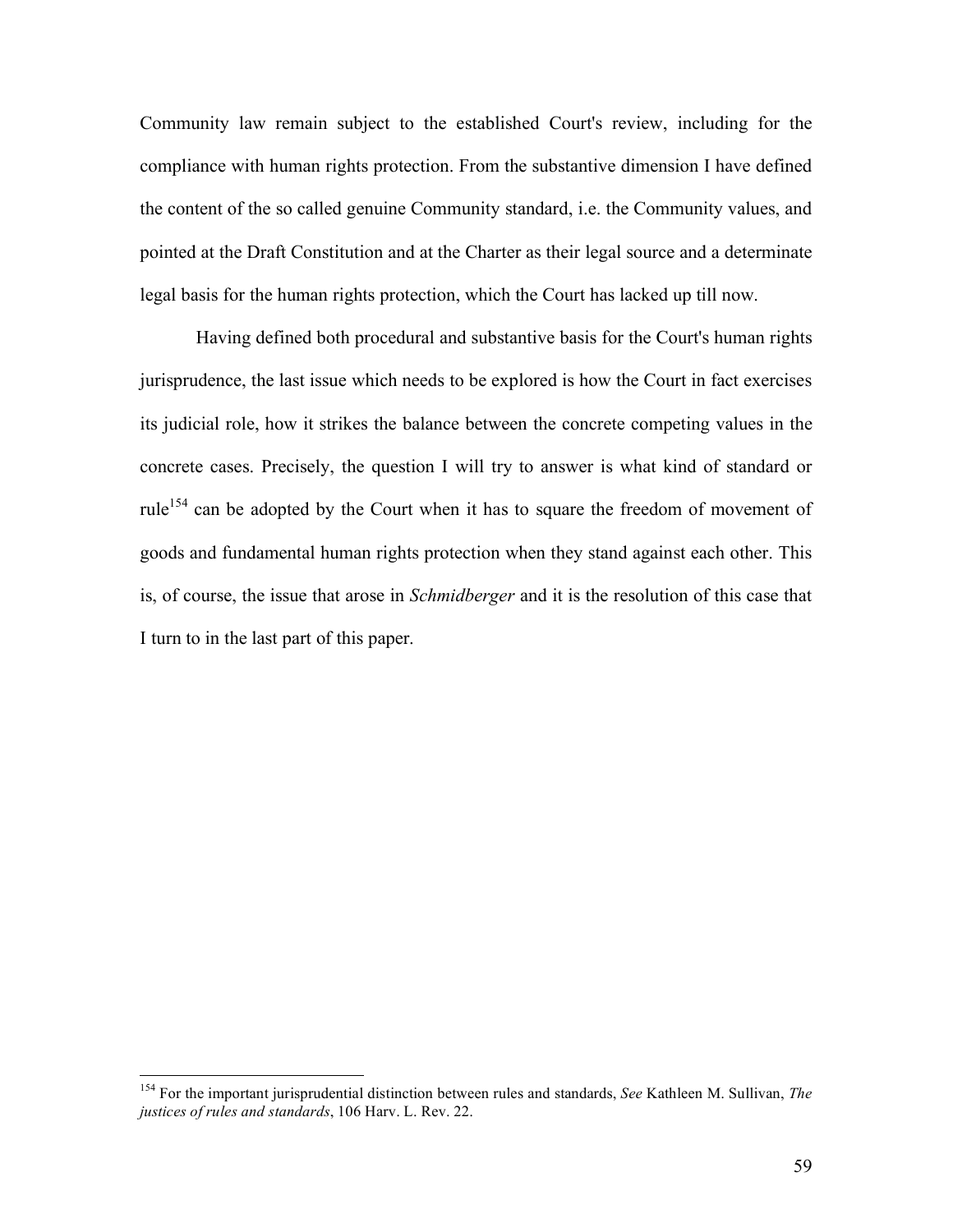Community law remain subject to the established Court's review, including for the compliance with human rights protection. From the substantive dimension I have defined the content of the so called genuine Community standard, i.e. the Community values, and pointed at the Draft Constitution and at the Charter as their legal source and a determinate legal basis for the human rights protection, which the Court has lacked up till now.

Having defined both procedural and substantive basis for the Court's human rights jurisprudence, the last issue which needs to be explored is how the Court in fact exercises its judicial role, how it strikes the balance between the concrete competing values in the concrete cases. Precisely, the question I will try to answer is what kind of standard or rule[154] can be adopted by the Court when it has to square the freedom of movement of goods and fundamental human rights protection when they stand against each other. This is, of course, the issue that arose in *Schmidberger* and it is the resolution of this case that I turn to in the last part of this paper.

---

[154] For the important jurisprudential distinction between rules and standards, *See* Kathleen M. Sullivan, *The justices of rules and standards*, 106 Harv. L. Rev. 22.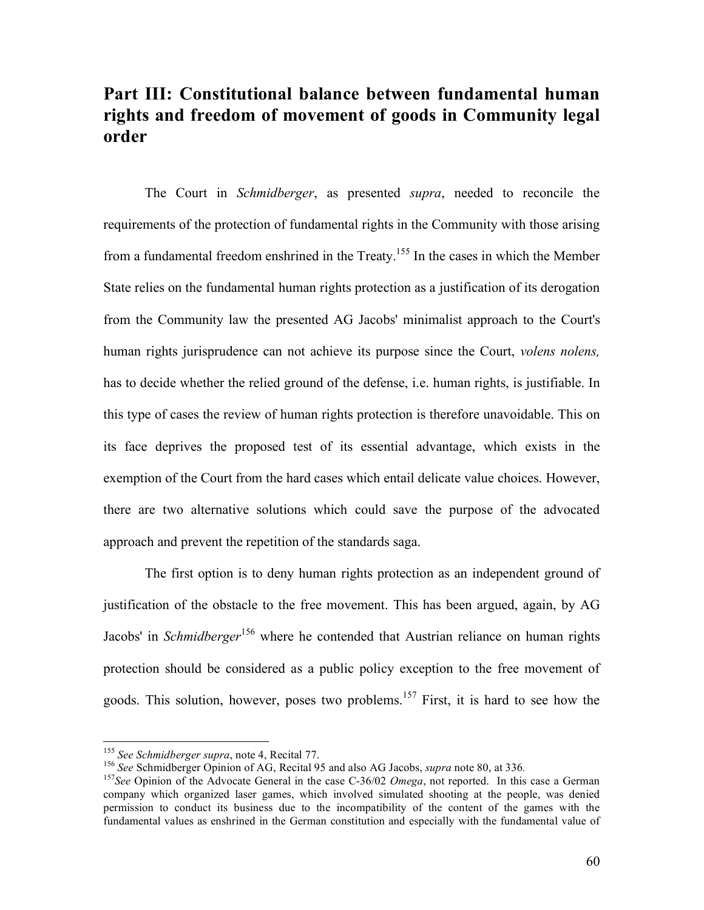## Part III: Constitutional balance between fundamental human rights and freedom of movement of goods in Community legal order

The Court in *Schmidberger*, as presented *supra*, needed to reconcile the requirements of the protection of fundamental rights in the Community with those arising from a fundamental freedom enshrined in the Treaty.[155] In the cases in which the Member State relies on the fundamental human rights protection as a justification of its derogation from the Community law the presented AG Jacobs' minimalist approach to the Court's human rights jurisprudence can not achieve its purpose since the Court, *volens nolens,* has to decide whether the relied ground of the defense, i.e. human rights, is justifiable. In this type of cases the review of human rights protection is therefore unavoidable. This on its face deprives the proposed test of its essential advantage, which exists in the exemption of the Court from the hard cases which entail delicate value choices. However, there are two alternative solutions which could save the purpose of the advocated approach and prevent the repetition of the standards saga.

The first option is to deny human rights protection as an independent ground of justification of the obstacle to the free movement. This has been argued, again, by AG Jacobs' in *Schmidberger*[156] where he contended that Austrian reliance on human rights protection should be considered as a public policy exception to the free movement of goods. This solution, however, poses two problems.[157] First, it is hard to see how the

---

[155] *See Schmidberger supra*, note 4, Recital 77.

[156] *See* Schmidberger Opinion of AG, Recital 95 and also AG Jacobs, *supra* note 80, at 336.

[157] *See* Opinion of the Advocate General in the case C-36/02 *Omega*, not reported. In this case a German company which organized laser games, which involved simulated shooting at the people, was denied permission to conduct its business due to the incompatibility of the content of the games with the fundamental values as enshrined in the German constitution and especially with the fundamental value of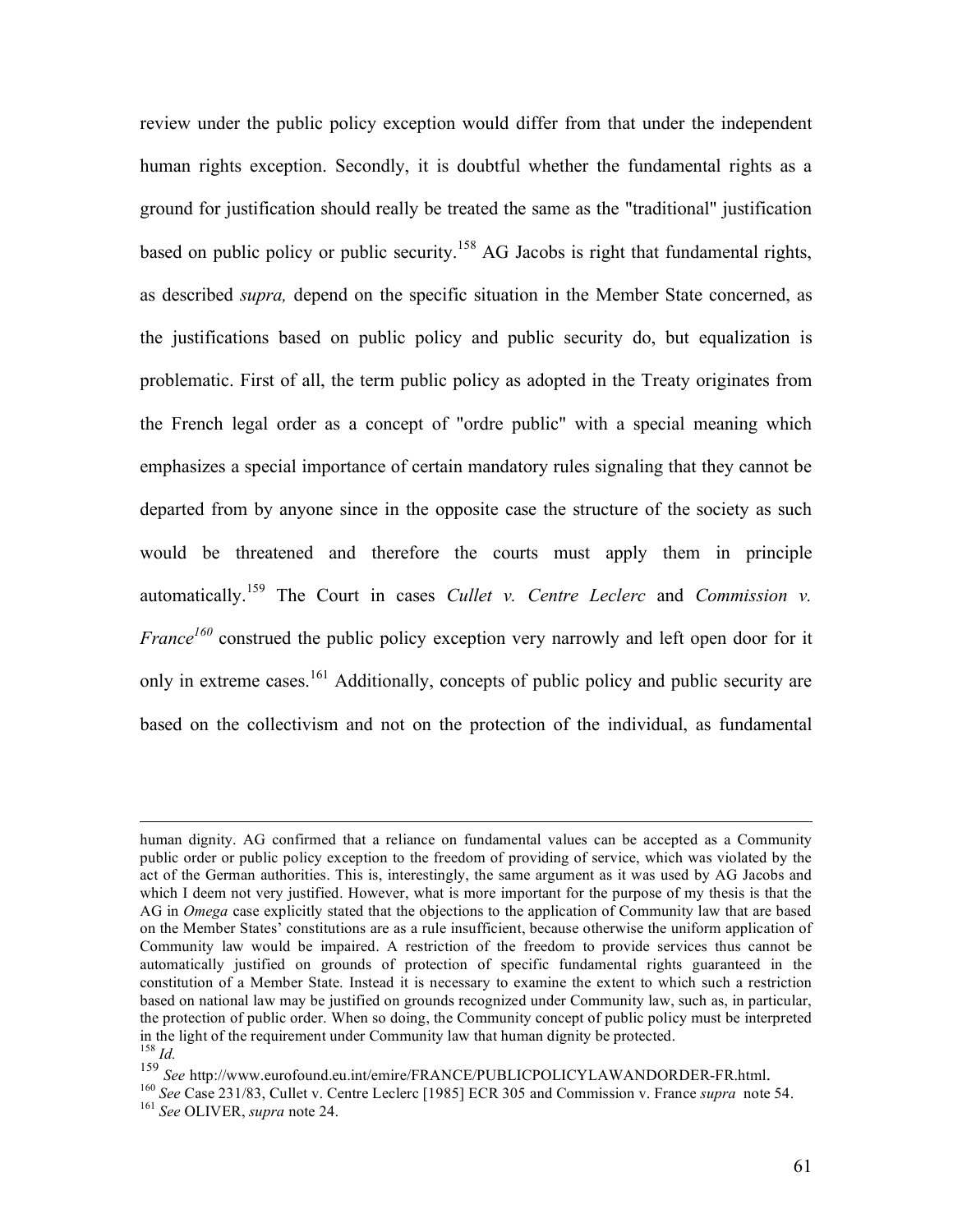review under the public policy exception would differ from that under the independent human rights exception. Secondly, it is doubtful whether the fundamental rights as a ground for justification should really be treated the same as the "traditional" justification based on public policy or public security.[158] AG Jacobs is right that fundamental rights, as described *supra,* depend on the specific situation in the Member State concerned, as the justifications based on public policy and public security do, but equalization is problematic. First of all, the term public policy as adopted in the Treaty originates from the French legal order as a concept of "ordre public" with a special meaning which emphasizes a special importance of certain mandatory rules signaling that they cannot be departed from by anyone since in the opposite case the structure of the society as such would be threatened and therefore the courts must apply them in principle automatically.[159] The Court in cases *Cullet v. Centre Leclerc* and *Commission v. France*[160] construed the public policy exception very narrowly and left open door for it only in extreme cases.[161] Additionally, concepts of public policy and public security are based on the collectivism and not on the protection of the individual, as fundamental

---

human dignity. AG confirmed that a reliance on fundamental values can be accepted as a Community public order or public policy exception to the freedom of providing of service, which was violated by the act of the German authorities. This is, interestingly, the same argument as it was used by AG Jacobs and which I deem not very justified. However, what is more important for the purpose of my thesis is that the AG in *Omega* case explicitly stated that the objections to the application of Community law that are based on the Member States' constitutions are as a rule insufficient, because otherwise the uniform application of Community law would be impaired. A restriction of the freedom to provide services thus cannot be automatically justified on grounds of protection of specific fundamental rights guaranteed in the constitution of a Member State. Instead it is necessary to examine the extent to which such a restriction based on national law may be justified on grounds recognized under Community law, such as, in particular, the protection of public order. When so doing, the Community concept of public policy must be interpreted in the light of the requirement under Community law that human dignity be protected.

[158] *Id.*

[159] *See* http://www.eurofound.eu.int/emire/FRANCE/PUBLICPOLICYLAWANDORDER-FR.html.

[160] *See* Case 231/83, Cullet v. Centre Leclerc [1985] ECR 305 and Commission v. France *supra* note 54.

[161] *See* OLIVER, *supra* note 24.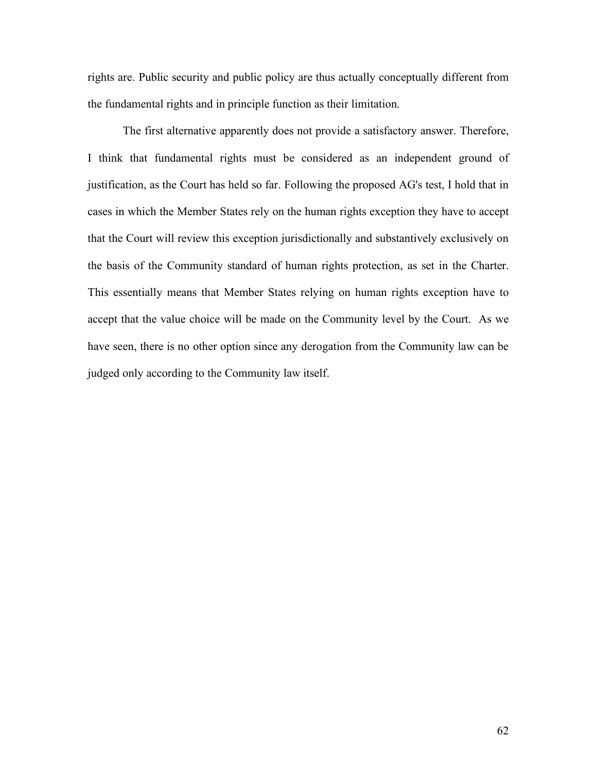rights are. Public security and public policy are thus actually conceptually different from the fundamental rights and in principle function as their limitation.

The first alternative apparently does not provide a satisfactory answer. Therefore, I think that fundamental rights must be considered as an independent ground of justification, as the Court has held so far. Following the proposed AG's test, I hold that in cases in which the Member States rely on the human rights exception they have to accept that the Court will review this exception jurisdictionally and substantively exclusively on the basis of the Community standard of human rights protection, as set in the Charter. This essentially means that Member States relying on human rights exception have to accept that the value choice will be made on the Community level by the Court. As we have seen, there is no other option since any derogation from the Community law can be judged only according to the Community law itself.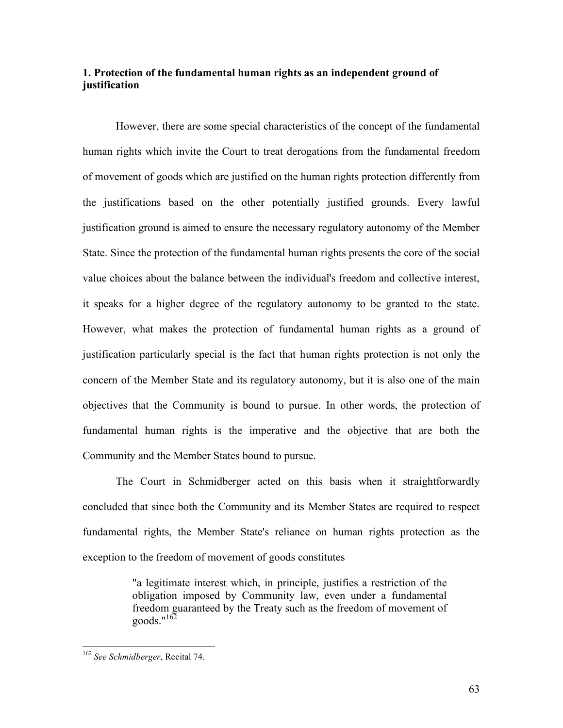### 1. Protection of the fundamental human rights as an independent ground of justification

However, there are some special characteristics of the concept of the fundamental human rights which invite the Court to treat derogations from the fundamental freedom of movement of goods which are justified on the human rights protection differently from the justifications based on the other potentially justified grounds. Every lawful justification ground is aimed to ensure the necessary regulatory autonomy of the Member State. Since the protection of the fundamental human rights presents the core of the social value choices about the balance between the individual's freedom and collective interest, it speaks for a higher degree of the regulatory autonomy to be granted to the state. However, what makes the protection of fundamental human rights as a ground of justification particularly special is the fact that human rights protection is not only the concern of the Member State and its regulatory autonomy, but it is also one of the main objectives that the Community is bound to pursue. In other words, the protection of fundamental human rights is the imperative and the objective that are both the Community and the Member States bound to pursue.

The Court in Schmidberger acted on this basis when it straightforwardly concluded that since both the Community and its Member States are required to respect fundamental rights, the Member State's reliance on human rights protection as the exception to the freedom of movement of goods constitutes

> "a legitimate interest which, in principle, justifies a restriction of the obligation imposed by Community law, even under a fundamental freedom guaranteed by the Treaty such as the freedom of movement of goods."[162]

---

[162] *See Schmidberger*, Recital 74.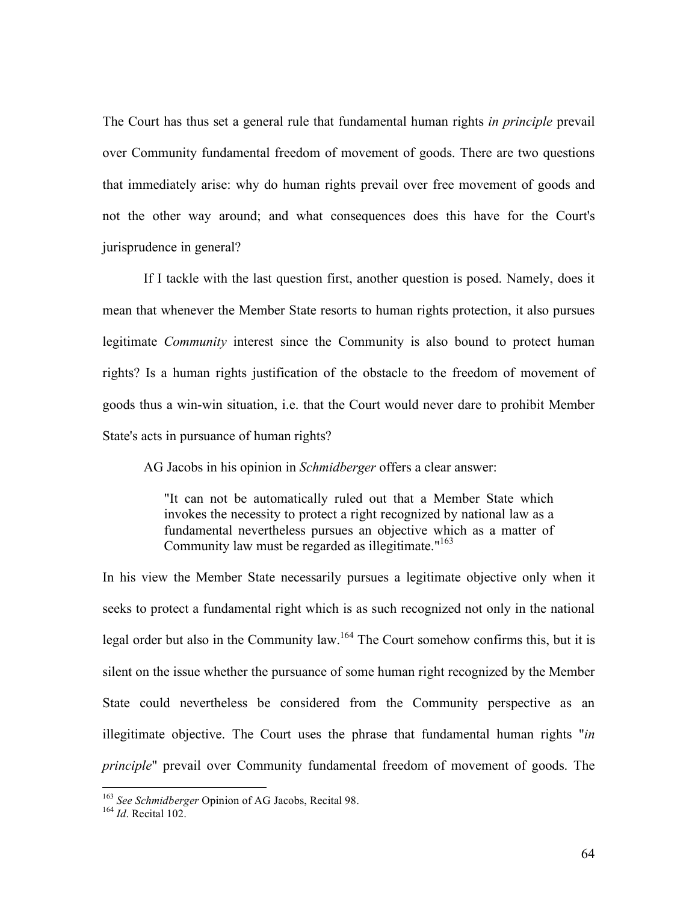The Court has thus set a general rule that fundamental human rights *in principle* prevail over Community fundamental freedom of movement of goods. There are two questions that immediately arise: why do human rights prevail over free movement of goods and not the other way around; and what consequences does this have for the Court's jurisprudence in general?

If I tackle with the last question first, another question is posed. Namely, does it mean that whenever the Member State resorts to human rights protection, it also pursues legitimate *Community* interest since the Community is also bound to protect human rights? Is a human rights justification of the obstacle to the freedom of movement of goods thus a win-win situation, i.e. that the Court would never dare to prohibit Member State's acts in pursuance of human rights?

AG Jacobs in his opinion in *Schmidberger* offers a clear answer:

> "It can not be automatically ruled out that a Member State which invokes the necessity to protect a right recognized by national law as a fundamental nevertheless pursues an objective which as a matter of Community law must be regarded as illegitimate."[163]

In his view the Member State necessarily pursues a legitimate objective only when it seeks to protect a fundamental right which is as such recognized not only in the national legal order but also in the Community law.[164] The Court somehow confirms this, but it is silent on the issue whether the pursuance of some human right recognized by the Member State could nevertheless be considered from the Community perspective as an illegitimate objective. The Court uses the phrase that fundamental human rights "*in principle*" prevail over Community fundamental freedom of movement of goods. The

---

[163] *See Schmidberger* Opinion of AG Jacobs, Recital 98.

[164] *Id*. Recital 102.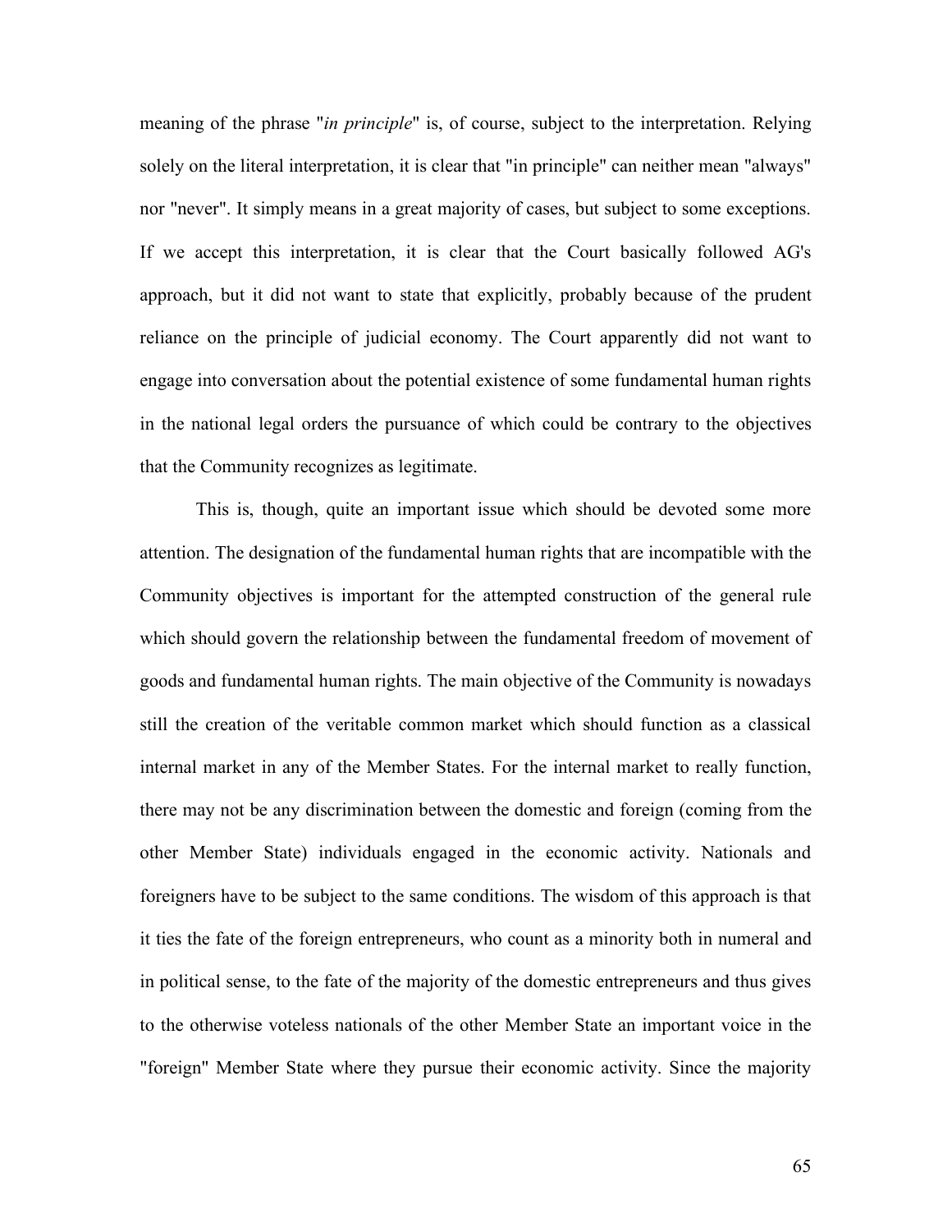meaning of the phrase "*in principle*" is, of course, subject to the interpretation. Relying solely on the literal interpretation, it is clear that "in principle" can neither mean "always" nor "never". It simply means in a great majority of cases, but subject to some exceptions. If we accept this interpretation, it is clear that the Court basically followed AG's approach, but it did not want to state that explicitly, probably because of the prudent reliance on the principle of judicial economy. The Court apparently did not want to engage into conversation about the potential existence of some fundamental human rights in the national legal orders the pursuance of which could be contrary to the objectives that the Community recognizes as legitimate.

This is, though, quite an important issue which should be devoted some more attention. The designation of the fundamental human rights that are incompatible with the Community objectives is important for the attempted construction of the general rule which should govern the relationship between the fundamental freedom of movement of goods and fundamental human rights. The main objective of the Community is nowadays still the creation of the veritable common market which should function as a classical internal market in any of the Member States. For the internal market to really function, there may not be any discrimination between the domestic and foreign (coming from the other Member State) individuals engaged in the economic activity. Nationals and foreigners have to be subject to the same conditions. The wisdom of this approach is that it ties the fate of the foreign entrepreneurs, who count as a minority both in numeral and in political sense, to the fate of the majority of the domestic entrepreneurs and thus gives to the otherwise voteless nationals of the other Member State an important voice in the "foreign" Member State where they pursue their economic activity. Since the majority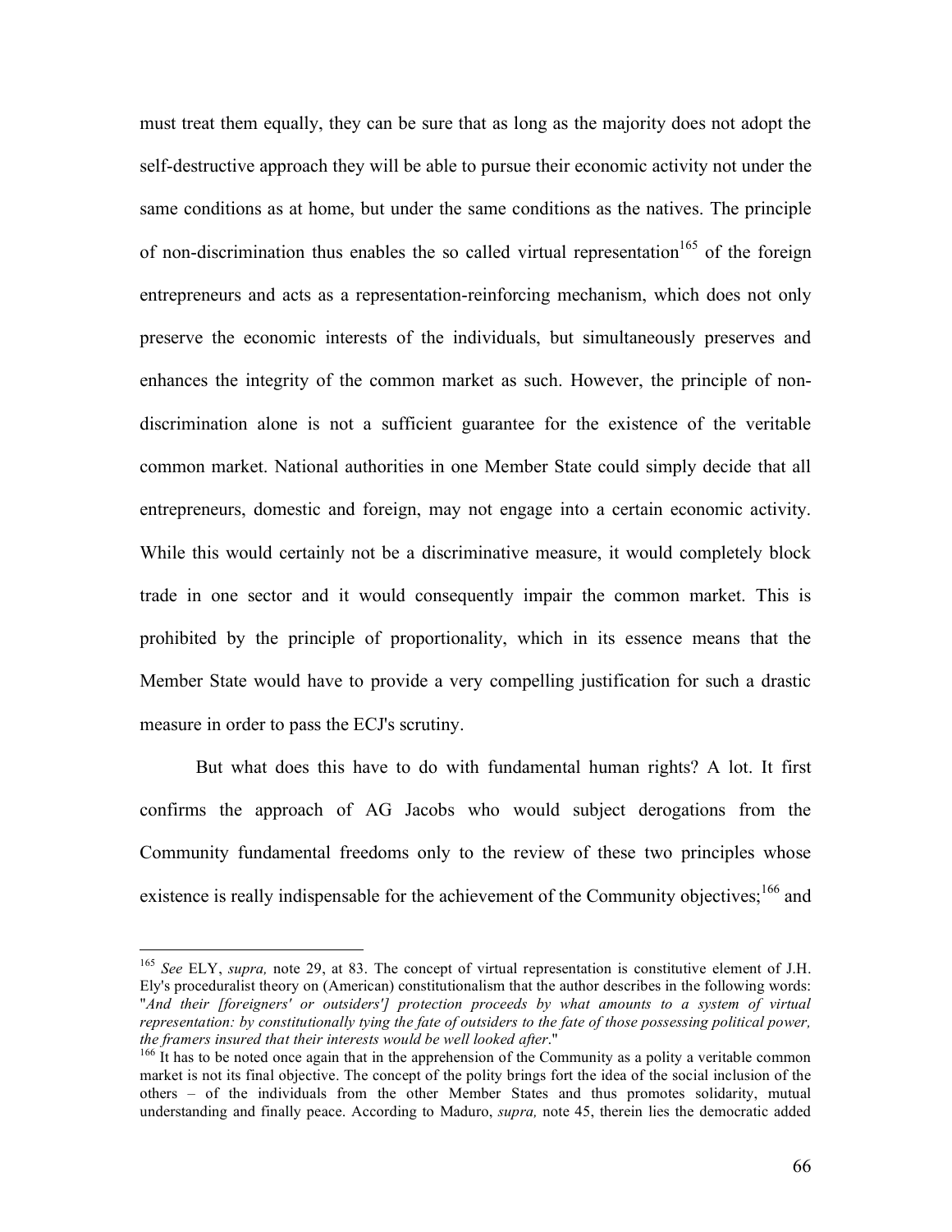must treat them equally, they can be sure that as long as the majority does not adopt the self-destructive approach they will be able to pursue their economic activity not under the same conditions as at home, but under the same conditions as the natives. The principle of non-discrimination thus enables the so called virtual representation[165] of the foreign entrepreneurs and acts as a representation-reinforcing mechanism, which does not only preserve the economic interests of the individuals, but simultaneously preserves and enhances the integrity of the common market as such. However, the principle of non-discrimination alone is not a sufficient guarantee for the existence of the veritable common market. National authorities in one Member State could simply decide that all entrepreneurs, domestic and foreign, may not engage into a certain economic activity. While this would certainly not be a discriminative measure, it would completely block trade in one sector and it would consequently impair the common market. This is prohibited by the principle of proportionality, which in its essence means that the Member State would have to provide a very compelling justification for such a drastic measure in order to pass the ECJ's scrutiny.

But what does this have to do with fundamental human rights? A lot. It first confirms the approach of AG Jacobs who would subject derogations from the Community fundamental freedoms only to the review of these two principles whose existence is really indispensable for the achievement of the Community objectives;[166] and

---

[165] *See* ELY, *supra,* note 29, at 83. The concept of virtual representation is constitutive element of J.H. Ely's proceduralist theory on (American) constitutionalism that the author describes in the following words: "*And their [foreigners' or outsiders'] protection proceeds by what amounts to a system of virtual representation: by constitutionally tying the fate of outsiders to the fate of those possessing political power, the framers insured that their interests would be well looked after*."

[166] It has to be noted once again that in the apprehension of the Community as a polity a veritable common market is not its final objective. The concept of the polity brings fort the idea of the social inclusion of the others – of the individuals from the other Member States and thus promotes solidarity, mutual understanding and finally peace. According to Maduro, *supra,* note 45, therein lies the democratic added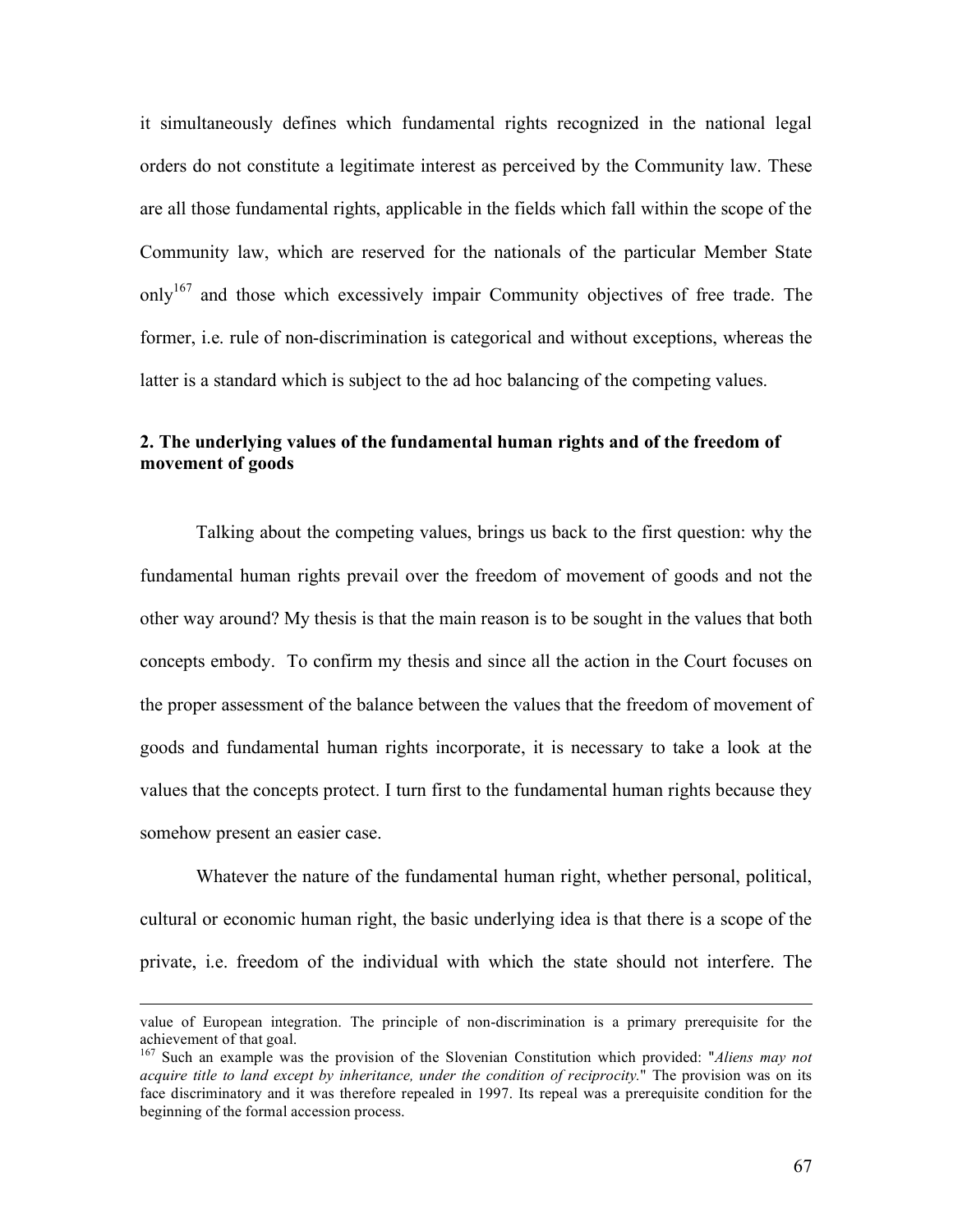it simultaneously defines which fundamental rights recognized in the national legal orders do not constitute a legitimate interest as perceived by the Community law. These are all those fundamental rights, applicable in the fields which fall within the scope of the Community law, which are reserved for the nationals of the particular Member State only[167] and those which excessively impair Community objectives of free trade. The former, i.e. rule of non-discrimination is categorical and without exceptions, whereas the latter is a standard which is subject to the ad hoc balancing of the competing values.

## 2. The underlying values of the fundamental human rights and of the freedom of movement of goods

Talking about the competing values, brings us back to the first question: why the fundamental human rights prevail over the freedom of movement of goods and not the other way around? My thesis is that the main reason is to be sought in the values that both concepts embody. To confirm my thesis and since all the action in the Court focuses on the proper assessment of the balance between the values that the freedom of movement of goods and fundamental human rights incorporate, it is necessary to take a look at the values that the concepts protect. I turn first to the fundamental human rights because they somehow present an easier case.

Whatever the nature of the fundamental human right, whether personal, political, cultural or economic human right, the basic underlying idea is that there is a scope of the private, i.e. freedom of the individual with which the state should not interfere. The

---

value of European integration. The principle of non-discrimination is a primary prerequisite for the achievement of that goal.

[167] Such an example was the provision of the Slovenian Constitution which provided: "*Aliens may not acquire title to land except by inheritance, under the condition of reciprocity.*" The provision was on its face discriminatory and it was therefore repealed in 1997. Its repeal was a prerequisite condition for the beginning of the formal accession process.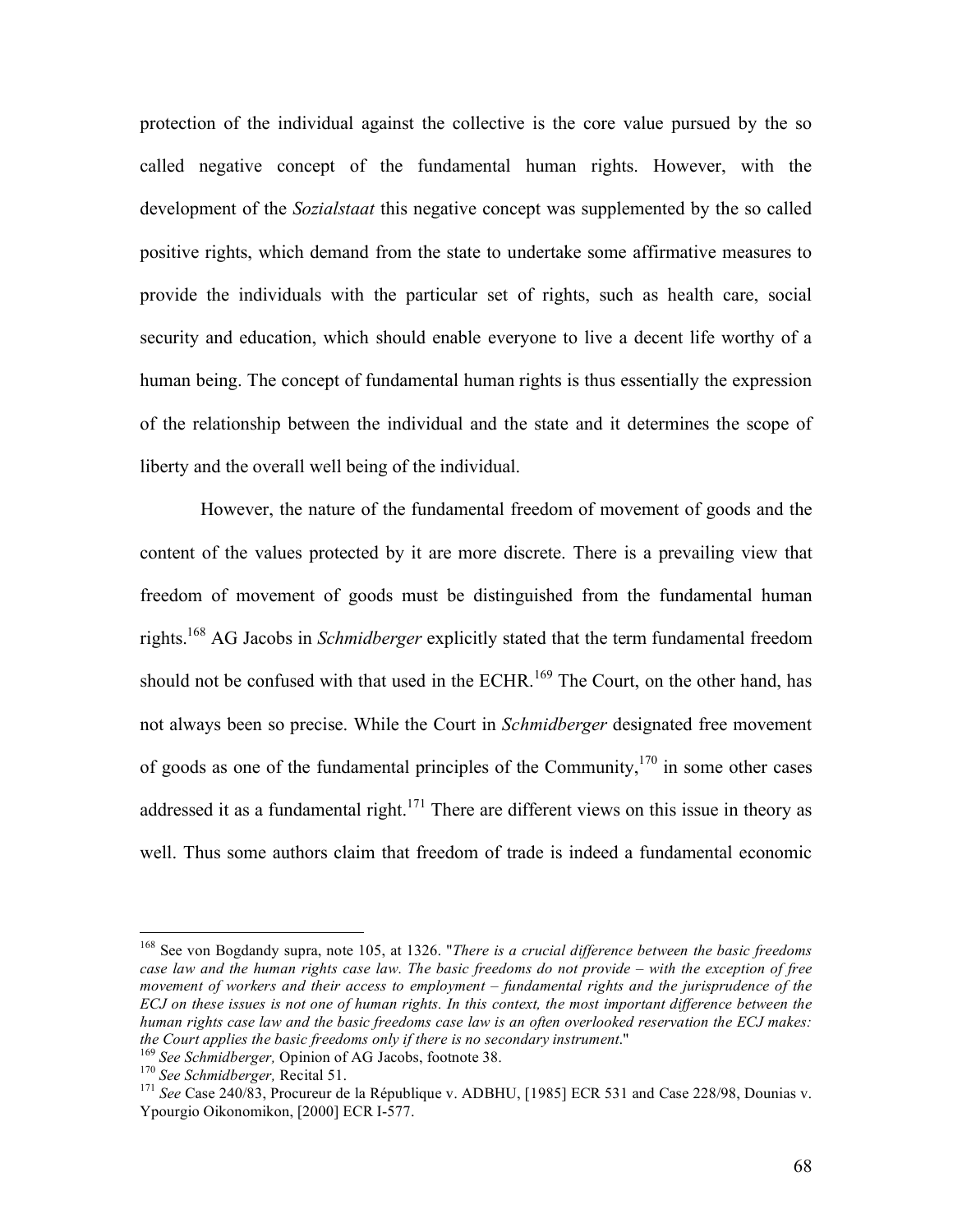protection of the individual against the collective is the core value pursued by the so called negative concept of the fundamental human rights. However, with the development of the *Sozialstaat* this negative concept was supplemented by the so called positive rights, which demand from the state to undertake some affirmative measures to provide the individuals with the particular set of rights, such as health care, social security and education, which should enable everyone to live a decent life worthy of a human being. The concept of fundamental human rights is thus essentially the expression of the relationship between the individual and the state and it determines the scope of liberty and the overall well being of the individual.

However, the nature of the fundamental freedom of movement of goods and the content of the values protected by it are more discrete. There is a prevailing view that freedom of movement of goods must be distinguished from the fundamental human rights.[168] AG Jacobs in *Schmidberger* explicitly stated that the term fundamental freedom should not be confused with that used in the ECHR.[169] The Court, on the other hand, has not always been so precise. While the Court in *Schmidberger* designated free movement of goods as one of the fundamental principles of the Community,[170] in some other cases addressed it as a fundamental right.[171] There are different views on this issue in theory as well. Thus some authors claim that freedom of trade is indeed a fundamental economic

---

[168] See von Bogdandy supra, note 105, at 1326. "*There is a crucial difference between the basic freedoms case law and the human rights case law. The basic freedoms do not provide – with the exception of free movement of workers and their access to employment – fundamental rights and the jurisprudence of the ECJ on these issues is not one of human rights. In this context, the most important difference between the human rights case law and the basic freedoms case law is an often overlooked reservation the ECJ makes: the Court applies the basic freedoms only if there is no secondary instrument*."

[169] *See Schmidberger,* Opinion of AG Jacobs, footnote 38.

[170] *See Schmidberger,* Recital 51.

[171] *See* Case 240/83, Procureur de la République v. ADBHU, [1985] ECR 531 and Case 228/98, Dounias v. Ypourgio Oikonomikon, [2000] ECR I-577.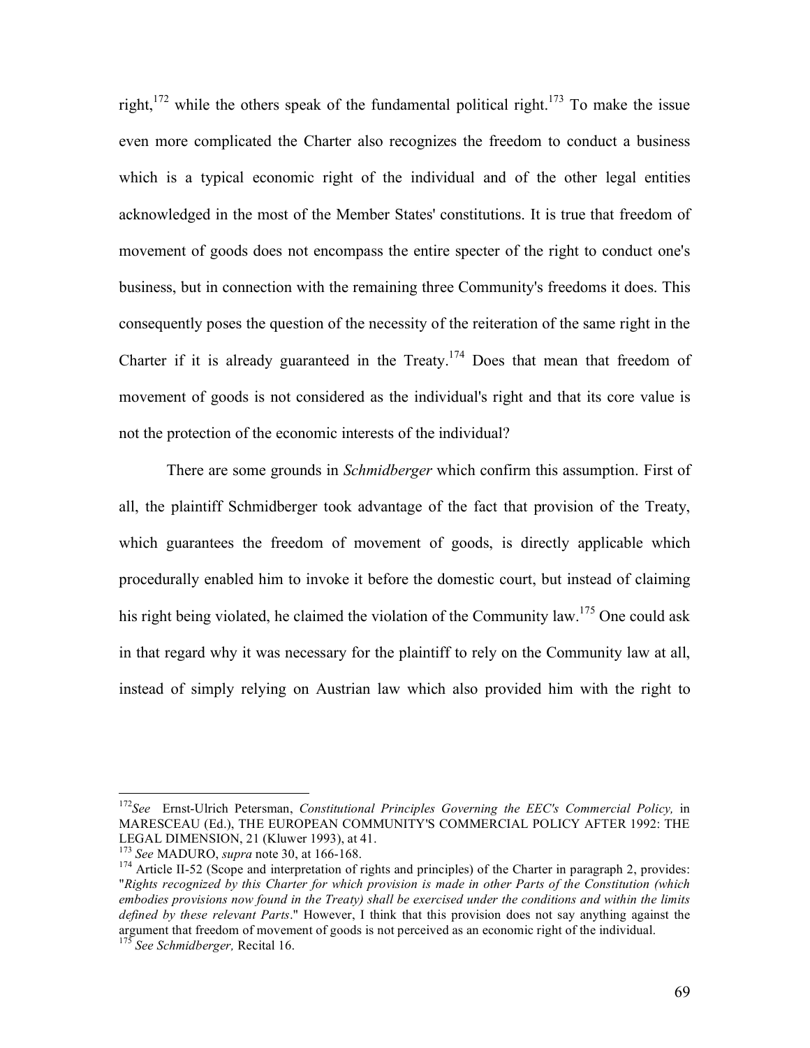right,[172] while the others speak of the fundamental political right.[173] To make the issue even more complicated the Charter also recognizes the freedom to conduct a business which is a typical economic right of the individual and of the other legal entities acknowledged in the most of the Member States' constitutions. It is true that freedom of movement of goods does not encompass the entire specter of the right to conduct one's business, but in connection with the remaining three Community's freedoms it does. This consequently poses the question of the necessity of the reiteration of the same right in the Charter if it is already guaranteed in the Treaty.[174] Does that mean that freedom of movement of goods is not considered as the individual's right and that its core value is not the protection of the economic interests of the individual?

There are some grounds in *Schmidberger* which confirm this assumption. First of all, the plaintiff Schmidberger took advantage of the fact that provision of the Treaty, which guarantees the freedom of movement of goods, is directly applicable which procedurally enabled him to invoke it before the domestic court, but instead of claiming his right being violated, he claimed the violation of the Community law.[175] One could ask in that regard why it was necessary for the plaintiff to rely on the Community law at all, instead of simply relying on Austrian law which also provided him with the right to

---

[172] *See* Ernst-Ulrich Petersman, *Constitutional Principles Governing the EEC's Commercial Policy,* in MARESCEAU (Ed.), THE EUROPEAN COMMUNITY'S COMMERCIAL POLICY AFTER 1992: THE LEGAL DIMENSION, 21 (Kluwer 1993), at 41.

[173] *See* MADURO, *supra* note 30, at 166-168.

[174] Article II-52 (Scope and interpretation of rights and principles) of the Charter in paragraph 2, provides: "*Rights recognized by this Charter for which provision is made in other Parts of the Constitution (which embodies provisions now found in the Treaty) shall be exercised under the conditions and within the limits defined by these relevant Parts*." However, I think that this provision does not say anything against the argument that freedom of movement of goods is not perceived as an economic right of the individual.

[175] *See Schmidberger,* Recital 16.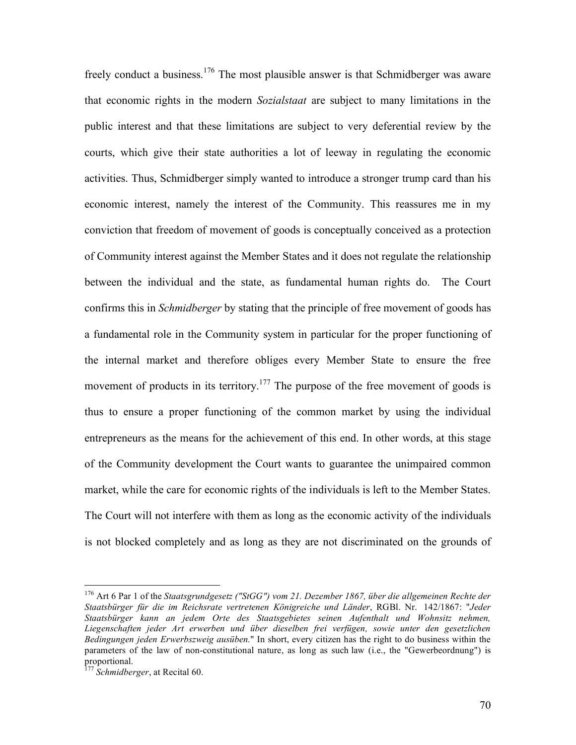freely conduct a business.[176] The most plausible answer is that Schmidberger was aware that economic rights in the modern *Sozialstaat* are subject to many limitations in the public interest and that these limitations are subject to very deferential review by the courts, which give their state authorities a lot of leeway in regulating the economic activities. Thus, Schmidberger simply wanted to introduce a stronger trump card than his economic interest, namely the interest of the Community. This reassures me in my conviction that freedom of movement of goods is conceptually conceived as a protection of Community interest against the Member States and it does not regulate the relationship between the individual and the state, as fundamental human rights do. The Court confirms this in *Schmidberger* by stating that the principle of free movement of goods has a fundamental role in the Community system in particular for the proper functioning of the internal market and therefore obliges every Member State to ensure the free movement of products in its territory.[177] The purpose of the free movement of goods is thus to ensure a proper functioning of the common market by using the individual entrepreneurs as the means for the achievement of this end. In other words, at this stage of the Community development the Court wants to guarantee the unimpaired common market, while the care for economic rights of the individuals is left to the Member States. The Court will not interfere with them as long as the economic activity of the individuals is not blocked completely and as long as they are not discriminated on the grounds of

---

[176] Art 6 Par 1 of the *Staatsgrundgesetz ("StGG") vom 21. Dezember 1867, über die allgemeinen Rechte der Staatsbürger für die im Reichsrate vertretenen Königreiche und Länder*, RGBl. Nr. 142/1867: "*Jeder Staatsbürger kann an jedem Orte des Staatsgebietes seinen Aufenthalt und Wohnsitz nehmen, Liegenschaften jeder Art erwerben und über dieselben frei verfügen, sowie unter den gesetzlichen Bedingungen jeden Erwerbszweig ausüben.*" In short, every citizen has the right to do business within the parameters of the law of non-constitutional nature, as long as such law (i.e., the "Gewerbeordnung") is proportional.

[177] *Schmidberger*, at Recital 60.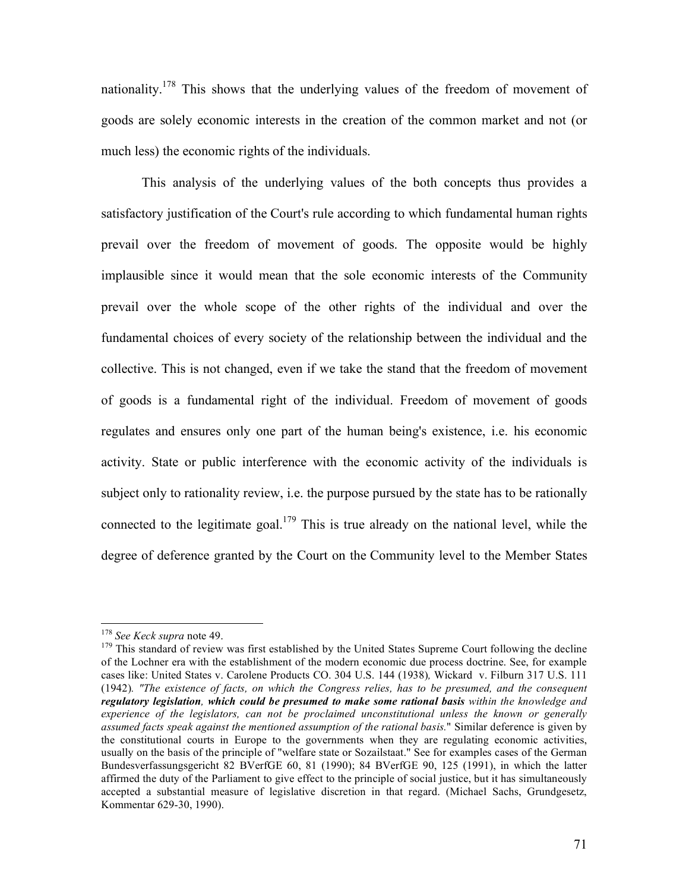nationality.[178] This shows that the underlying values of the freedom of movement of goods are solely economic interests in the creation of the common market and not (or much less) the economic rights of the individuals.

This analysis of the underlying values of the both concepts thus provides a satisfactory justification of the Court's rule according to which fundamental human rights prevail over the freedom of movement of goods. The opposite would be highly implausible since it would mean that the sole economic interests of the Community prevail over the whole scope of the other rights of the individual and over the fundamental choices of every society of the relationship between the individual and the collective. This is not changed, even if we take the stand that the freedom of movement of goods is a fundamental right of the individual. Freedom of movement of goods regulates and ensures only one part of the human being's existence, i.e. his economic activity. State or public interference with the economic activity of the individuals is subject only to rationality review, i.e. the purpose pursued by the state has to be rationally connected to the legitimate goal.[179] This is true already on the national level, while the degree of deference granted by the Court on the Community level to the Member States

---

[178] *See Keck supra* note 49.

[179] This standard of review was first established by the United States Supreme Court following the decline of the Lochner era with the establishment of the modern economic due process doctrine. See, for example cases like: United States v. Carolene Products CO. 304 U.S. 144 (1938)*,* Wickard v. Filburn 317 U.S. 111 (1942)*. "The existence of facts, on which the Congress relies, has to be presumed, and the consequent **regulatory legislation**, **which could be presumed to make some rational basis** within the knowledge and experience of the legislators, can not be proclaimed unconstitutional unless the known or generally assumed facts speak against the mentioned assumption of the rational basis.*" Similar deference is given by the constitutional courts in Europe to the governments when they are regulating economic activities, usually on the basis of the principle of "welfare state or Sozailstaat." See for examples cases of the German Bundesverfassungsgericht 82 BVerfGE 60, 81 (1990); 84 BVerfGE 90, 125 (1991), in which the latter affirmed the duty of the Parliament to give effect to the principle of social justice, but it has simultaneously accepted a substantial measure of legislative discretion in that regard. (Michael Sachs, Grundgesetz, Kommentar 629-30, 1990).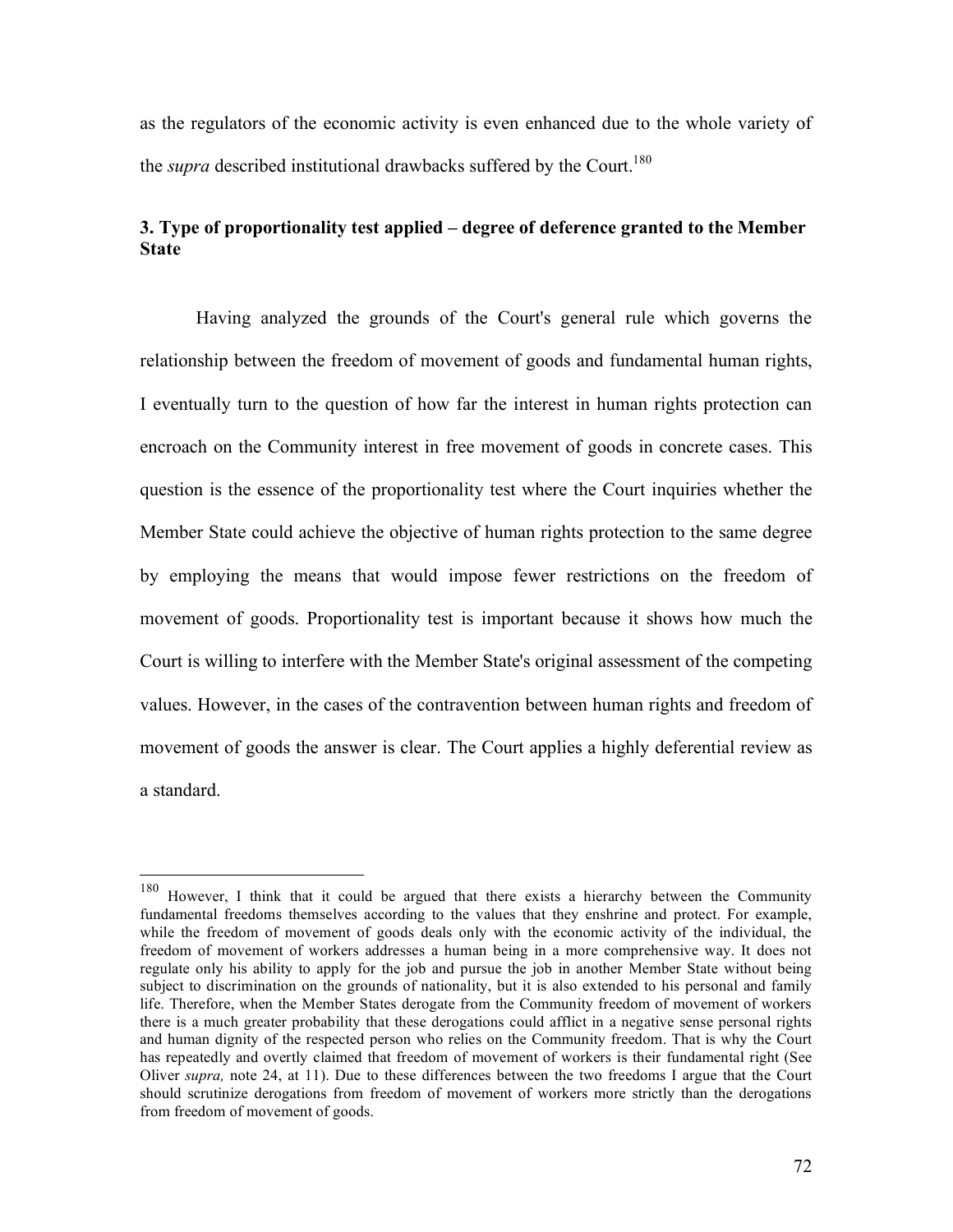as the regulators of the economic activity is even enhanced due to the whole variety of the *supra* described institutional drawbacks suffered by the Court.[180]

### 3. Type of proportionality test applied – degree of deference granted to the Member State

Having analyzed the grounds of the Court's general rule which governs the relationship between the freedom of movement of goods and fundamental human rights, I eventually turn to the question of how far the interest in human rights protection can encroach on the Community interest in free movement of goods in concrete cases. This question is the essence of the proportionality test where the Court inquiries whether the Member State could achieve the objective of human rights protection to the same degree by employing the means that would impose fewer restrictions on the freedom of movement of goods. Proportionality test is important because it shows how much the Court is willing to interfere with the Member State's original assessment of the competing values. However, in the cases of the contravention between human rights and freedom of movement of goods the answer is clear. The Court applies a highly deferential review as a standard.

---

[180] However, I think that it could be argued that there exists a hierarchy between the Community fundamental freedoms themselves according to the values that they enshrine and protect. For example, while the freedom of movement of goods deals only with the economic activity of the individual, the freedom of movement of workers addresses a human being in a more comprehensive way. It does not regulate only his ability to apply for the job and pursue the job in another Member State without being subject to discrimination on the grounds of nationality, but it is also extended to his personal and family life. Therefore, when the Member States derogate from the Community freedom of movement of workers there is a much greater probability that these derogations could afflict in a negative sense personal rights and human dignity of the respected person who relies on the Community freedom. That is why the Court has repeatedly and overtly claimed that freedom of movement of workers is their fundamental right (See Oliver *supra,* note 24, at 11). Due to these differences between the two freedoms I argue that the Court should scrutinize derogations from freedom of movement of workers more strictly than the derogations from freedom of movement of goods.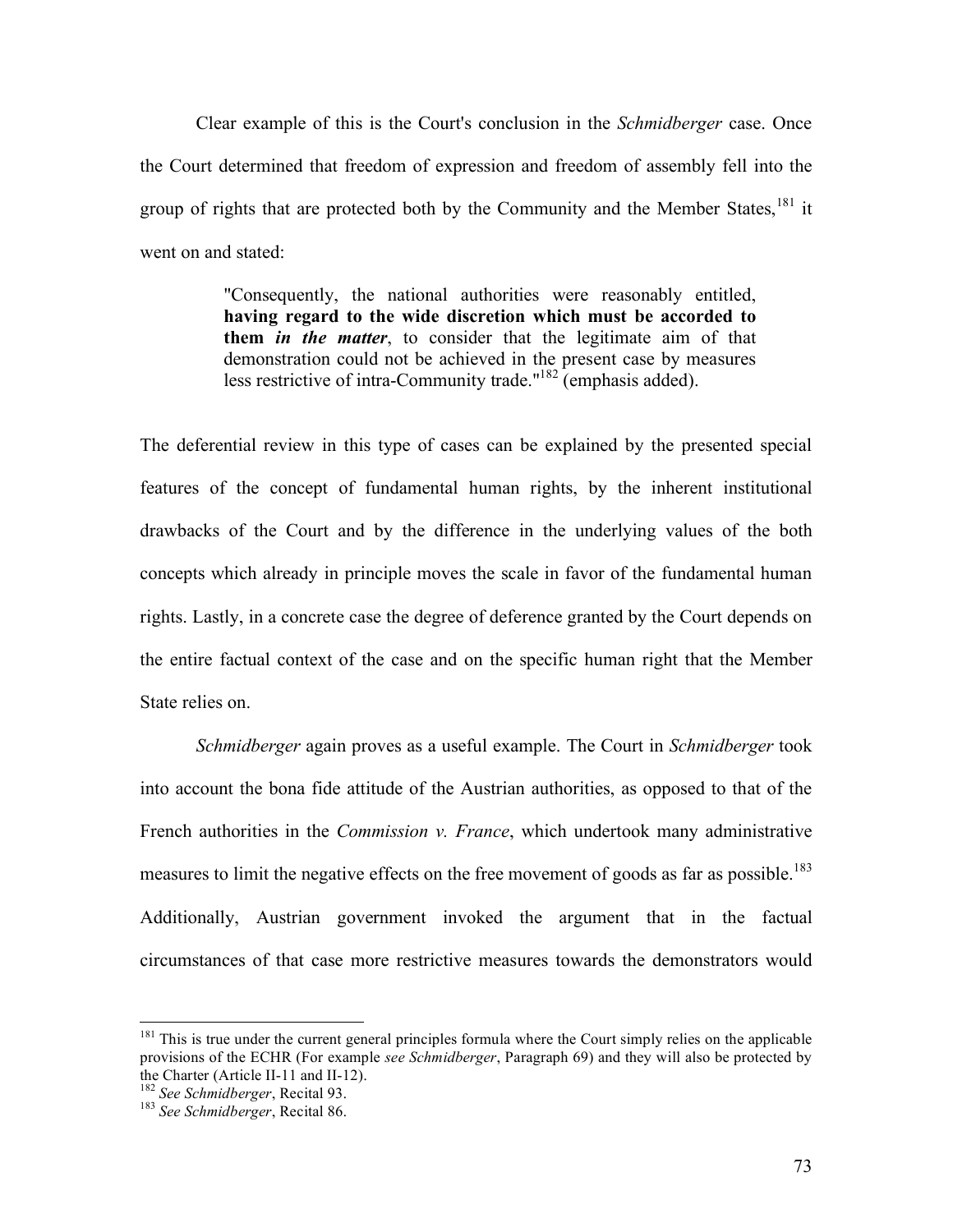Clear example of this is the Court's conclusion in the *Schmidberger* case. Once the Court determined that freedom of expression and freedom of assembly fell into the group of rights that are protected both by the Community and the Member States,[181] it went on and stated:

> "Consequently, the national authorities were reasonably entitled, **having regard to the wide discretion which must be accorded to them *in the matter***, to consider that the legitimate aim of that demonstration could not be achieved in the present case by measures less restrictive of intra-Community trade."[182] (emphasis added).

The deferential review in this type of cases can be explained by the presented special features of the concept of fundamental human rights, by the inherent institutional drawbacks of the Court and by the difference in the underlying values of the both concepts which already in principle moves the scale in favor of the fundamental human rights. Lastly, in a concrete case the degree of deference granted by the Court depends on the entire factual context of the case and on the specific human right that the Member State relies on.

*Schmidberger* again proves as a useful example. The Court in *Schmidberger* took into account the bona fide attitude of the Austrian authorities, as opposed to that of the French authorities in the *Commission v. France*, which undertook many administrative measures to limit the negative effects on the free movement of goods as far as possible.[183] Additionally, Austrian government invoked the argument that in the factual circumstances of that case more restrictive measures towards the demonstrators would

---

[181] This is true under the current general principles formula where the Court simply relies on the applicable provisions of the ECHR (For example *see Schmidberger*, Paragraph 69) and they will also be protected by the Charter (Article II-11 and II-12).

[182] *See Schmidberger*, Recital 93.

[183] *See Schmidberger*, Recital 86.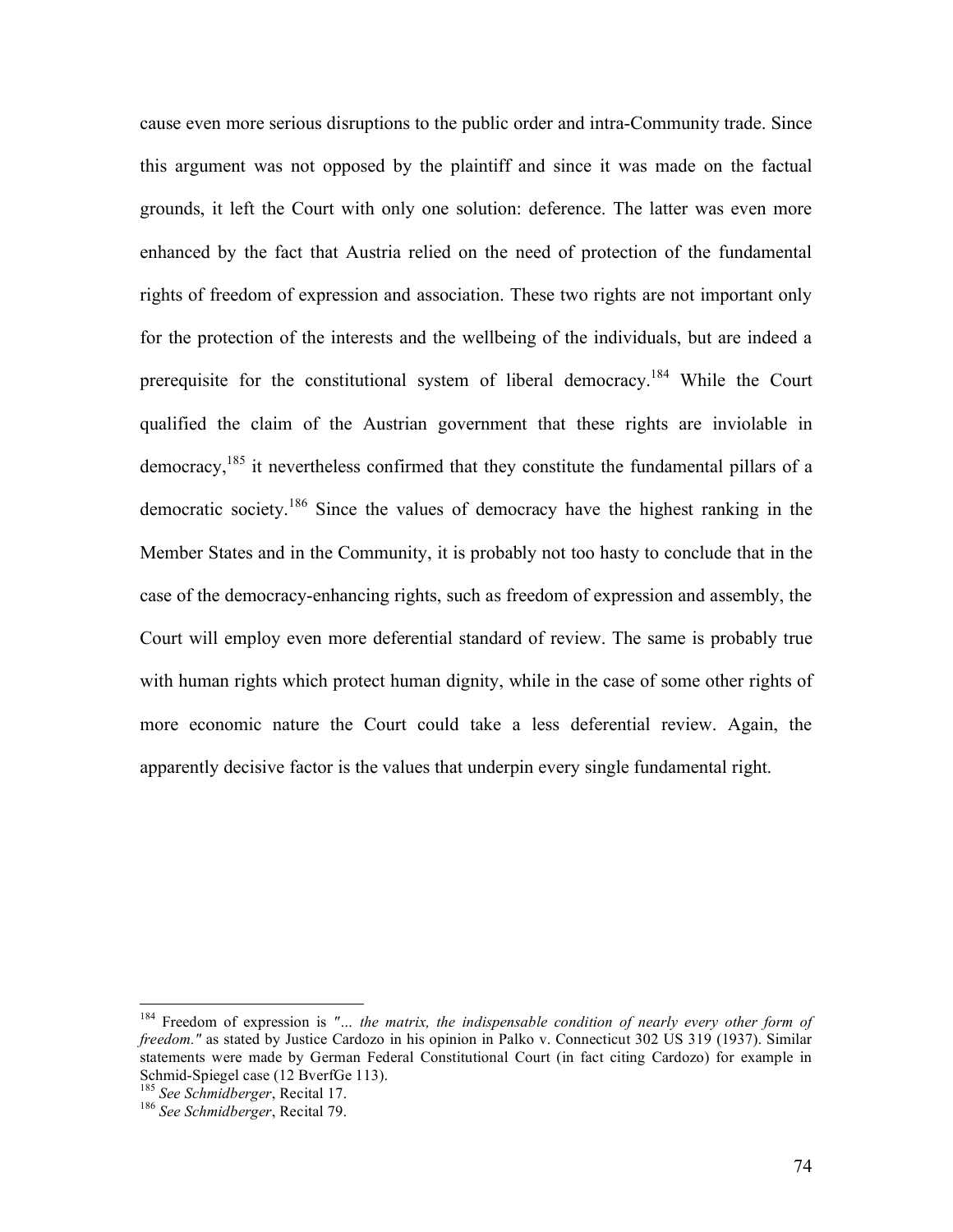cause even more serious disruptions to the public order and intra-Community trade. Since this argument was not opposed by the plaintiff and since it was made on the factual grounds, it left the Court with only one solution: deference. The latter was even more enhanced by the fact that Austria relied on the need of protection of the fundamental rights of freedom of expression and association. These two rights are not important only for the protection of the interests and the wellbeing of the individuals, but are indeed a prerequisite for the constitutional system of liberal democracy.[184] While the Court qualified the claim of the Austrian government that these rights are inviolable in democracy,[185] it nevertheless confirmed that they constitute the fundamental pillars of a democratic society.[186] Since the values of democracy have the highest ranking in the Member States and in the Community, it is probably not too hasty to conclude that in the case of the democracy-enhancing rights, such as freedom of expression and assembly, the Court will employ even more deferential standard of review. The same is probably true with human rights which protect human dignity, while in the case of some other rights of more economic nature the Court could take a less deferential review. Again, the apparently decisive factor is the values that underpin every single fundamental right.

---

[184] Freedom of expression is *"... the matrix, the indispensable condition of nearly every other form of freedom."* as stated by Justice Cardozo in his opinion in Palko v. Connecticut 302 US 319 (1937). Similar statements were made by German Federal Constitutional Court (in fact citing Cardozo) for example in Schmid-Spiegel case (12 BverfGe 113).

[185] *See Schmidberger*, Recital 17.

[186] *See Schmidberger*, Recital 79.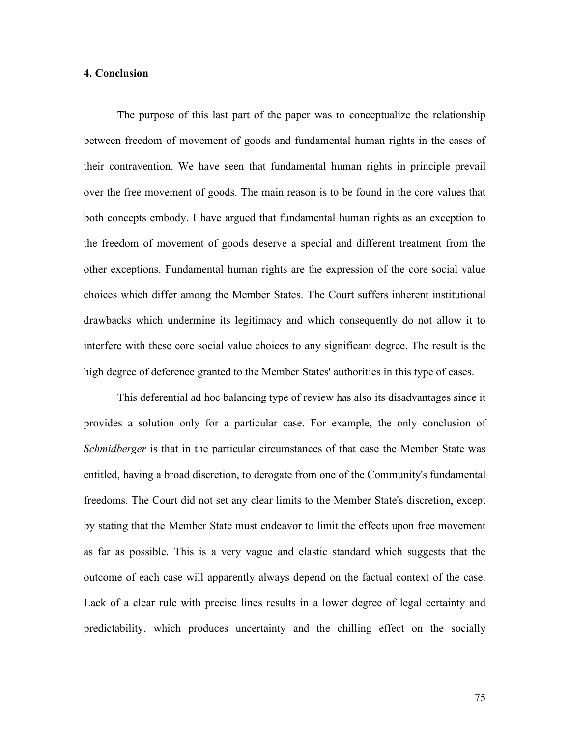**4. Conclusion**

The purpose of this last part of the paper was to conceptualize the relationship between freedom of movement of goods and fundamental human rights in the cases of their contravention. We have seen that fundamental human rights in principle prevail over the free movement of goods. The main reason is to be found in the core values that both concepts embody. I have argued that fundamental human rights as an exception to the freedom of movement of goods deserve a special and different treatment from the other exceptions. Fundamental human rights are the expression of the core social value choices which differ among the Member States. The Court suffers inherent institutional drawbacks which undermine its legitimacy and which consequently do not allow it to interfere with these core social value choices to any significant degree. The result is the high degree of deference granted to the Member States' authorities in this type of cases.

This deferential ad hoc balancing type of review has also its disadvantages since it provides a solution only for a particular case. For example, the only conclusion of *Schmidberger* is that in the particular circumstances of that case the Member State was entitled, having a broad discretion, to derogate from one of the Community's fundamental freedoms. The Court did not set any clear limits to the Member State's discretion, except by stating that the Member State must endeavor to limit the effects upon free movement as far as possible. This is a very vague and elastic standard which suggests that the outcome of each case will apparently always depend on the factual context of the case. Lack of a clear rule with precise lines results in a lower degree of legal certainty and predictability, which produces uncertainty and the chilling effect on the socially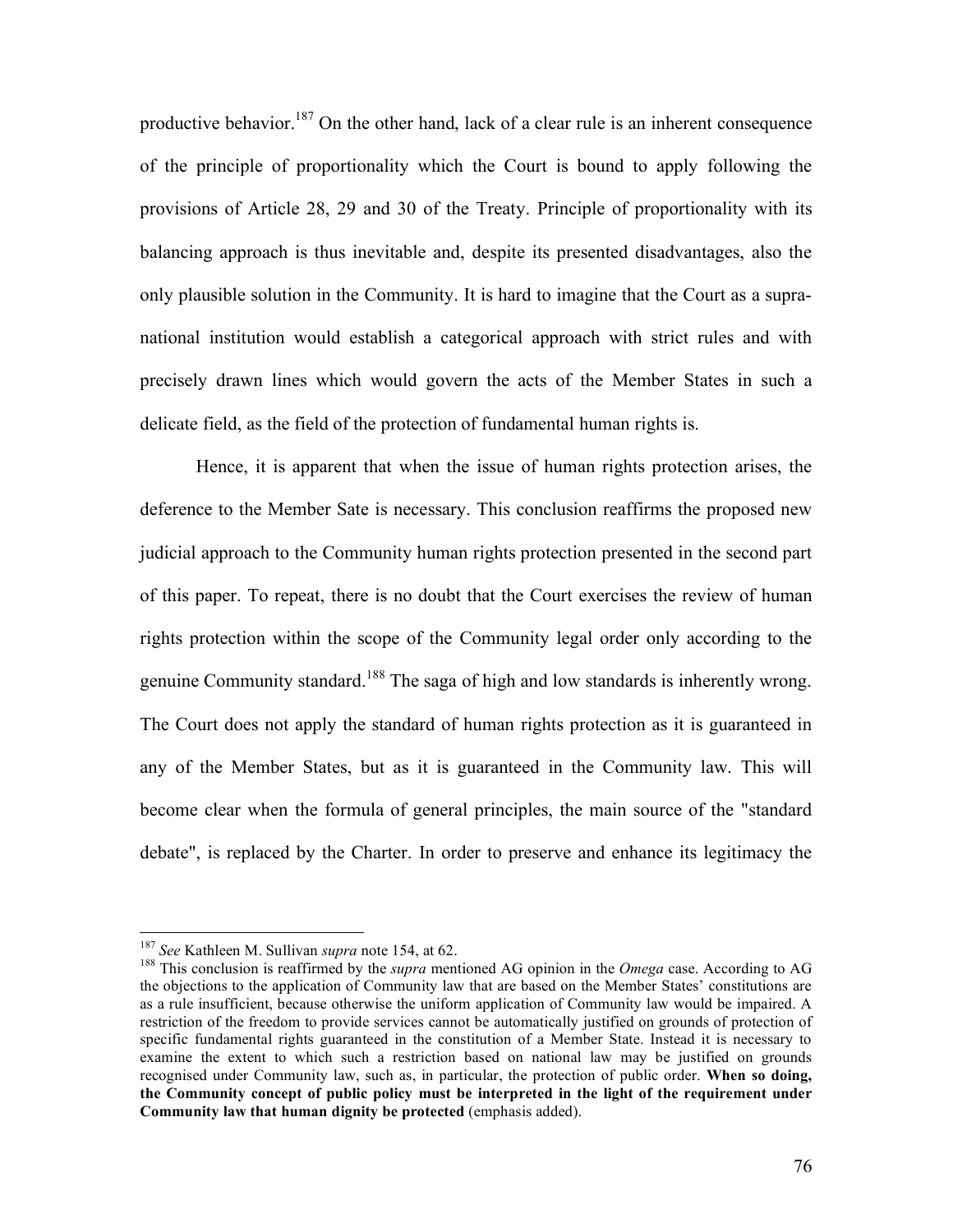productive behavior.[187] On the other hand, lack of a clear rule is an inherent consequence of the principle of proportionality which the Court is bound to apply following the provisions of Article 28, 29 and 30 of the Treaty. Principle of proportionality with its balancing approach is thus inevitable and, despite its presented disadvantages, also the only plausible solution in the Community. It is hard to imagine that the Court as a supra-national institution would establish a categorical approach with strict rules and with precisely drawn lines which would govern the acts of the Member States in such a delicate field, as the field of the protection of fundamental human rights is.

Hence, it is apparent that when the issue of human rights protection arises, the deference to the Member Sate is necessary. This conclusion reaffirms the proposed new judicial approach to the Community human rights protection presented in the second part of this paper. To repeat, there is no doubt that the Court exercises the review of human rights protection within the scope of the Community legal order only according to the genuine Community standard.[188] The saga of high and low standards is inherently wrong. The Court does not apply the standard of human rights protection as it is guaranteed in any of the Member States, but as it is guaranteed in the Community law. This will become clear when the formula of general principles, the main source of the "standard debate", is replaced by the Charter. In order to preserve and enhance its legitimacy the

---

[187] *See* Kathleen M. Sullivan *supra* note 154, at 62.

[188] This conclusion is reaffirmed by the *supra* mentioned AG opinion in the *Omega* case. According to AG the objections to the application of Community law that are based on the Member States' constitutions are as a rule insufficient, because otherwise the uniform application of Community law would be impaired. A restriction of the freedom to provide services cannot be automatically justified on grounds of protection of specific fundamental rights guaranteed in the constitution of a Member State. Instead it is necessary to examine the extent to which such a restriction based on national law may be justified on grounds recognised under Community law, such as, in particular, the protection of public order. **When so doing, the Community concept of public policy must be interpreted in the light of the requirement under Community law that human dignity be protected** (emphasis added).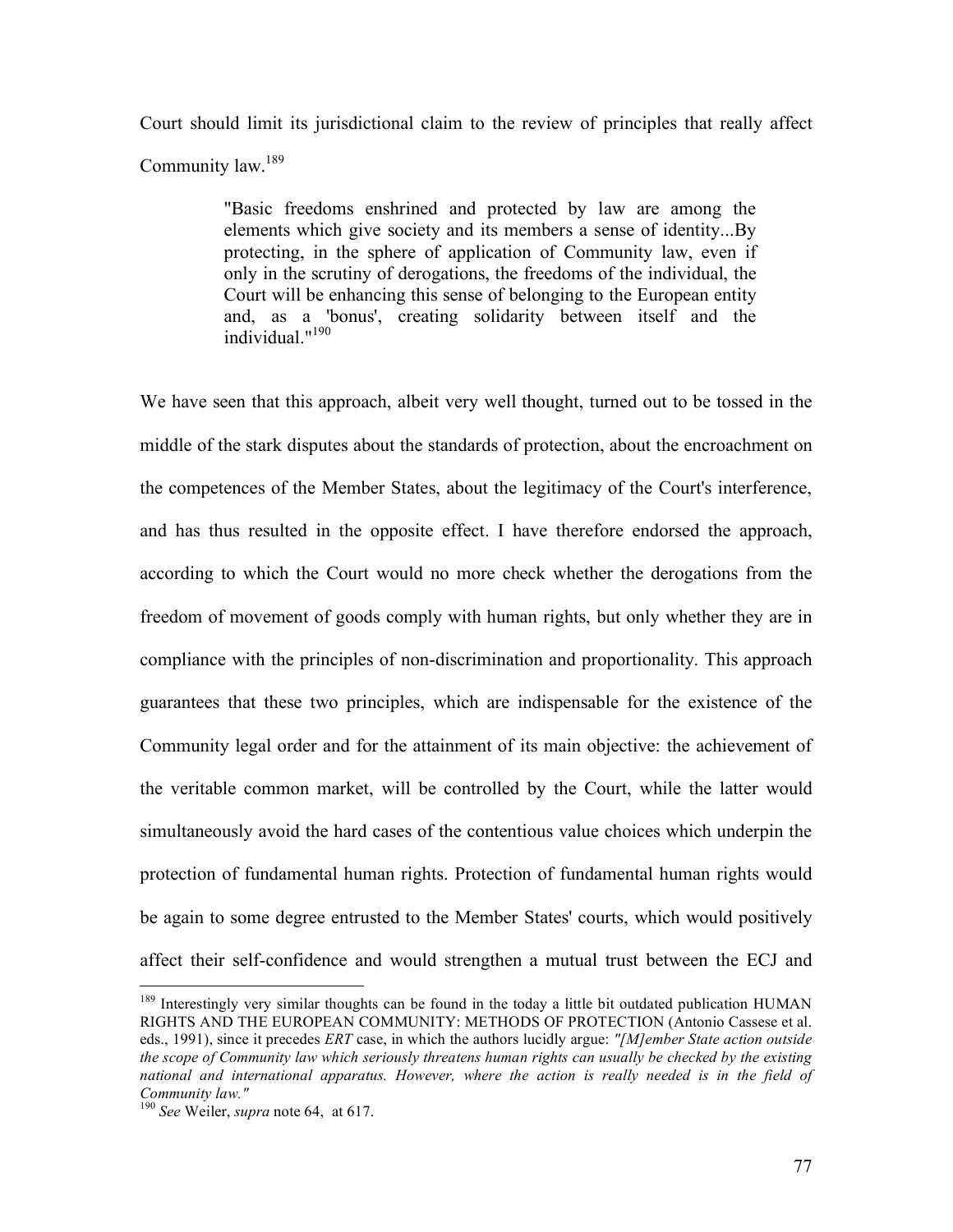Court should limit its jurisdictional claim to the review of principles that really affect Community law.[189]

> "Basic freedoms enshrined and protected by law are among the elements which give society and its members a sense of identity...By protecting, in the sphere of application of Community law, even if only in the scrutiny of derogations, the freedoms of the individual, the Court will be enhancing this sense of belonging to the European entity and, as a 'bonus', creating solidarity between itself and the individual."[190]

We have seen that this approach, albeit very well thought, turned out to be tossed in the middle of the stark disputes about the standards of protection, about the encroachment on the competences of the Member States, about the legitimacy of the Court's interference, and has thus resulted in the opposite effect. I have therefore endorsed the approach, according to which the Court would no more check whether the derogations from the freedom of movement of goods comply with human rights, but only whether they are in compliance with the principles of non-discrimination and proportionality. This approach guarantees that these two principles, which are indispensable for the existence of the Community legal order and for the attainment of its main objective: the achievement of the veritable common market, will be controlled by the Court, while the latter would simultaneously avoid the hard cases of the contentious value choices which underpin the protection of fundamental human rights. Protection of fundamental human rights would be again to some degree entrusted to the Member States' courts, which would positively affect their self-confidence and would strengthen a mutual trust between the ECJ and

---

[189] Interestingly very similar thoughts can be found in the today a little bit outdated publication HUMAN RIGHTS AND THE EUROPEAN COMMUNITY: METHODS OF PROTECTION (Antonio Cassese et al. eds., 1991), since it precedes *ERT* case, in which the authors lucidly argue: *"[M]ember State action outside the scope of Community law which seriously threatens human rights can usually be checked by the existing national and international apparatus. However, where the action is really needed is in the field of Community law."*

[190] *See* Weiler, *supra* note 64, at 617.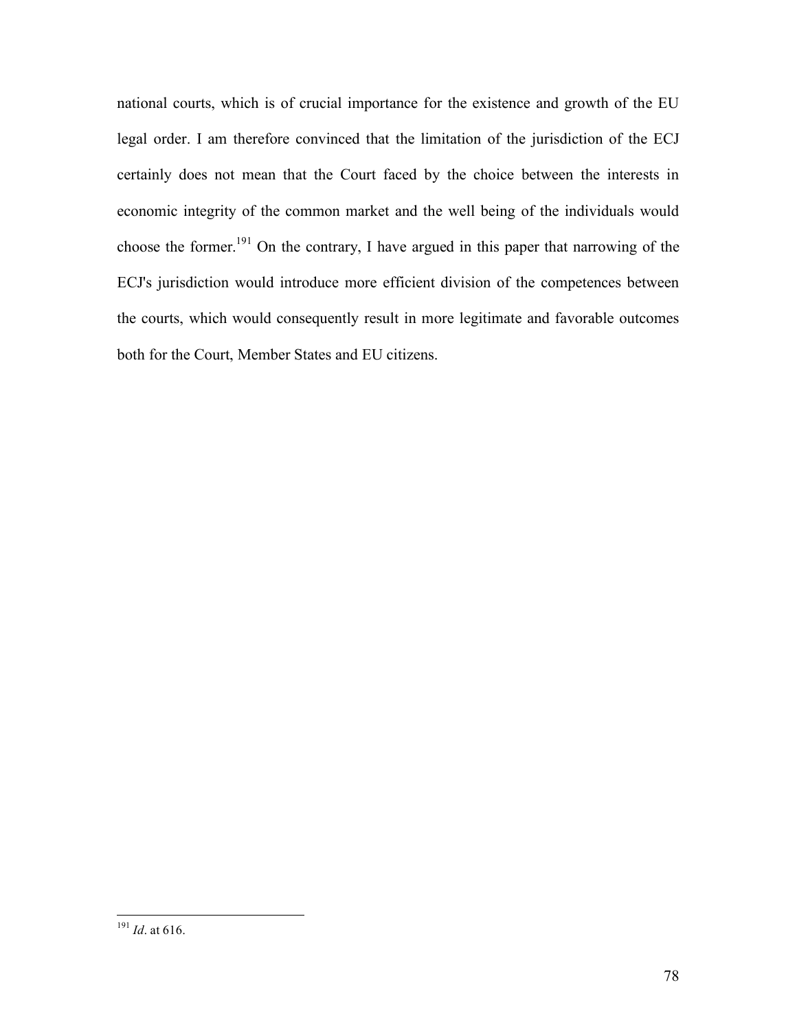national courts, which is of crucial importance for the existence and growth of the EU legal order. I am therefore convinced that the limitation of the jurisdiction of the ECJ certainly does not mean that the Court faced by the choice between the interests in economic integrity of the common market and the well being of the individuals would choose the former.[191] On the contrary, I have argued in this paper that narrowing of the ECJ's jurisdiction would introduce more efficient division of the competences between the courts, which would consequently result in more legitimate and favorable outcomes both for the Court, Member States and EU citizens.

---

[191] *Id*. at 616.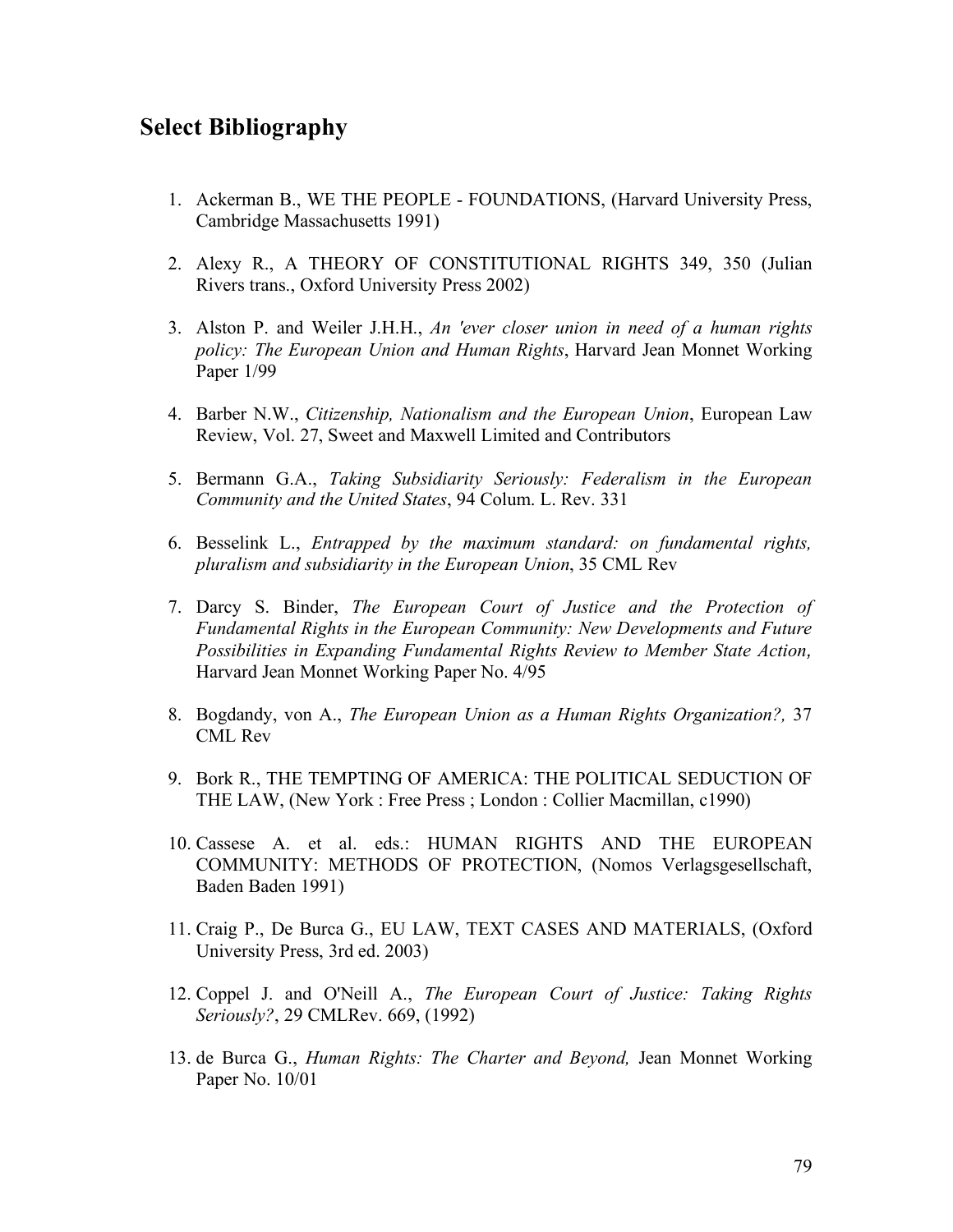## Select Bibliography

1. Ackerman B., WE THE PEOPLE - FOUNDATIONS, (Harvard University Press, Cambridge Massachusetts 1991)

2. Alexy R., A THEORY OF CONSTITUTIONAL RIGHTS 349, 350 (Julian Rivers trans., Oxford University Press 2002)

3. Alston P. and Weiler J.H.H., *An 'ever closer union in need of a human rights policy: The European Union and Human Rights*, Harvard Jean Monnet Working Paper 1/99

4. Barber N.W., *Citizenship, Nationalism and the European Union*, European Law Review, Vol. 27, Sweet and Maxwell Limited and Contributors

5. Bermann G.A., *Taking Subsidiarity Seriously: Federalism in the European Community and the United States*, 94 Colum. L. Rev. 331

6. Besselink L., *Entrapped by the maximum standard: on fundamental rights, pluralism and subsidiarity in the European Union*, 35 CML Rev

7. Darcy S. Binder, *The European Court of Justice and the Protection of Fundamental Rights in the European Community: New Developments and Future Possibilities in Expanding Fundamental Rights Review to Member State Action,* Harvard Jean Monnet Working Paper No. 4/95

8. Bogdandy, von A., *The European Union as a Human Rights Organization?,* 37 CML Rev

9. Bork R., THE TEMPTING OF AMERICA: THE POLITICAL SEDUCTION OF THE LAW, (New York : Free Press ; London : Collier Macmillan, c1990)

10. Cassese A. et al. eds.: HUMAN RIGHTS AND THE EUROPEAN COMMUNITY: METHODS OF PROTECTION, (Nomos Verlagsgesellschaft, Baden Baden 1991)

11. Craig P., De Burca G., EU LAW, TEXT CASES AND MATERIALS, (Oxford University Press, 3rd ed. 2003)

12. Coppel J. and O'Neill A., *The European Court of Justice: Taking Rights Seriously?*, 29 CMLRev. 669, (1992)

13. de Burca G., *Human Rights: The Charter and Beyond,* Jean Monnet Working Paper No. 10/01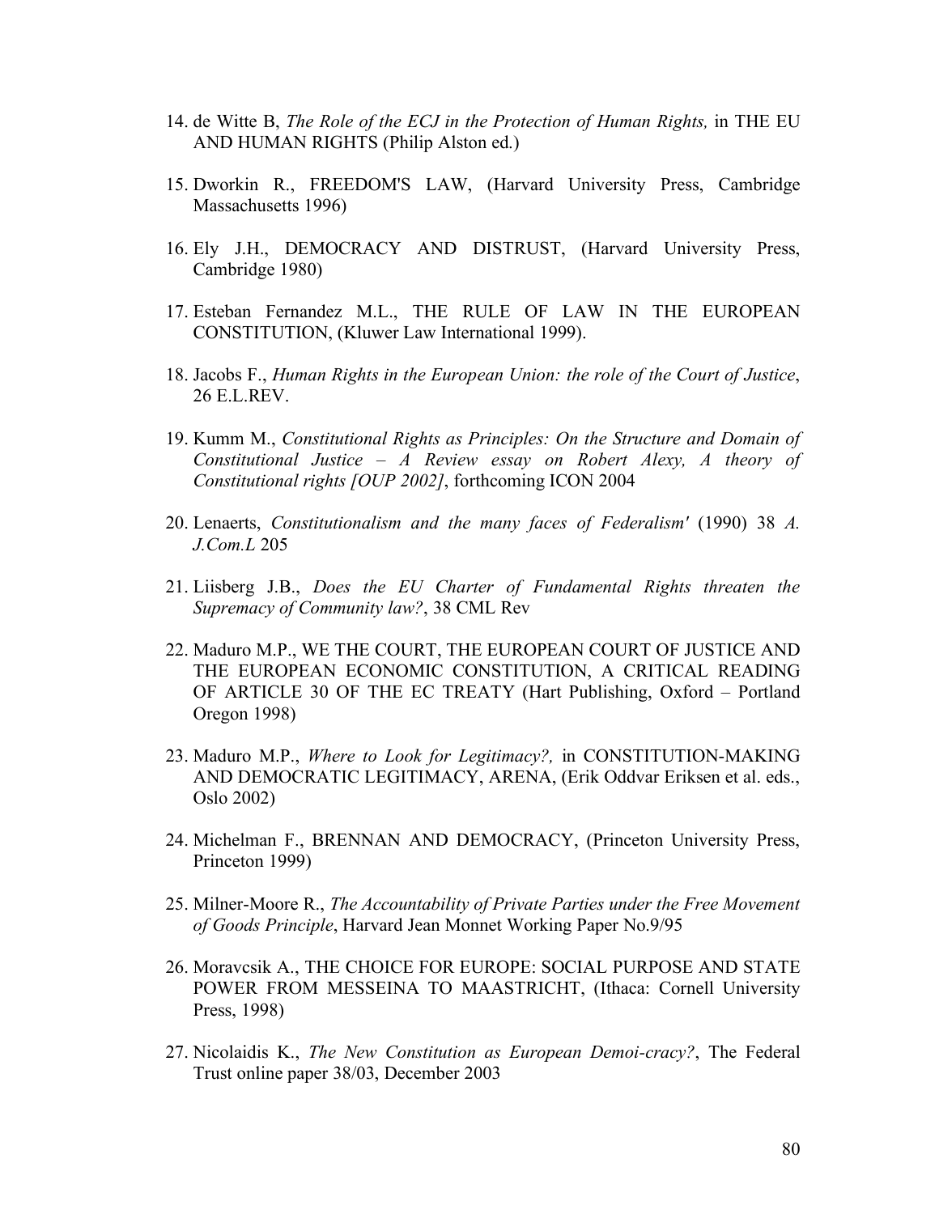14. de Witte B, *The Role of the ECJ in the Protection of Human Rights,* in THE EU AND HUMAN RIGHTS (Philip Alston ed.)

15. Dworkin R., FREEDOM'S LAW, (Harvard University Press, Cambridge Massachusetts 1996)

16. Ely J.H., DEMOCRACY AND DISTRUST, (Harvard University Press, Cambridge 1980)

17. Esteban Fernandez M.L., THE RULE OF LAW IN THE EUROPEAN CONSTITUTION, (Kluwer Law International 1999).

18. Jacobs F., *Human Rights in the European Union: the role of the Court of Justice*, 26 E.L.REV.

19. Kumm M., *Constitutional Rights as Principles: On the Structure and Domain of Constitutional Justice – A Review essay on Robert Alexy, A theory of Constitutional rights [OUP 2002]*, forthcoming ICON 2004

20. Lenaerts, *Constitutionalism and the many faces of Federalism'* (1990) 38 *A. J.Com.L* 205

21. Liisberg J.B., *Does the EU Charter of Fundamental Rights threaten the Supremacy of Community law?*, 38 CML Rev

22. Maduro M.P., WE THE COURT, THE EUROPEAN COURT OF JUSTICE AND THE EUROPEAN ECONOMIC CONSTITUTION, A CRITICAL READING OF ARTICLE 30 OF THE EC TREATY (Hart Publishing, Oxford – Portland Oregon 1998)

23. Maduro M.P., *Where to Look for Legitimacy?,* in CONSTITUTION-MAKING AND DEMOCRATIC LEGITIMACY, ARENA, (Erik Oddvar Eriksen et al. eds., Oslo 2002)

24. Michelman F., BRENNAN AND DEMOCRACY, (Princeton University Press, Princeton 1999)

25. Milner-Moore R., *The Accountability of Private Parties under the Free Movement of Goods Principle*, Harvard Jean Monnet Working Paper No.9/95

26. Moravcsik A., THE CHOICE FOR EUROPE: SOCIAL PURPOSE AND STATE POWER FROM MESSEINA TO MAASTRICHT, (Ithaca: Cornell University Press, 1998)

27. Nicolaidis K., *The New Constitution as European Demoi-cracy?*, The Federal Trust online paper 38/03, December 2003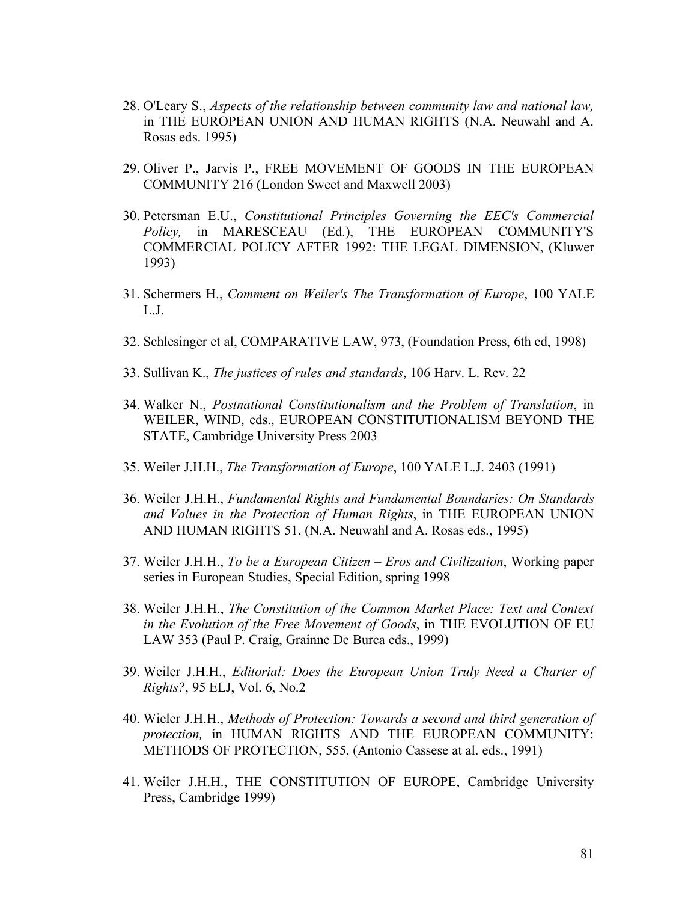28. O'Leary S., *Aspects of the relationship between community law and national law,* in THE EUROPEAN UNION AND HUMAN RIGHTS (N.A. Neuwahl and A. Rosas eds. 1995)

29. Oliver P., Jarvis P., FREE MOVEMENT OF GOODS IN THE EUROPEAN COMMUNITY 216 (London Sweet and Maxwell 2003)

30. Petersman E.U., *Constitutional Principles Governing the EEC's Commercial Policy,* in MARESCEAU (Ed.), THE EUROPEAN COMMUNITY'S COMMERCIAL POLICY AFTER 1992: THE LEGAL DIMENSION, (Kluwer 1993)

31. Schermers H., *Comment on Weiler's The Transformation of Europe*, 100 YALE L.J.

32. Schlesinger et al, COMPARATIVE LAW, 973, (Foundation Press, 6th ed, 1998)

33. Sullivan K., *The justices of rules and standards*, 106 Harv. L. Rev. 22

34. Walker N., *Postnational Constitutionalism and the Problem of Translation*, in WEILER, WIND, eds., EUROPEAN CONSTITUTIONALISM BEYOND THE STATE, Cambridge University Press 2003

35. Weiler J.H.H., *The Transformation of Europe*, 100 YALE L.J. 2403 (1991)

36. Weiler J.H.H., *Fundamental Rights and Fundamental Boundaries: On Standards and Values in the Protection of Human Rights*, in THE EUROPEAN UNION AND HUMAN RIGHTS 51, (N.A. Neuwahl and A. Rosas eds., 1995)

37. Weiler J.H.H., *To be a European Citizen – Eros and Civilization*, Working paper series in European Studies, Special Edition, spring 1998

38. Weiler J.H.H., *The Constitution of the Common Market Place: Text and Context in the Evolution of the Free Movement of Goods*, in THE EVOLUTION OF EU LAW 353 (Paul P. Craig, Grainne De Burca eds., 1999)

39. Weiler J.H.H., *Editorial: Does the European Union Truly Need a Charter of Rights?*, 95 ELJ, Vol. 6, No.2

40. Wieler J.H.H., *Methods of Protection: Towards a second and third generation of protection,* in HUMAN RIGHTS AND THE EUROPEAN COMMUNITY: METHODS OF PROTECTION, 555, (Antonio Cassese at al. eds., 1991)

41. Weiler J.H.H., THE CONSTITUTION OF EUROPE, Cambridge University Press, Cambridge 1999)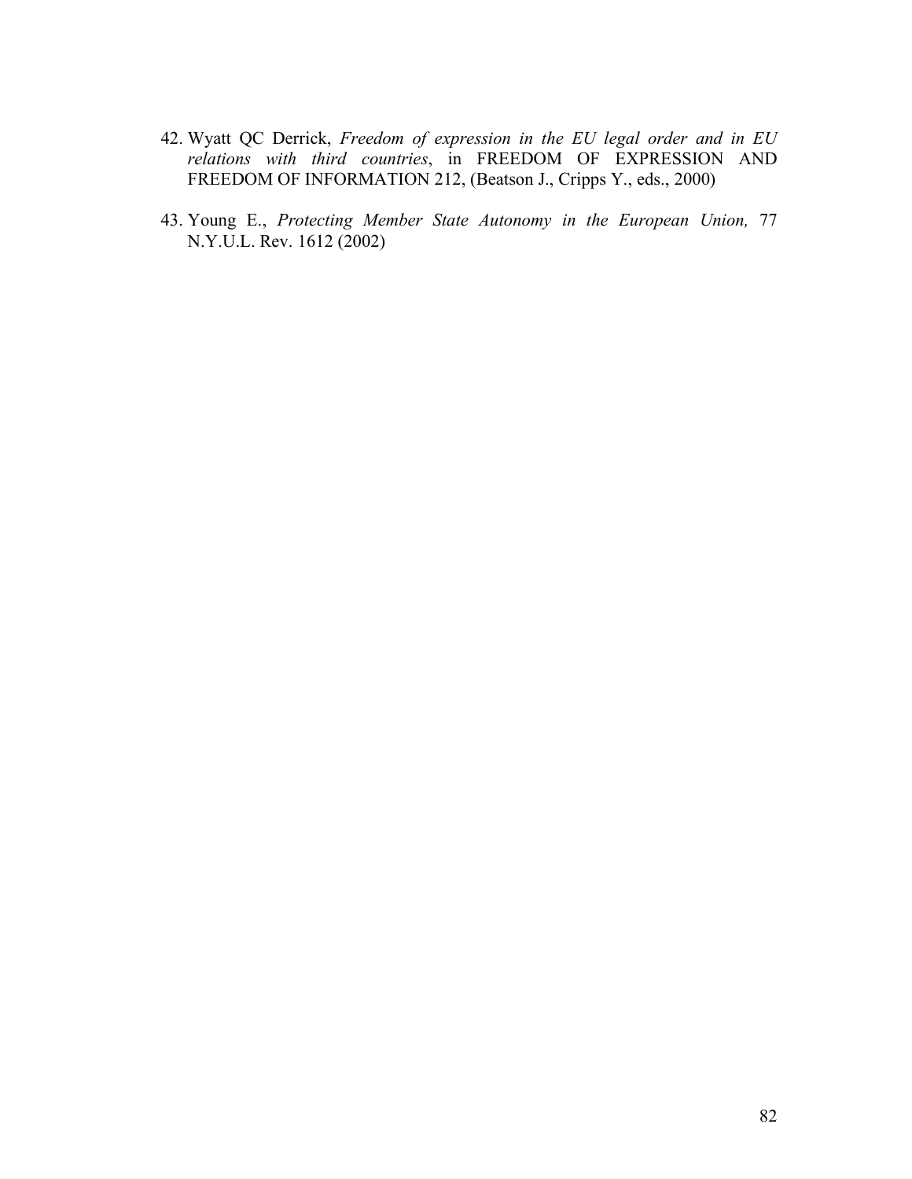42. Wyatt QC Derrick, *Freedom of expression in the EU legal order and in EU relations with third countries*, in FREEDOM OF EXPRESSION AND FREEDOM OF INFORMATION 212, (Beatson J., Cripps Y., eds., 2000)

43. Young E., *Protecting Member State Autonomy in the European Union,* 77 N.Y.U.L. Rev. 1612 (2002)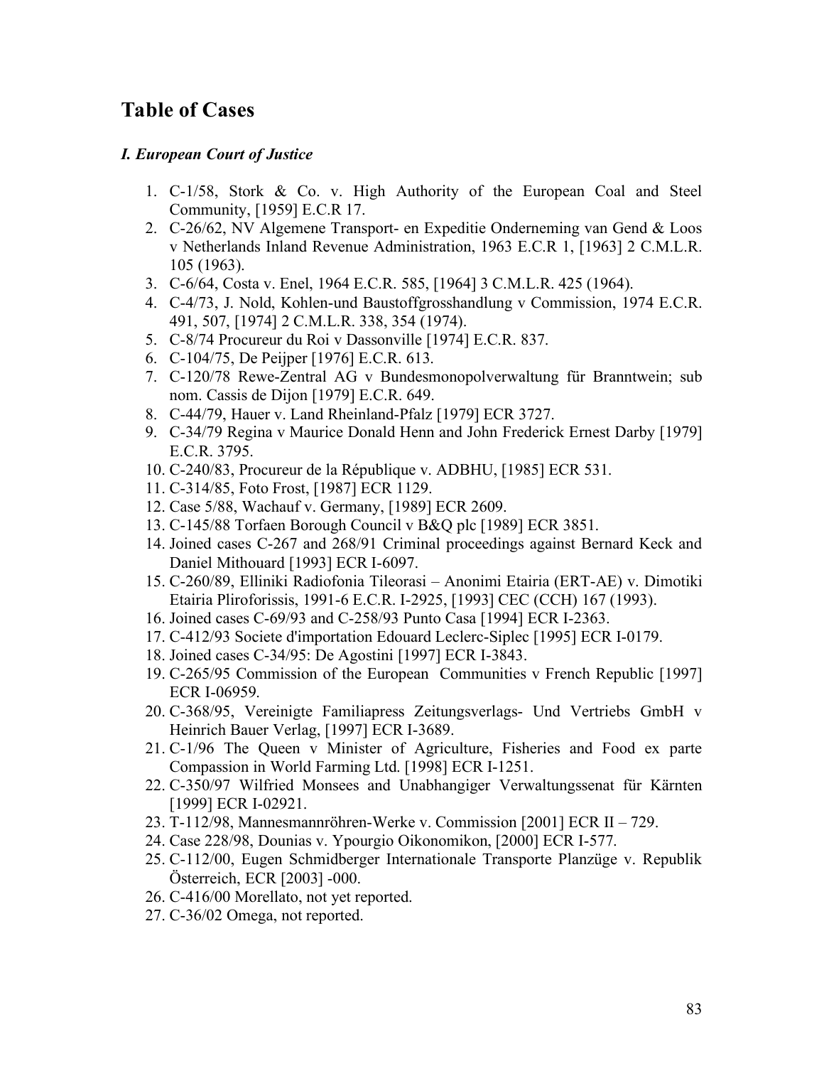# Table of Cases

### *I. European Court of Justice*

1. C-1/58, Stork & Co. v. High Authority of the European Coal and Steel Community, [1959] E.C.R 17.
2. C-26/62, NV Algemene Transport- en Expeditie Onderneming van Gend & Loos v Netherlands Inland Revenue Administration, 1963 E.C.R 1, [1963] 2 C.M.L.R. 105 (1963).
3. C-6/64, Costa v. Enel, 1964 E.C.R. 585, [1964] 3 C.M.L.R. 425 (1964).
4. C-4/73, J. Nold, Kohlen-und Baustoffgrosshandlung v Commission, 1974 E.C.R. 491, 507, [1974] 2 C.M.L.R. 338, 354 (1974).
5. C-8/74 Procureur du Roi v Dassonville [1974] E.C.R. 837.
6. C-104/75, De Peijper [1976] E.C.R. 613.
7. C-120/78 Rewe-Zentral AG v Bundesmonopolverwaltung für Branntwein; sub nom. Cassis de Dijon [1979] E.C.R. 649.
8. C-44/79, Hauer v. Land Rheinland-Pfalz [1979] ECR 3727.
9. C-34/79 Regina v Maurice Donald Henn and John Frederick Ernest Darby [1979] E.C.R. 3795.
10. C-240/83, Procureur de la République v. ADBHU, [1985] ECR 531.
11. C-314/85, Foto Frost, [1987] ECR 1129.
12. Case 5/88, Wachauf v. Germany, [1989] ECR 2609.
13. C-145/88 Torfaen Borough Council v B&Q plc [1989] ECR 3851.
14. Joined cases C-267 and 268/91 Criminal proceedings against Bernard Keck and Daniel Mithouard [1993] ECR I-6097.
15. C-260/89, Elliniki Radiofonia Tileorasi – Anonimi Etairia (ERT-AE) v. Dimotiki Etairia Pliroforissis, 1991-6 E.C.R. I-2925, [1993] CEC (CCH) 167 (1993).
16. Joined cases C-69/93 and C-258/93 Punto Casa [1994] ECR I-2363.
17. C-412/93 Societe d'importation Edouard Leclerc-Siplec [1995] ECR I-0179.
18. Joined cases C-34/95: De Agostini [1997] ECR I-3843.
19. C-265/95 Commission of the European Communities v French Republic [1997] ECR I-06959.
20. C-368/95, Vereinigte Familiapress Zeitungsverlags- Und Vertriebs GmbH v Heinrich Bauer Verlag, [1997] ECR I-3689.
21. C-1/96 The Queen v Minister of Agriculture, Fisheries and Food ex parte Compassion in World Farming Ltd. [1998] ECR I-1251.
22. C-350/97 Wilfried Monsees and Unabhangiger Verwaltungssenat für Kärnten [1999] ECR I-02921.
23. T-112/98, Mannesmannröhren-Werke v. Commission [2001] ECR II – 729.
24. Case 228/98, Dounias v. Ypourgio Oikonomikon, [2000] ECR I-577.
25. C-112/00, Eugen Schmidberger Internationale Transporte Planzüge v. Republik Österreich, ECR [2003] -000.
26. C-416/00 Morellato, not yet reported.
27. C-36/02 Omega, not reported.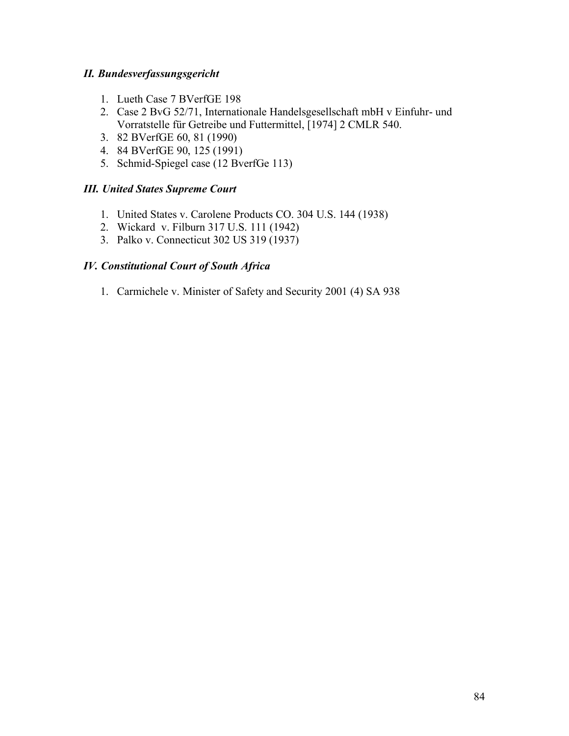### *II. Bundesverfassungsgericht*

1. Lueth Case 7 BVerfGE 198
2. Case 2 BvG 52/71, Internationale Handelsgesellschaft mbH v Einfuhr- und Vorratstelle für Getreibe und Futtermittel, [1974] 2 CMLR 540.
3. 82 BVerfGE 60, 81 (1990)
4. 84 BVerfGE 90, 125 (1991)
5. Schmid-Spiegel case (12 BverfGe 113)

### *III. United States Supreme Court*

1. United States v. Carolene Products CO. 304 U.S. 144 (1938)
2. Wickard v. Filburn 317 U.S. 111 (1942)
3. Palko v. Connecticut 302 US 319 (1937)

### *IV. Constitutional Court of South Africa*

1. Carmichele v. Minister of Safety and Security 2001 (4) SA 938